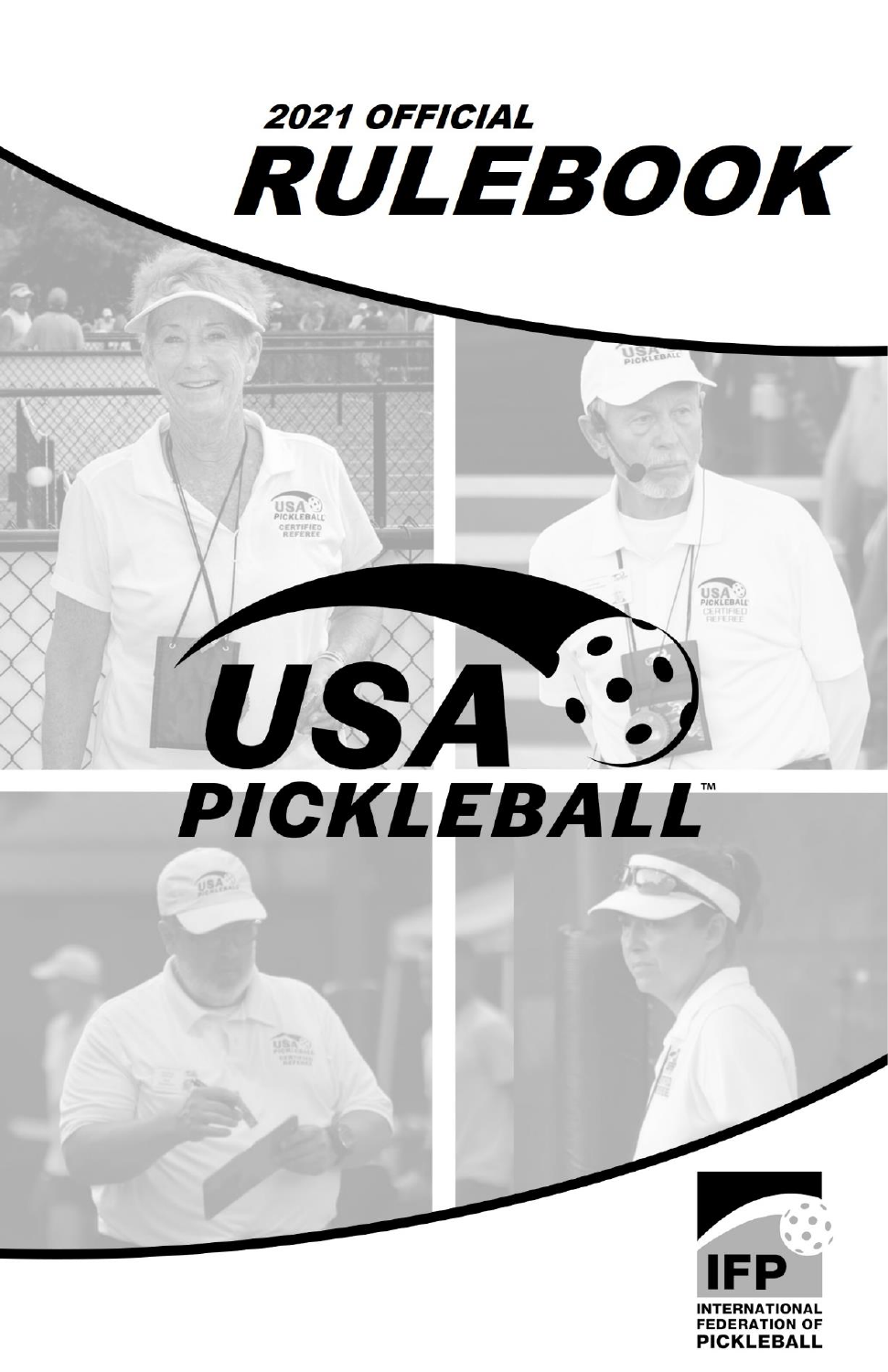# 2021 OFFICIAL RULEBOOK

USA PICKLEBALL™

IFP

INTERNATIONAL FEDERATION OF PICKLEBALL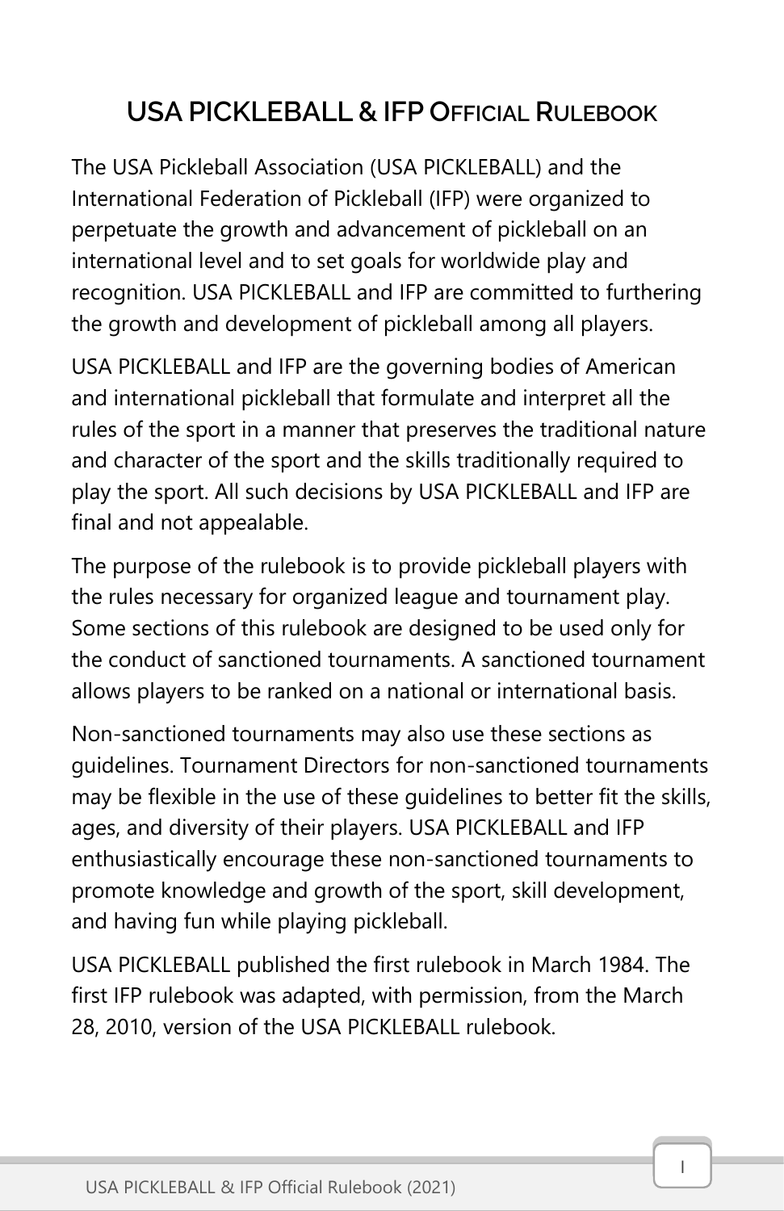# USA PICKLEBALL & IFP OFFICIAL RULEBOOK

The USA Pickleball Association (USA PICKLEBALL) and the International Federation of Pickleball (IFP) were organized to perpetuate the growth and advancement of pickleball on an international level and to set goals for worldwide play and recognition. USA PICKLEBALL and IFP are committed to furthering the growth and development of pickleball among all players.

USA PICKLEBALL and IFP are the governing bodies of American and international pickleball that formulate and interpret all the rules of the sport in a manner that preserves the traditional nature and character of the sport and the skills traditionally required to play the sport. All such decisions by USA PICKLEBALL and IFP are final and not appealable.

The purpose of the rulebook is to provide pickleball players with the rules necessary for organized league and tournament play. Some sections of this rulebook are designed to be used only for the conduct of sanctioned tournaments. A sanctioned tournament allows players to be ranked on a national or international basis.

Non-sanctioned tournaments may also use these sections as guidelines. Tournament Directors for non-sanctioned tournaments may be flexible in the use of these guidelines to better fit the skills, ages, and diversity of their players. USA PICKLEBALL and IFP enthusiastically encourage these non-sanctioned tournaments to promote knowledge and growth of the sport, skill development, and having fun while playing pickleball.

USA PICKLEBALL published the first rulebook in March 1984. The first IFP rulebook was adapted, with permission, from the March 28, 2010, version of the USA PICKLEBALL rulebook.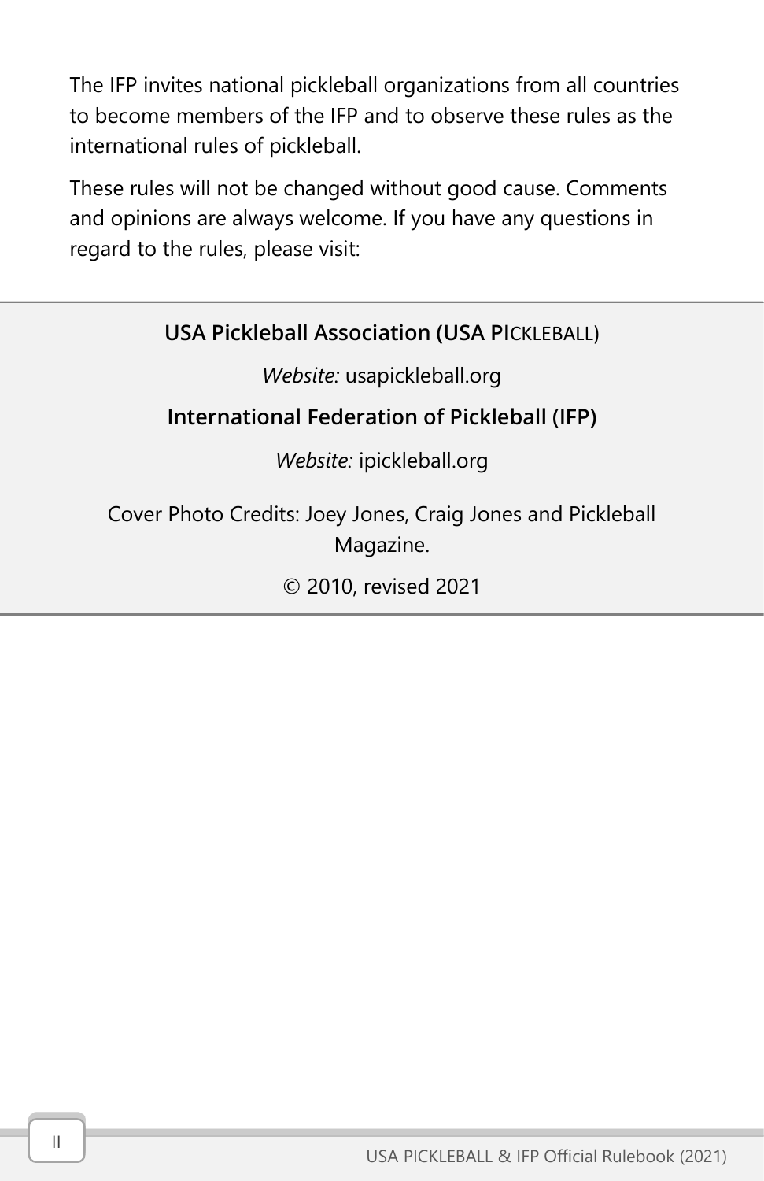The IFP invites national pickleball organizations from all countries to become members of the IFP and to observe these rules as the international rules of pickleball.

These rules will not be changed without good cause. Comments and opinions are always welcome. If you have any questions in regard to the rules, please visit:

**USA Pickleball Association (USA PICKLEBALL)**

*Website:* usapickleball.org

**International Federation of Pickleball (IFP)**

*Website:* ipickleball.org

Cover Photo Credits: Joey Jones, Craig Jones and Pickleball Magazine.

© 2010, revised 2021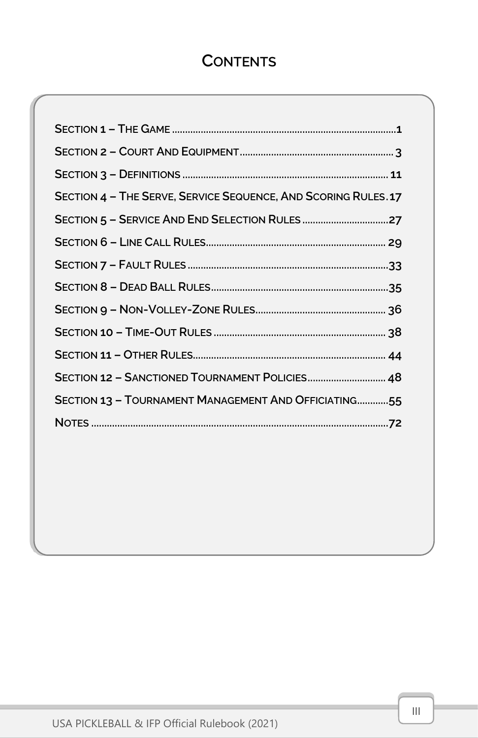# Contents

- Section 1 – The Game ..... 1
- Section 2 – Court And Equipment ..... 3
- Section 3 – Definitions ..... 11
- Section 4 – The Serve, Service Sequence, And Scoring Rules ..... 17
- Section 5 – Service And End Selection Rules ..... 27
- Section 6 – Line Call Rules ..... 29
- Section 7 – Fault Rules ..... 33
- Section 8 – Dead Ball Rules ..... 35
- Section 9 – Non-Volley-Zone Rules ..... 36
- Section 10 – Time-Out Rules ..... 38
- Section 11 – Other Rules ..... 44
- Section 12 – Sanctioned Tournament Policies ..... 48
- Section 13 – Tournament Management And Officiating ..... 55
- Notes ..... 72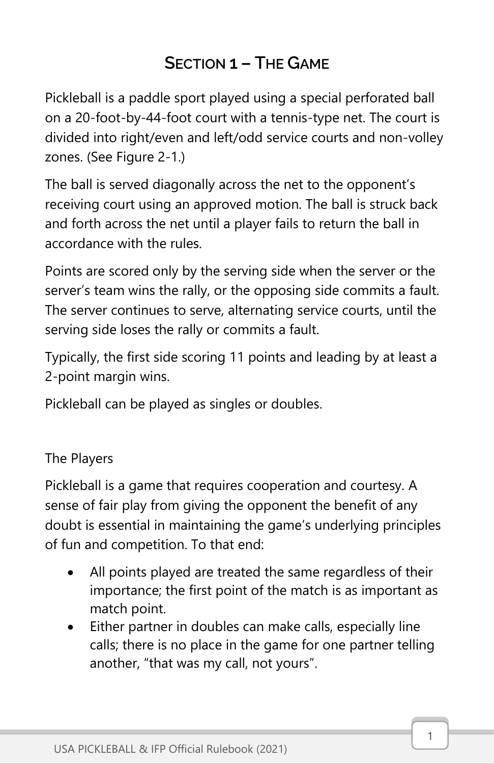# Section 1 – The Game

Pickleball is a paddle sport played using a special perforated ball on a 20-foot-by-44-foot court with a tennis-type net. The court is divided into right/even and left/odd service courts and non-volley zones. (See Figure 2-1.)

The ball is served diagonally across the net to the opponent's receiving court using an approved motion. The ball is struck back and forth across the net until a player fails to return the ball in accordance with the rules.

Points are scored only by the serving side when the server or the server's team wins the rally, or the opposing side commits a fault. The server continues to serve, alternating service courts, until the serving side loses the rally or commits a fault.

Typically, the first side scoring 11 points and leading by at least a 2-point margin wins.

Pickleball can be played as singles or doubles.

## The Players

Pickleball is a game that requires cooperation and courtesy. A sense of fair play from giving the opponent the benefit of any doubt is essential in maintaining the game's underlying principles of fun and competition. To that end:

- All points played are treated the same regardless of their importance; the first point of the match is as important as match point.
- Either partner in doubles can make calls, especially line calls; there is no place in the game for one partner telling another, "that was my call, not yours".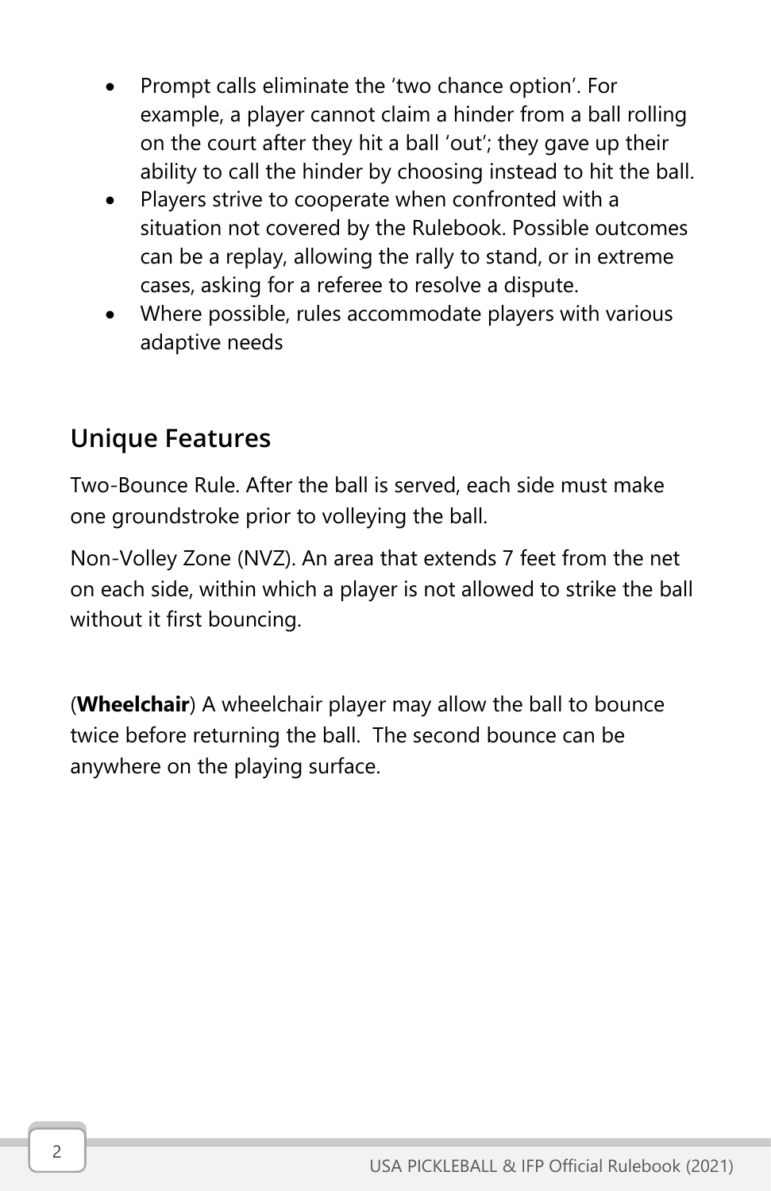- Prompt calls eliminate the ‘two chance option’. For example, a player cannot claim a hinder from a ball rolling on the court after they hit a ball ‘out’; they gave up their ability to call the hinder by choosing instead to hit the ball.
- Players strive to cooperate when confronted with a situation not covered by the Rulebook. Possible outcomes can be a replay, allowing the rally to stand, or in extreme cases, asking for a referee to resolve a dispute.
- Where possible, rules accommodate players with various adaptive needs

## Unique Features

Two-Bounce Rule. After the ball is served, each side must make one groundstroke prior to volleying the ball.

Non-Volley Zone (NVZ). An area that extends 7 feet from the net on each side, within which a player is not allowed to strike the ball without it first bouncing.

(**Wheelchair**) A wheelchair player may allow the ball to bounce twice before returning the ball. The second bounce can be anywhere on the playing surface.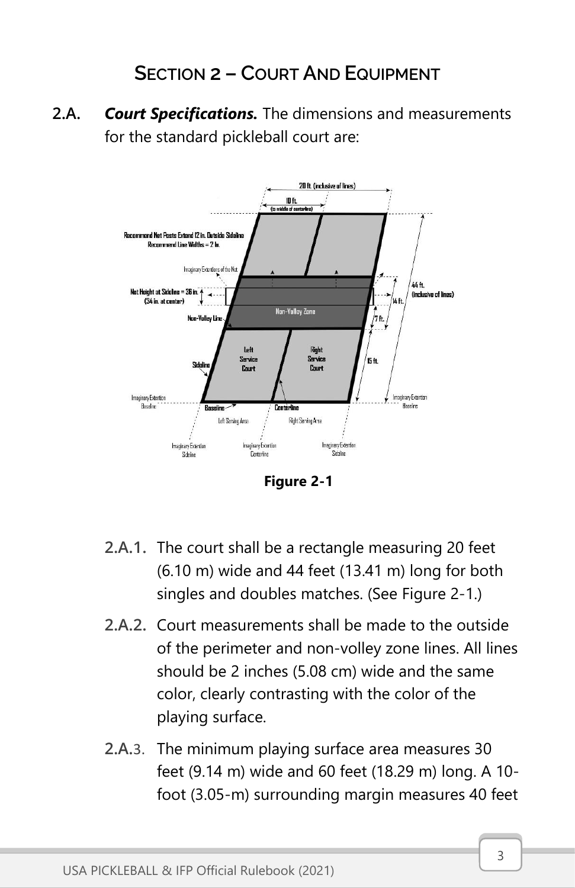## Section 2 – Court And Equipment

**2.A.** ***Court Specifications.*** The dimensions and measurements for the standard pickleball court are:

**Figure 2-1**

- **2.A.1.** The court shall be a rectangle measuring 20 feet (6.10 m) wide and 44 feet (13.41 m) long for both singles and doubles matches. (See Figure 2-1.)
- **2.A.2.** Court measurements shall be made to the outside of the perimeter and non-volley zone lines. All lines should be 2 inches (5.08 cm) wide and the same color, clearly contrasting with the color of the playing surface.
- **2.A.3.** The minimum playing surface area measures 30 feet (9.14 m) wide and 60 feet (18.29 m) long. A 10-foot (3.05-m) surrounding margin measures 40 feet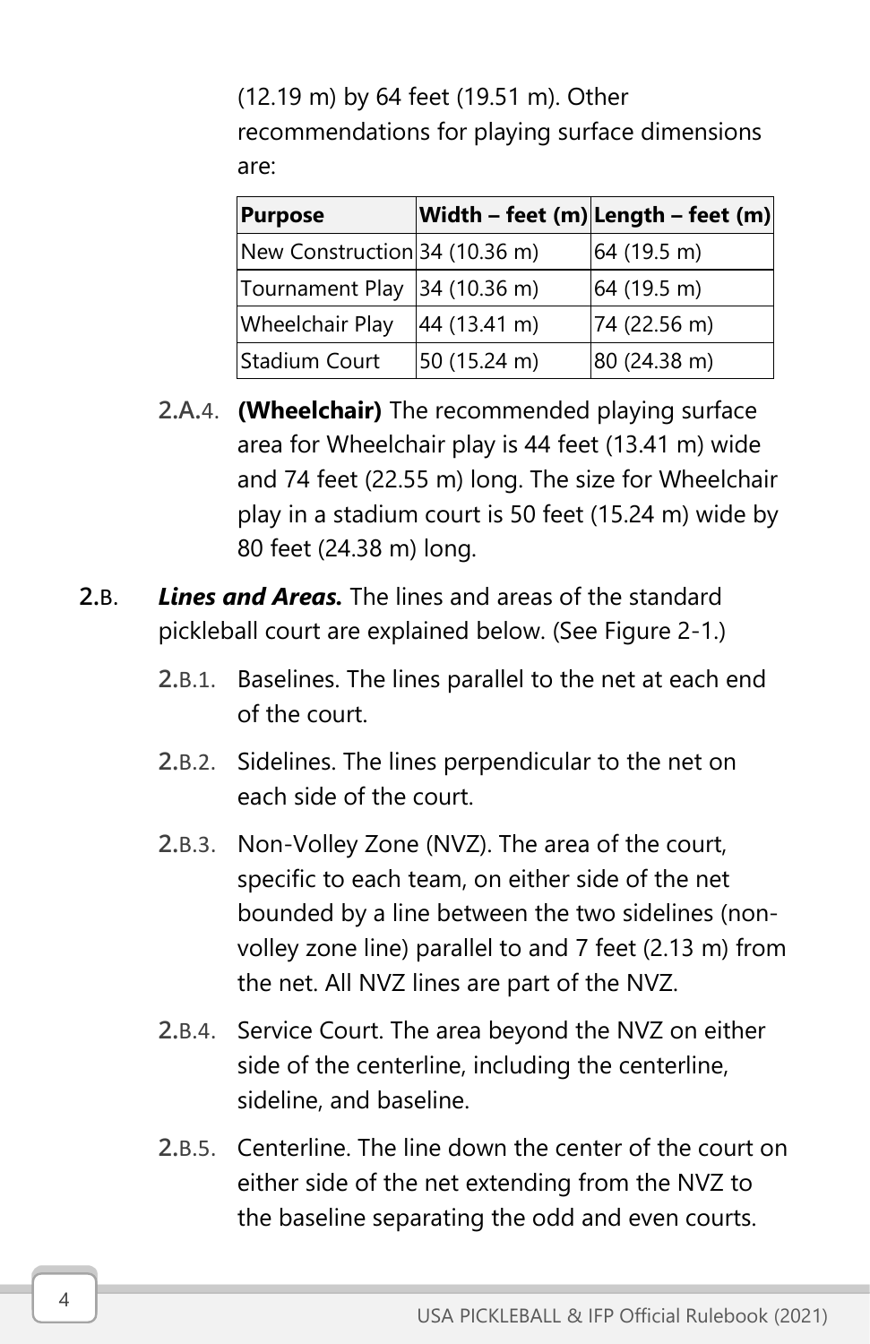(12.19 m) by 64 feet (19.51 m). Other recommendations for playing surface dimensions are:

| Purpose | Width – feet (m) | Length – feet (m) |
|---|---|---|
| New Construction | 34 (10.36 m) | 64 (19.5 m) |
| Tournament Play | 34 (10.36 m) | 64 (19.5 m) |
| Wheelchair Play | 44 (13.41 m) | 74 (22.56 m) |
| Stadium Court | 50 (15.24 m) | 80 (24.38 m) |

2.A.4. **(Wheelchair)** The recommended playing surface area for Wheelchair play is 44 feet (13.41 m) wide and 74 feet (22.55 m) long. The size for Wheelchair play in a stadium court is 50 feet (15.24 m) wide by 80 feet (24.38 m) long.

2.B. ***Lines and Areas.*** The lines and areas of the standard pickleball court are explained below. (See Figure 2-1.)

2.B.1. Baselines. The lines parallel to the net at each end of the court.

2.B.2. Sidelines. The lines perpendicular to the net on each side of the court.

2.B.3. Non-Volley Zone (NVZ). The area of the court, specific to each team, on either side of the net bounded by a line between the two sidelines (non-volley zone line) parallel to and 7 feet (2.13 m) from the net. All NVZ lines are part of the NVZ.

2.B.4. Service Court. The area beyond the NVZ on either side of the centerline, including the centerline, sideline, and baseline.

2.B.5. Centerline. The line down the center of the court on either side of the net extending from the NVZ to the baseline separating the odd and even courts.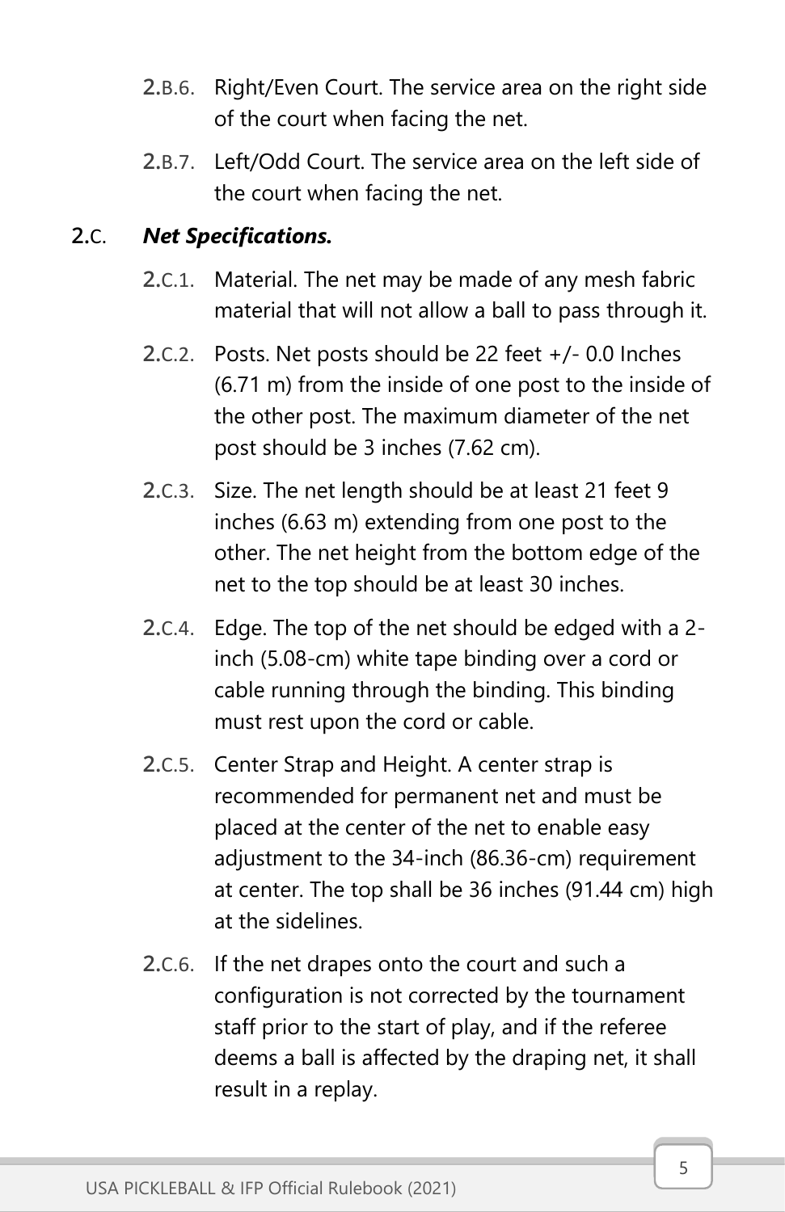2.B.6. Right/Even Court. The service area on the right side of the court when facing the net.

2.B.7. Left/Odd Court. The service area on the left side of the court when facing the net.

### 2.C. ***Net Specifications.***

2.C.1. Material. The net may be made of any mesh fabric material that will not allow a ball to pass through it.

2.C.2. Posts. Net posts should be 22 feet +/- 0.0 Inches (6.71 m) from the inside of one post to the inside of the other post. The maximum diameter of the net post should be 3 inches (7.62 cm).

2.C.3. Size. The net length should be at least 21 feet 9 inches (6.63 m) extending from one post to the other. The net height from the bottom edge of the net to the top should be at least 30 inches.

2.C.4. Edge. The top of the net should be edged with a 2-inch (5.08-cm) white tape binding over a cord or cable running through the binding. This binding must rest upon the cord or cable.

2.C.5. Center Strap and Height. A center strap is recommended for permanent net and must be placed at the center of the net to enable easy adjustment to the 34-inch (86.36-cm) requirement at center. The top shall be 36 inches (91.44 cm) high at the sidelines.

2.C.6. If the net drapes onto the court and such a configuration is not corrected by the tournament staff prior to the start of play, and if the referee deems a ball is affected by the draping net, it shall result in a replay.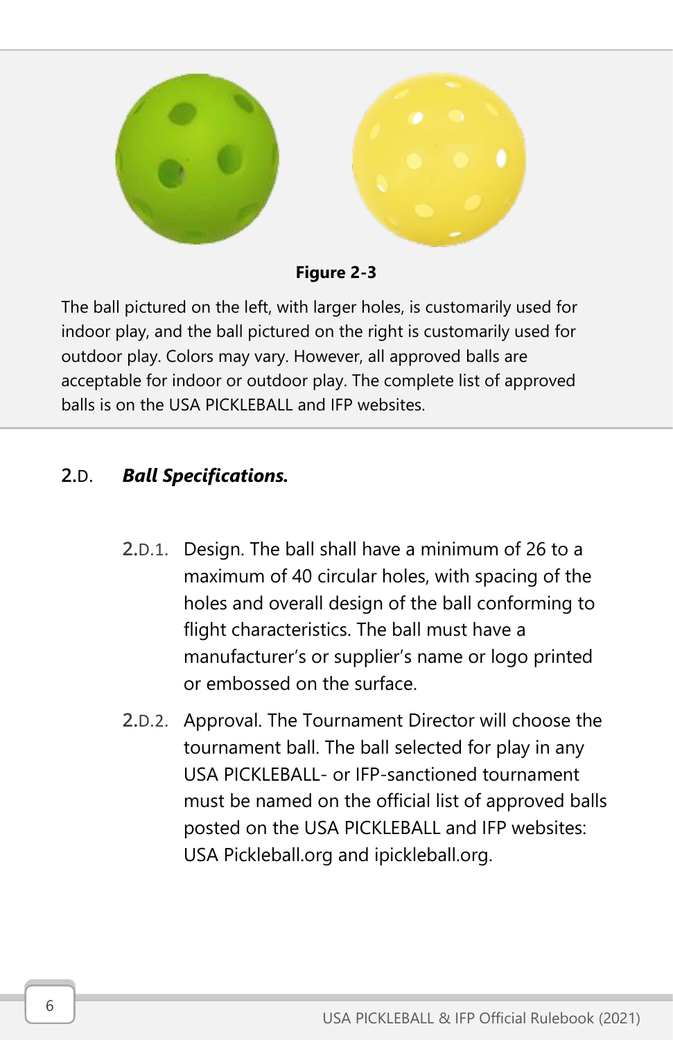**Figure 2-3**

The ball pictured on the left, with larger holes, is customarily used for indoor play, and the ball pictured on the right is customarily used for outdoor play. Colors may vary. However, all approved balls are acceptable for indoor or outdoor play. The complete list of approved balls is on the USA PICKLEBALL and IFP websites.

## 2.D. ***Ball Specifications.***

2.D.1. Design. The ball shall have a minimum of 26 to a maximum of 40 circular holes, with spacing of the holes and overall design of the ball conforming to flight characteristics. The ball must have a manufacturer's or supplier's name or logo printed or embossed on the surface.

2.D.2. Approval. The Tournament Director will choose the tournament ball. The ball selected for play in any USA PICKLEBALL- or IFP-sanctioned tournament must be named on the official list of approved balls posted on the USA PICKLEBALL and IFP websites: USA Pickleball.org and ipickleball.org.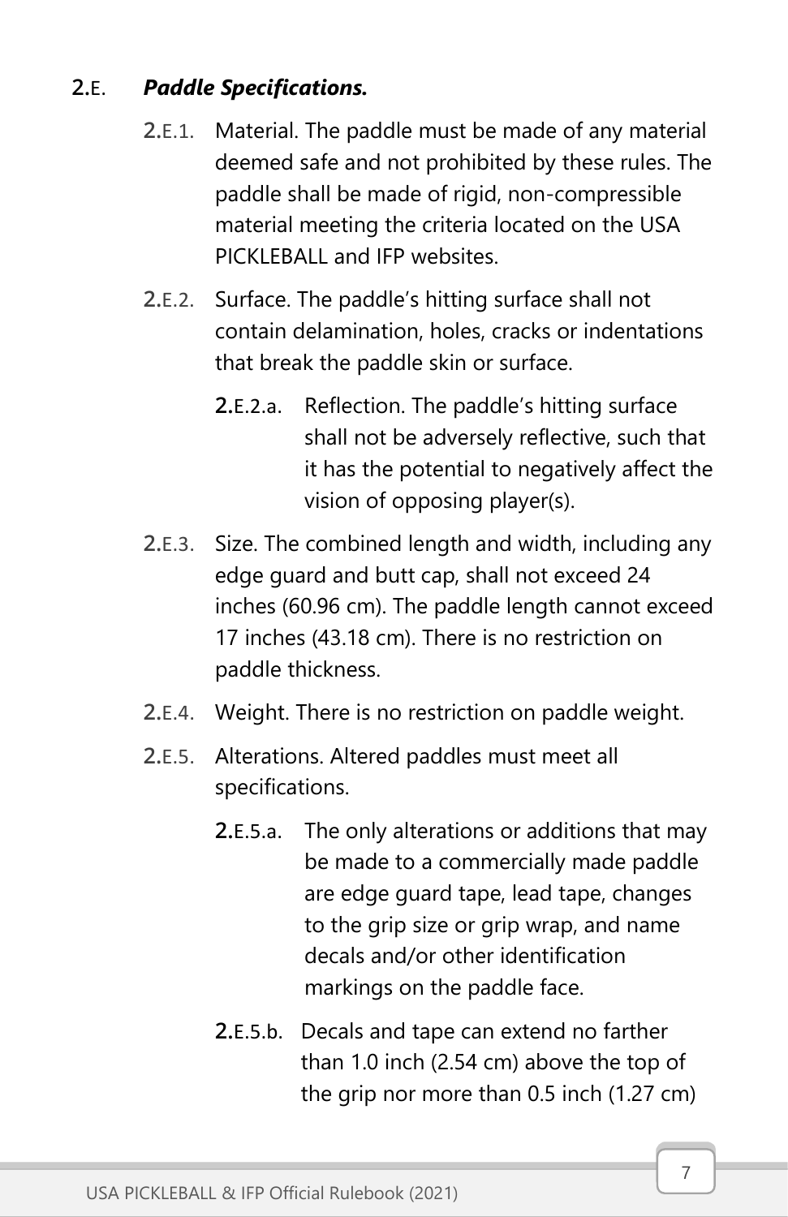## 2.E. *Paddle Specifications.*

2.E.1. Material. The paddle must be made of any material deemed safe and not prohibited by these rules. The paddle shall be made of rigid, non-compressible material meeting the criteria located on the USA PICKLEBALL and IFP websites.

2.E.2. Surface. The paddle's hitting surface shall not contain delamination, holes, cracks or indentations that break the paddle skin or surface.

2.E.2.a. Reflection. The paddle's hitting surface shall not be adversely reflective, such that it has the potential to negatively affect the vision of opposing player(s).

2.E.3. Size. The combined length and width, including any edge guard and butt cap, shall not exceed 24 inches (60.96 cm). The paddle length cannot exceed 17 inches (43.18 cm). There is no restriction on paddle thickness.

2.E.4. Weight. There is no restriction on paddle weight.

2.E.5. Alterations. Altered paddles must meet all specifications.

2.E.5.a. The only alterations or additions that may be made to a commercially made paddle are edge guard tape, lead tape, changes to the grip size or grip wrap, and name decals and/or other identification markings on the paddle face.

2.E.5.b. Decals and tape can extend no farther than 1.0 inch (2.54 cm) above the top of the grip nor more than 0.5 inch (1.27 cm)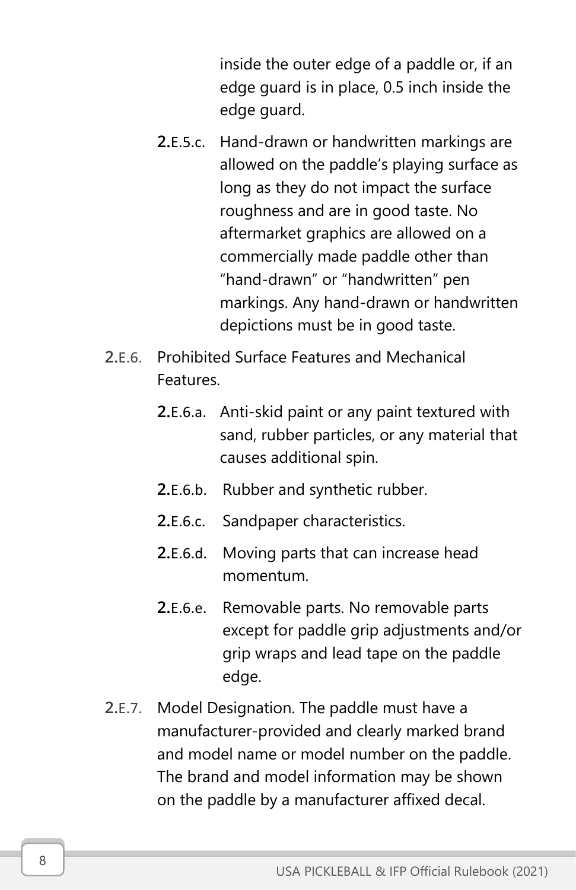inside the outer edge of a paddle or, if an edge guard is in place, 0.5 inch inside the edge guard.

2.E.5.c. Hand-drawn or handwritten markings are allowed on the paddle's playing surface as long as they do not impact the surface roughness and are in good taste. No aftermarket graphics are allowed on a commercially made paddle other than "hand-drawn" or "handwritten" pen markings. Any hand-drawn or handwritten depictions must be in good taste.

2.E.6. Prohibited Surface Features and Mechanical Features.

2.E.6.a. Anti-skid paint or any paint textured with sand, rubber particles, or any material that causes additional spin.

2.E.6.b. Rubber and synthetic rubber.

2.E.6.c. Sandpaper characteristics.

2.E.6.d. Moving parts that can increase head momentum.

2.E.6.e. Removable parts. No removable parts except for paddle grip adjustments and/or grip wraps and lead tape on the paddle edge.

2.E.7. Model Designation. The paddle must have a manufacturer-provided and clearly marked brand and model name or model number on the paddle. The brand and model information may be shown on the paddle by a manufacturer affixed decal.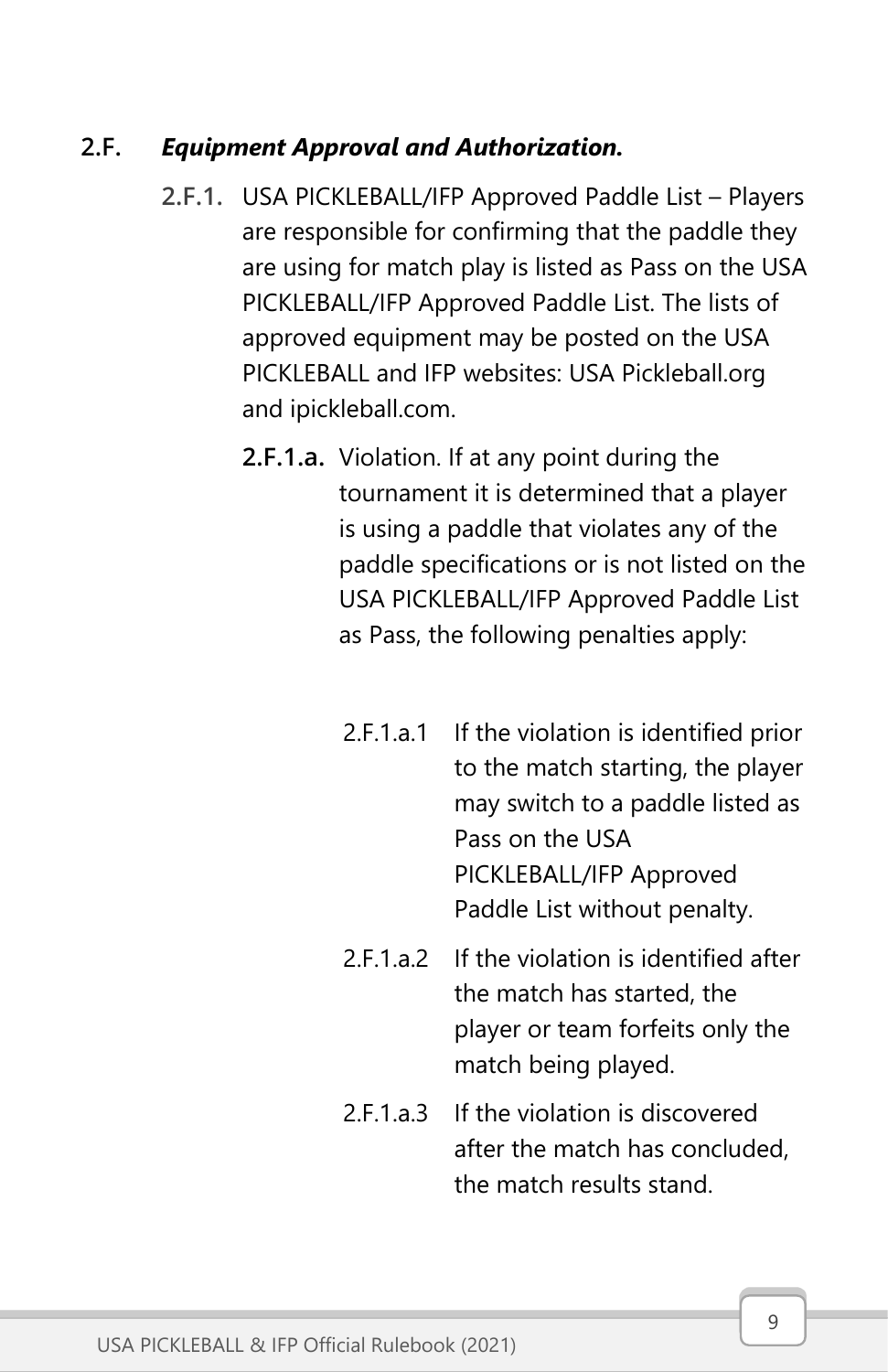## 2.F. *Equipment Approval and Authorization.*

**2.F.1.** USA PICKLEBALL/IFP Approved Paddle List – Players are responsible for confirming that the paddle they are using for match play is listed as Pass on the USA PICKLEBALL/IFP Approved Paddle List. The lists of approved equipment may be posted on the USA PICKLEBALL and IFP websites: USA Pickleball.org and ipickleball.com.

**2.F.1.a.** Violation. If at any point during the tournament it is determined that a player is using a paddle that violates any of the paddle specifications or is not listed on the USA PICKLEBALL/IFP Approved Paddle List as Pass, the following penalties apply:

2.F.1.a.1 If the violation is identified prior to the match starting, the player may switch to a paddle listed as Pass on the USA PICKLEBALL/IFP Approved Paddle List without penalty.

2.F.1.a.2 If the violation is identified after the match has started, the player or team forfeits only the match being played.

2.F.1.a.3 If the violation is discovered after the match has concluded, the match results stand.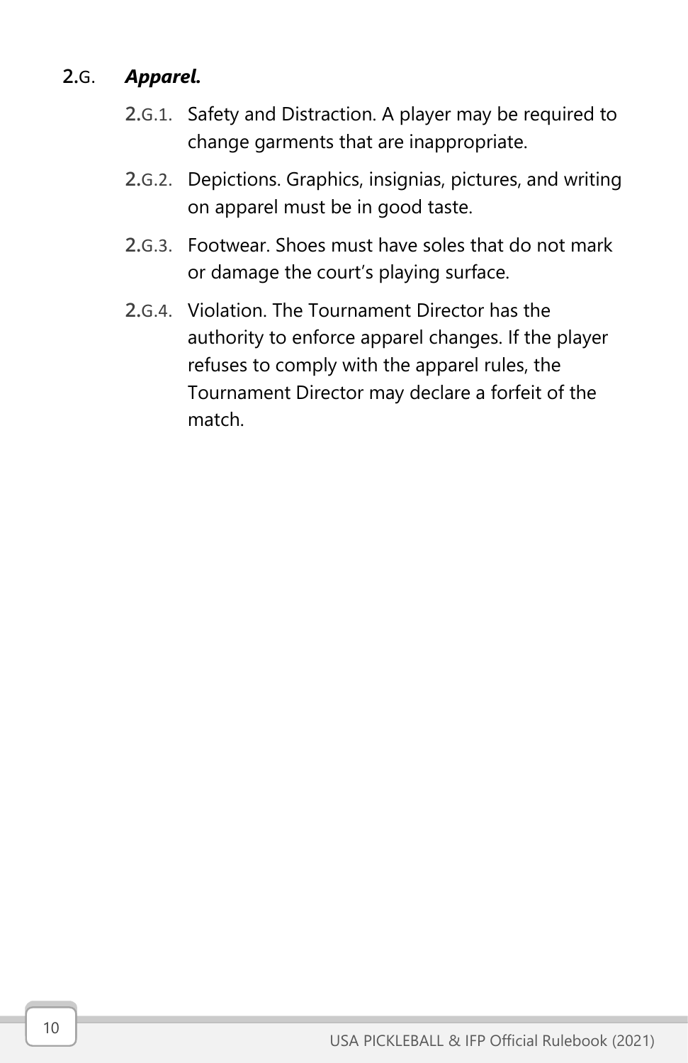## 2.G. *Apparel.*

2.G.1. Safety and Distraction. A player may be required to change garments that are inappropriate.

2.G.2. Depictions. Graphics, insignias, pictures, and writing on apparel must be in good taste.

2.G.3. Footwear. Shoes must have soles that do not mark or damage the court's playing surface.

2.G.4. Violation. The Tournament Director has the authority to enforce apparel changes. If the player refuses to comply with the apparel rules, the Tournament Director may declare a forfeit of the match.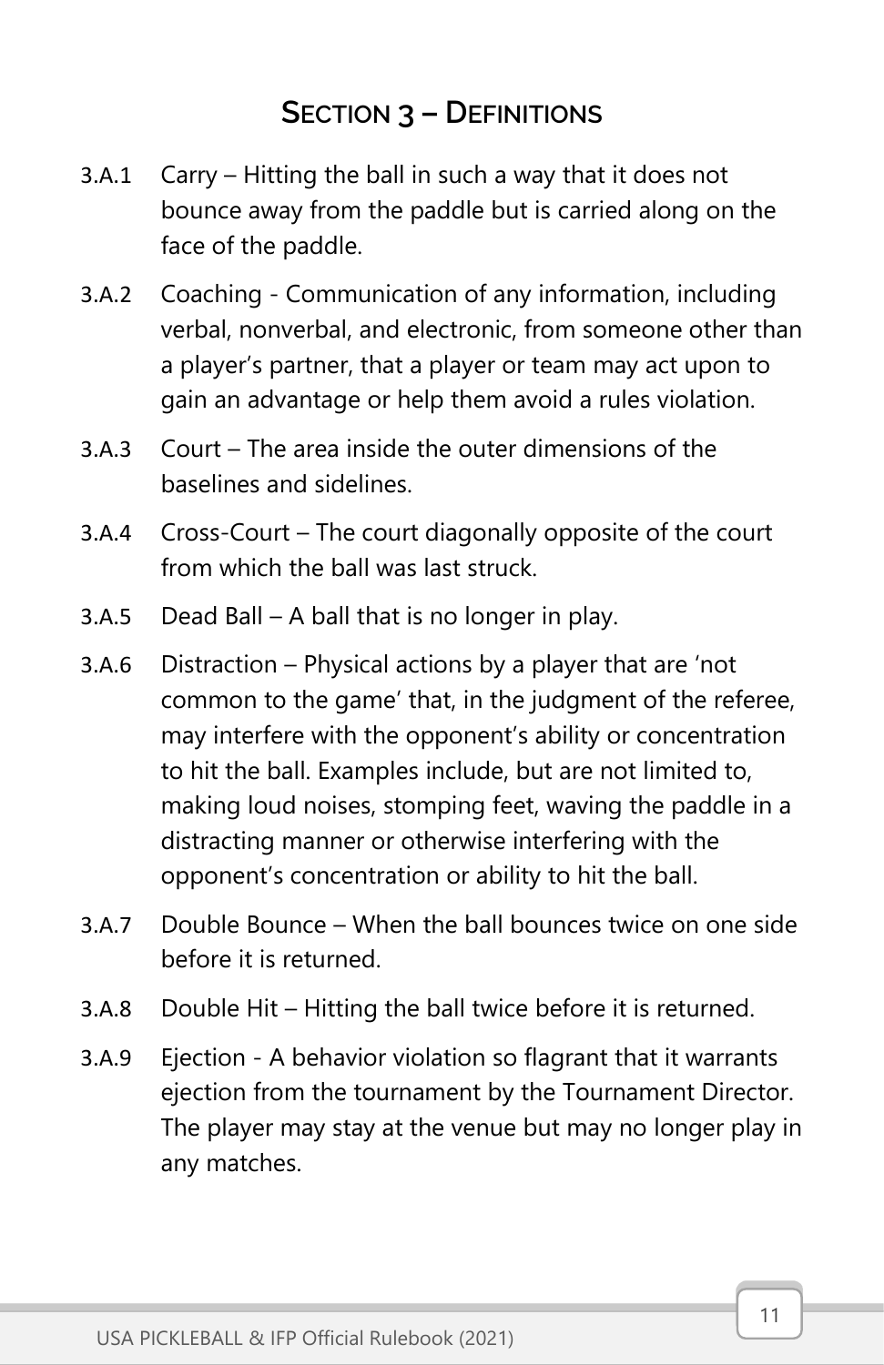## Section 3 – Definitions

3.A.1 Carry – Hitting the ball in such a way that it does not bounce away from the paddle but is carried along on the face of the paddle.

3.A.2 Coaching - Communication of any information, including verbal, nonverbal, and electronic, from someone other than a player's partner, that a player or team may act upon to gain an advantage or help them avoid a rules violation.

3.A.3 Court – The area inside the outer dimensions of the baselines and sidelines.

3.A.4 Cross-Court – The court diagonally opposite of the court from which the ball was last struck.

3.A.5 Dead Ball – A ball that is no longer in play.

3.A.6 Distraction – Physical actions by a player that are 'not common to the game' that, in the judgment of the referee, may interfere with the opponent's ability or concentration to hit the ball. Examples include, but are not limited to, making loud noises, stomping feet, waving the paddle in a distracting manner or otherwise interfering with the opponent's concentration or ability to hit the ball.

3.A.7 Double Bounce – When the ball bounces twice on one side before it is returned.

3.A.8 Double Hit – Hitting the ball twice before it is returned.

3.A.9 Ejection - A behavior violation so flagrant that it warrants ejection from the tournament by the Tournament Director. The player may stay at the venue but may no longer play in any matches.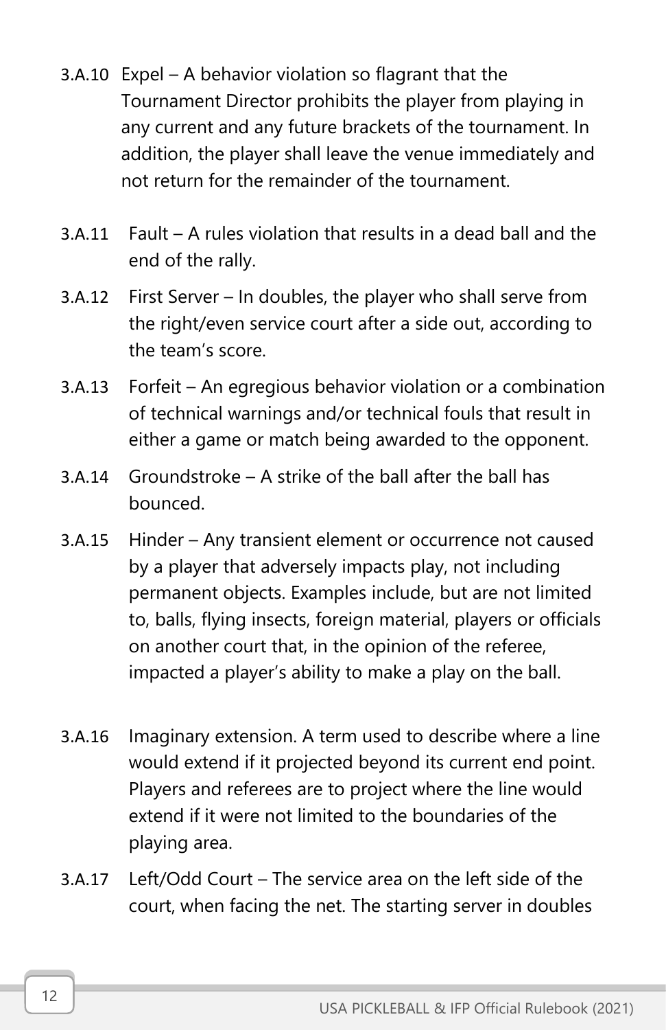3.A.10 Expel – A behavior violation so flagrant that the Tournament Director prohibits the player from playing in any current and any future brackets of the tournament. In addition, the player shall leave the venue immediately and not return for the remainder of the tournament.

3.A.11 Fault – A rules violation that results in a dead ball and the end of the rally.

3.A.12 First Server – In doubles, the player who shall serve from the right/even service court after a side out, according to the team's score.

3.A.13 Forfeit – An egregious behavior violation or a combination of technical warnings and/or technical fouls that result in either a game or match being awarded to the opponent.

3.A.14 Groundstroke – A strike of the ball after the ball has bounced.

3.A.15 Hinder – Any transient element or occurrence not caused by a player that adversely impacts play, not including permanent objects. Examples include, but are not limited to, balls, flying insects, foreign material, players or officials on another court that, in the opinion of the referee, impacted a player's ability to make a play on the ball.

3.A.16 Imaginary extension. A term used to describe where a line would extend if it projected beyond its current end point. Players and referees are to project where the line would extend if it were not limited to the boundaries of the playing area.

3.A.17 Left/Odd Court – The service area on the left side of the court, when facing the net. The starting server in doubles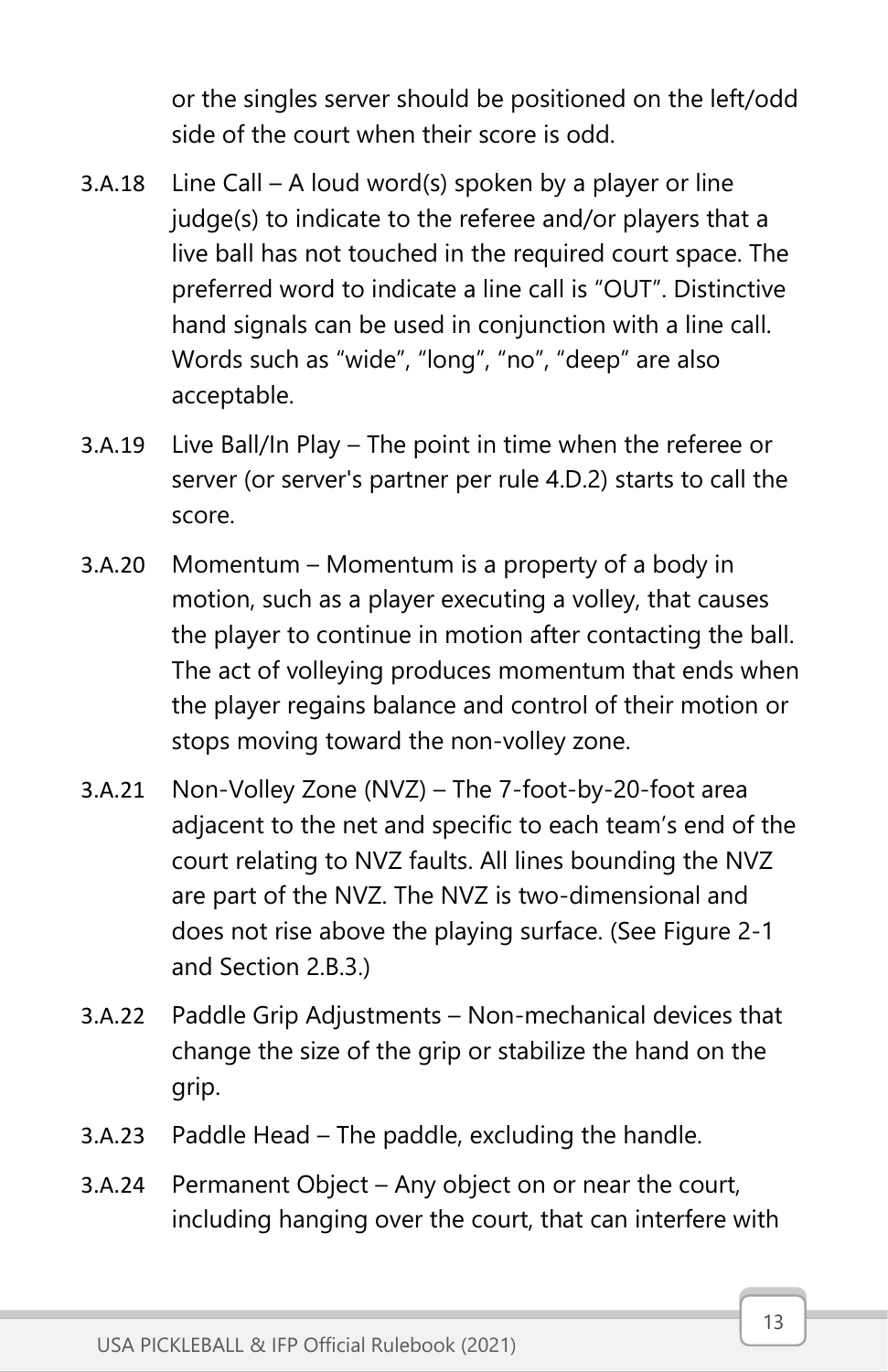or the singles server should be positioned on the left/odd side of the court when their score is odd.

3.A.18 Line Call – A loud word(s) spoken by a player or line judge(s) to indicate to the referee and/or players that a live ball has not touched in the required court space. The preferred word to indicate a line call is "OUT". Distinctive hand signals can be used in conjunction with a line call. Words such as "wide", "long", "no", "deep" are also acceptable.

3.A.19 Live Ball/In Play – The point in time when the referee or server (or server's partner per rule 4.D.2) starts to call the score.

3.A.20 Momentum – Momentum is a property of a body in motion, such as a player executing a volley, that causes the player to continue in motion after contacting the ball. The act of volleying produces momentum that ends when the player regains balance and control of their motion or stops moving toward the non-volley zone.

3.A.21 Non-Volley Zone (NVZ) – The 7-foot-by-20-foot area adjacent to the net and specific to each team's end of the court relating to NVZ faults. All lines bounding the NVZ are part of the NVZ. The NVZ is two-dimensional and does not rise above the playing surface. (See Figure 2-1 and Section 2.B.3.)

3.A.22 Paddle Grip Adjustments – Non-mechanical devices that change the size of the grip or stabilize the hand on the grip.

3.A.23 Paddle Head – The paddle, excluding the handle.

3.A.24 Permanent Object – Any object on or near the court, including hanging over the court, that can interfere with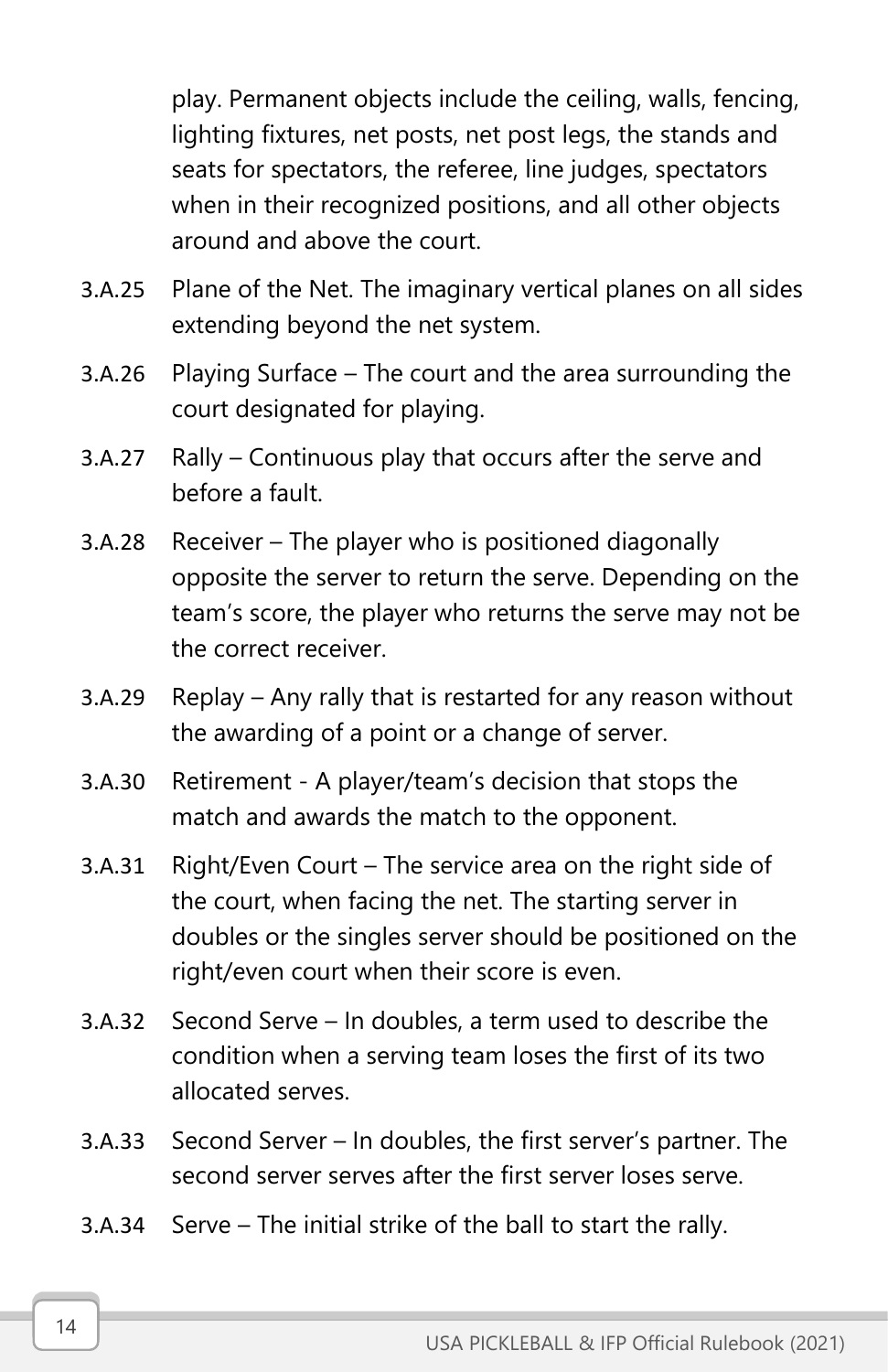play. Permanent objects include the ceiling, walls, fencing, lighting fixtures, net posts, net post legs, the stands and seats for spectators, the referee, line judges, spectators when in their recognized positions, and all other objects around and above the court.

3.A.25 Plane of the Net. The imaginary vertical planes on all sides extending beyond the net system.

3.A.26 Playing Surface – The court and the area surrounding the court designated for playing.

3.A.27 Rally – Continuous play that occurs after the serve and before a fault.

3.A.28 Receiver – The player who is positioned diagonally opposite the server to return the serve. Depending on the team's score, the player who returns the serve may not be the correct receiver.

3.A.29 Replay – Any rally that is restarted for any reason without the awarding of a point or a change of server.

3.A.30 Retirement - A player/team's decision that stops the match and awards the match to the opponent.

3.A.31 Right/Even Court – The service area on the right side of the court, when facing the net. The starting server in doubles or the singles server should be positioned on the right/even court when their score is even.

3.A.32 Second Serve – In doubles, a term used to describe the condition when a serving team loses the first of its two allocated serves.

3.A.33 Second Server – In doubles, the first server's partner. The second server serves after the first server loses serve.

3.A.34 Serve – The initial strike of the ball to start the rally.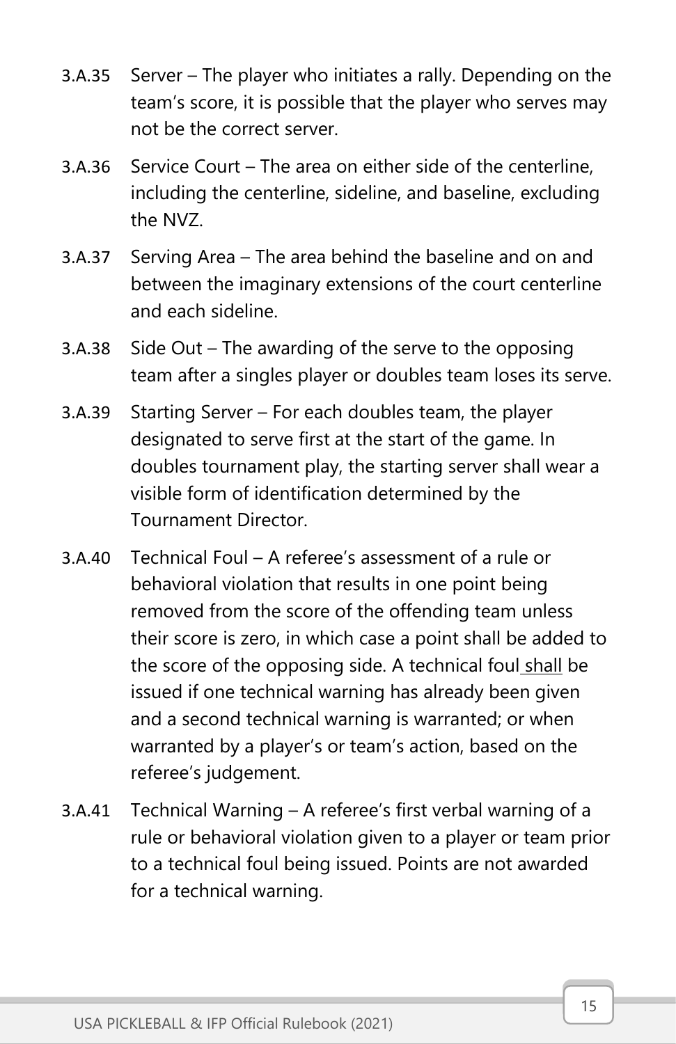3.A.35 Server – The player who initiates a rally. Depending on the team's score, it is possible that the player who serves may not be the correct server.

3.A.36 Service Court – The area on either side of the centerline, including the centerline, sideline, and baseline, excluding the NVZ.

3.A.37 Serving Area – The area behind the baseline and on and between the imaginary extensions of the court centerline and each sideline.

3.A.38 Side Out – The awarding of the serve to the opposing team after a singles player or doubles team loses its serve.

3.A.39 Starting Server – For each doubles team, the player designated to serve first at the start of the game. In doubles tournament play, the starting server shall wear a visible form of identification determined by the Tournament Director.

3.A.40 Technical Foul – A referee's assessment of a rule or behavioral violation that results in one point being removed from the score of the offending team unless their score is zero, in which case a point shall be added to the score of the opposing side. A technical foul <u>shall</u> be issued if one technical warning has already been given and a second technical warning is warranted; or when warranted by a player's or team's action, based on the referee's judgement.

3.A.41 Technical Warning – A referee's first verbal warning of a rule or behavioral violation given to a player or team prior to a technical foul being issued. Points are not awarded for a technical warning.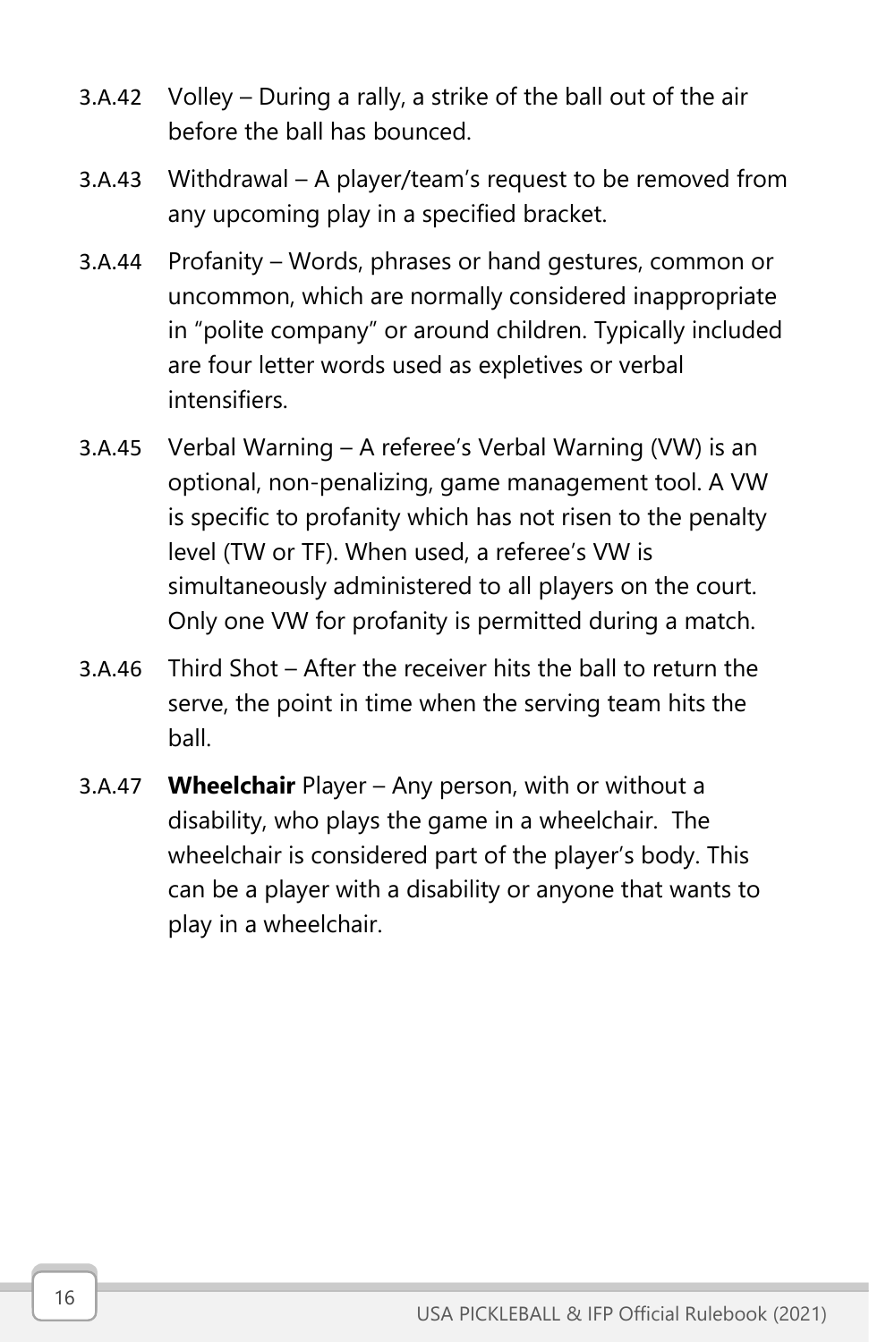3.A.42 Volley – During a rally, a strike of the ball out of the air before the ball has bounced.

3.A.43 Withdrawal – A player/team's request to be removed from any upcoming play in a specified bracket.

3.A.44 Profanity – Words, phrases or hand gestures, common or uncommon, which are normally considered inappropriate in "polite company" or around children. Typically included are four letter words used as expletives or verbal intensifiers.

3.A.45 Verbal Warning – A referee's Verbal Warning (VW) is an optional, non-penalizing, game management tool. A VW is specific to profanity which has not risen to the penalty level (TW or TF). When used, a referee's VW is simultaneously administered to all players on the court. Only one VW for profanity is permitted during a match.

3.A.46 Third Shot – After the receiver hits the ball to return the serve, the point in time when the serving team hits the ball.

3.A.47 **Wheelchair** Player – Any person, with or without a disability, who plays the game in a wheelchair. The wheelchair is considered part of the player's body. This can be a player with a disability or anyone that wants to play in a wheelchair.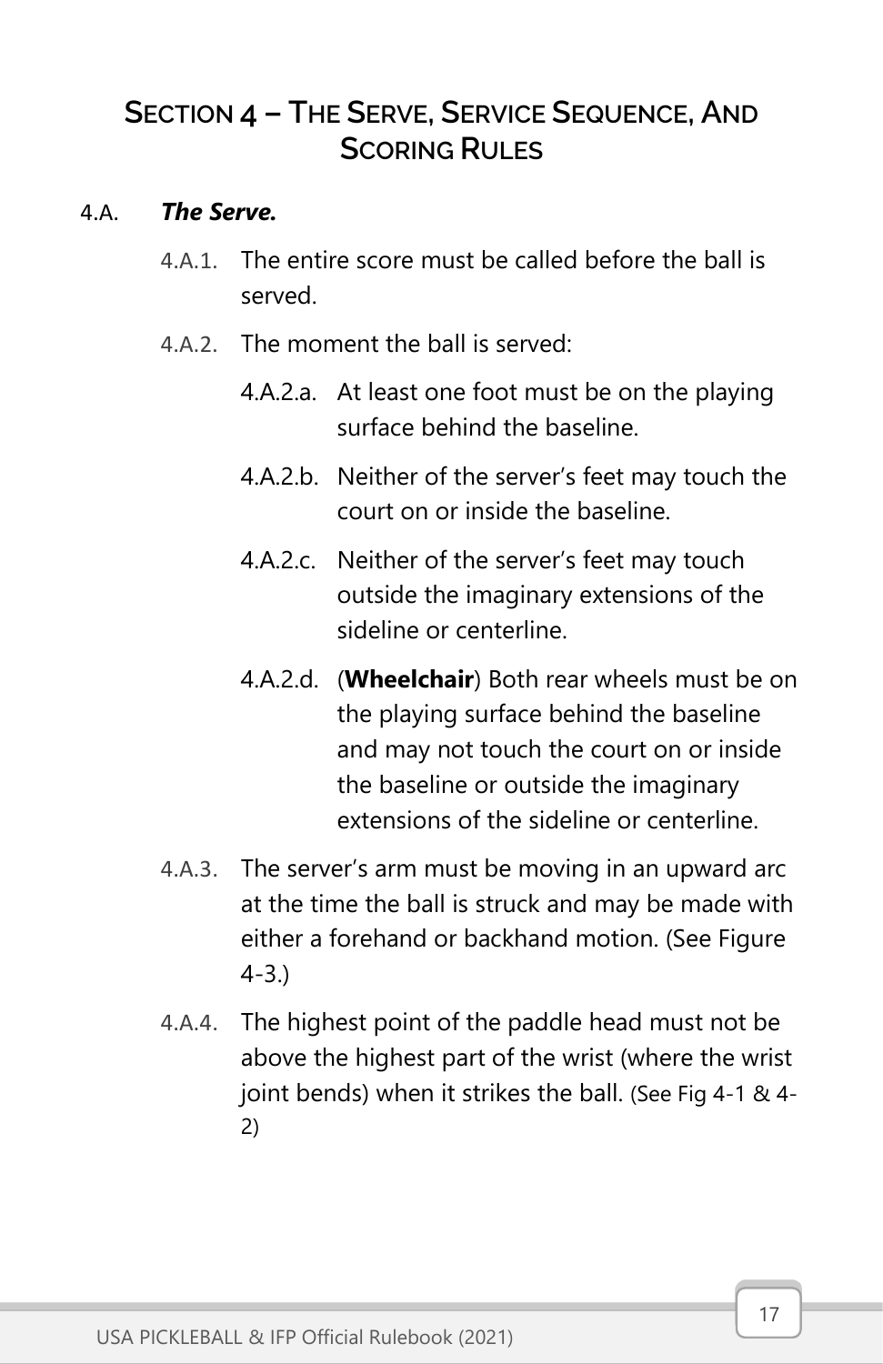## Section 4 – The Serve, Service Sequence, And Scoring Rules

### 4.A. *The Serve.*

4.A.1. The entire score must be called before the ball is served.

4.A.2. The moment the ball is served:

- 4.A.2.a. At least one foot must be on the playing surface behind the baseline.
- 4.A.2.b. Neither of the server's feet may touch the court on or inside the baseline.
- 4.A.2.c. Neither of the server's feet may touch outside the imaginary extensions of the sideline or centerline.
- 4.A.2.d. (**Wheelchair**) Both rear wheels must be on the playing surface behind the baseline and may not touch the court on or inside the baseline or outside the imaginary extensions of the sideline or centerline.

4.A.3. The server's arm must be moving in an upward arc at the time the ball is struck and may be made with either a forehand or backhand motion. (See Figure 4-3.)

4.A.4. The highest point of the paddle head must not be above the highest part of the wrist (where the wrist joint bends) when it strikes the ball. (See Fig 4-1 & 4-2)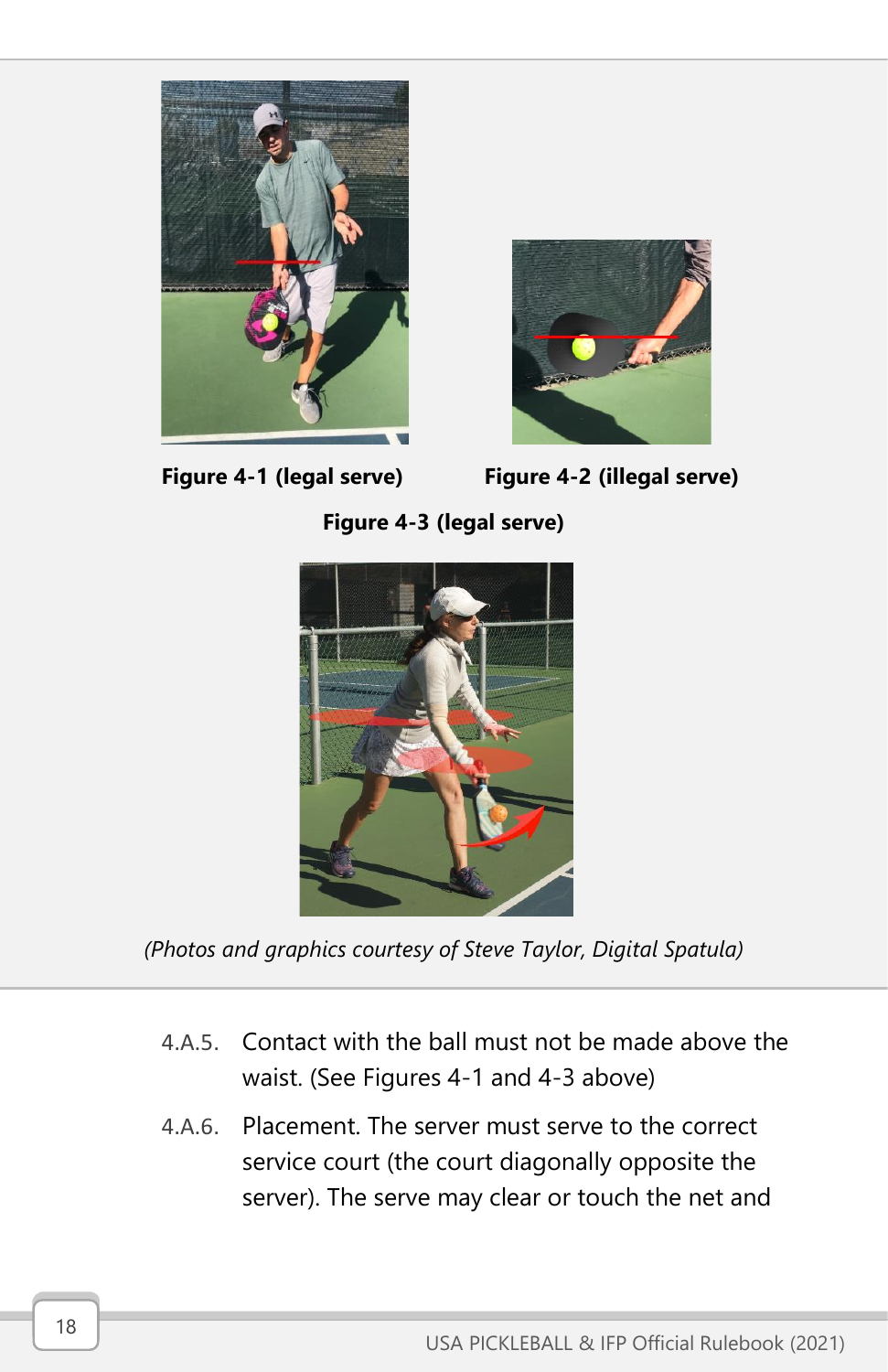**Figure 4-1 (legal serve)** **Figure 4-2 (illegal serve)**

**Figure 4-3 (legal serve)**

*(Photos and graphics courtesy of Steve Taylor, Digital Spatula)*

4.A.5. Contact with the ball must not be made above the waist. (See Figures 4-1 and 4-3 above)

4.A.6. Placement. The server must serve to the correct service court (the court diagonally opposite the server). The serve may clear or touch the net and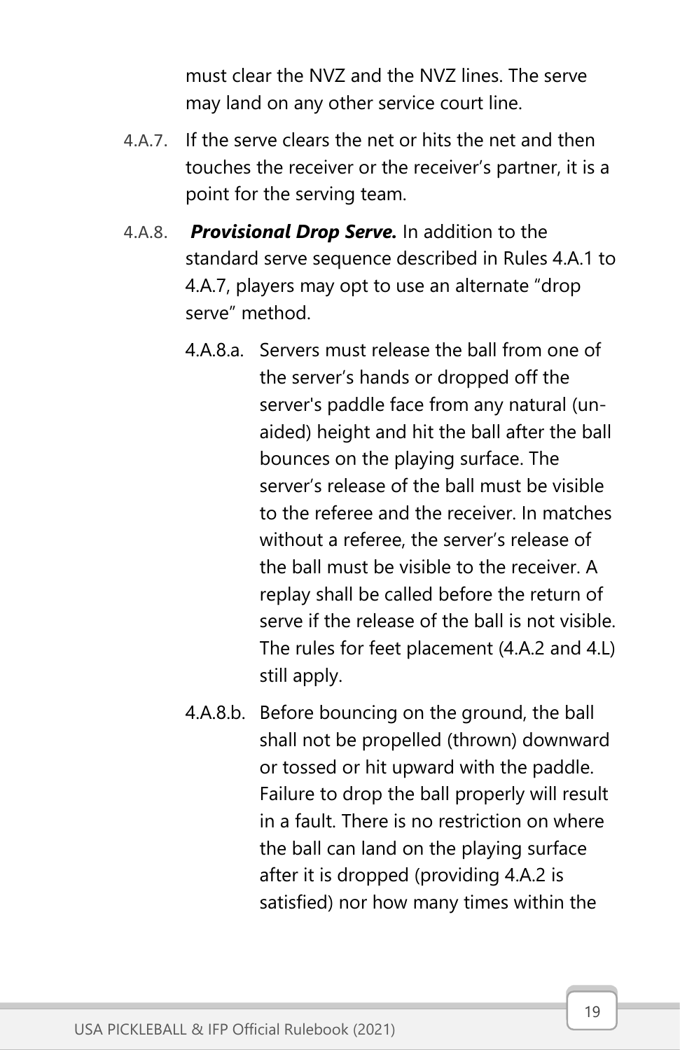must clear the NVZ and the NVZ lines. The serve may land on any other service court line.

4.A.7. If the serve clears the net or hits the net and then touches the receiver or the receiver's partner, it is a point for the serving team.

4.A.8. ***Provisional Drop Serve.*** In addition to the standard serve sequence described in Rules 4.A.1 to 4.A.7, players may opt to use an alternate "drop serve" method.

4.A.8.a. Servers must release the ball from one of the server's hands or dropped off the server's paddle face from any natural (un-aided) height and hit the ball after the ball bounces on the playing surface. The server's release of the ball must be visible to the referee and the receiver. In matches without a referee, the server's release of the ball must be visible to the receiver. A replay shall be called before the return of serve if the release of the ball is not visible. The rules for feet placement (4.A.2 and 4.L) still apply.

4.A.8.b. Before bouncing on the ground, the ball shall not be propelled (thrown) downward or tossed or hit upward with the paddle. Failure to drop the ball properly will result in a fault. There is no restriction on where the ball can land on the playing surface after it is dropped (providing 4.A.2 is satisfied) nor how many times within the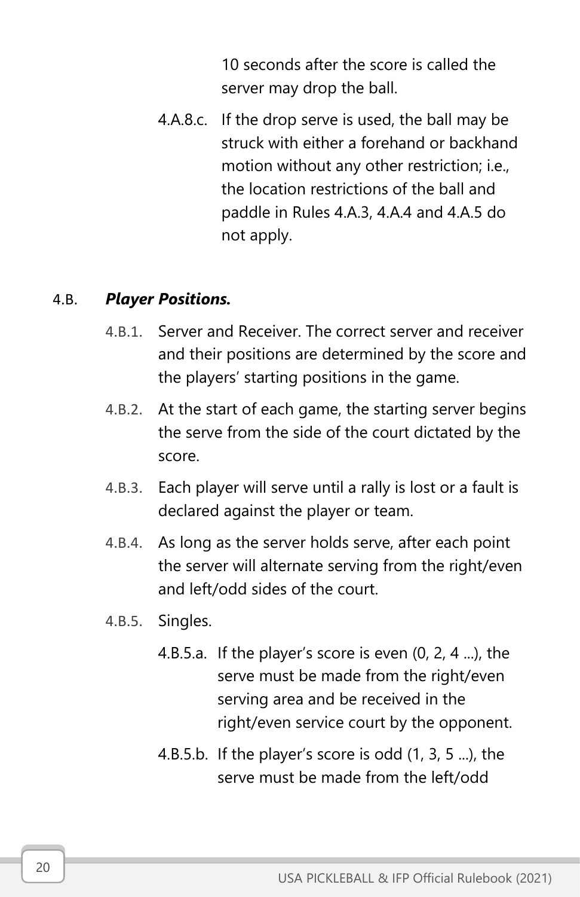10 seconds after the score is called the server may drop the ball.

4.A.8.c. If the drop serve is used, the ball may be struck with either a forehand or backhand motion without any other restriction; i.e., the location restrictions of the ball and paddle in Rules 4.A.3, 4.A.4 and 4.A.5 do not apply.

4.B. ***Player Positions.***

4.B.1. Server and Receiver. The correct server and receiver and their positions are determined by the score and the players' starting positions in the game.

4.B.2. At the start of each game, the starting server begins the serve from the side of the court dictated by the score.

4.B.3. Each player will serve until a rally is lost or a fault is declared against the player or team.

4.B.4. As long as the server holds serve, after each point the server will alternate serving from the right/even and left/odd sides of the court.

4.B.5. Singles.

4.B.5.a. If the player's score is even (0, 2, 4 ...), the serve must be made from the right/even serving area and be received in the right/even service court by the opponent.

4.B.5.b. If the player's score is odd (1, 3, 5 ...), the serve must be made from the left/odd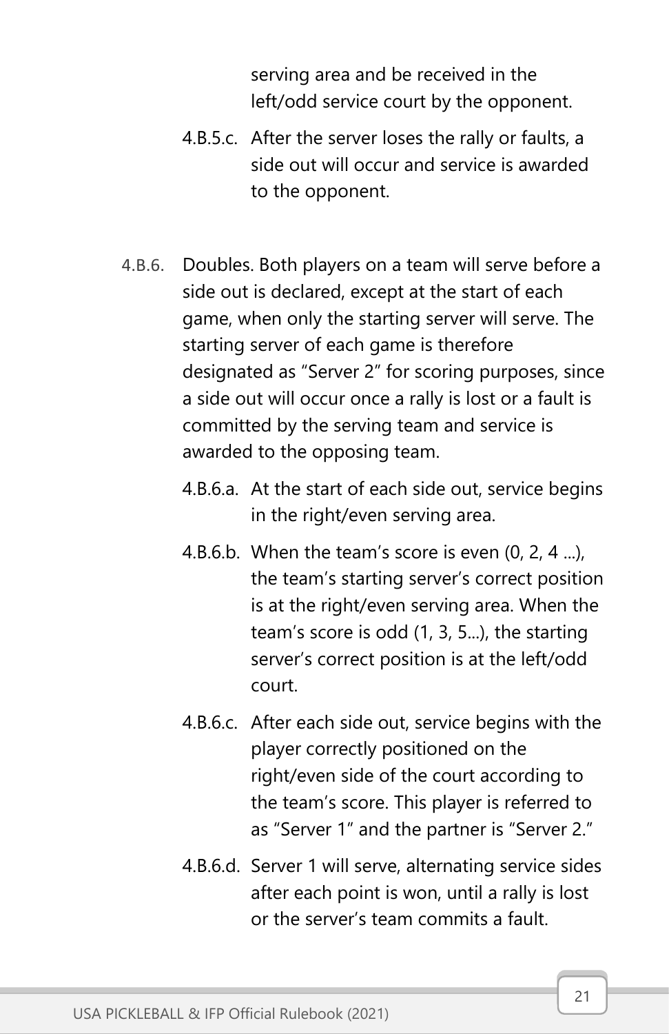serving area and be received in the left/odd service court by the opponent.

4.B.5.c. After the server loses the rally or faults, a side out will occur and service is awarded to the opponent.

4.B.6. Doubles. Both players on a team will serve before a side out is declared, except at the start of each game, when only the starting server will serve. The starting server of each game is therefore designated as “Server 2” for scoring purposes, since a side out will occur once a rally is lost or a fault is committed by the serving team and service is awarded to the opposing team.

4.B.6.a. At the start of each side out, service begins in the right/even serving area.

4.B.6.b. When the team’s score is even (0, 2, 4 ...), the team’s starting server’s correct position is at the right/even serving area. When the team’s score is odd (1, 3, 5...), the starting server’s correct position is at the left/odd court.

4.B.6.c. After each side out, service begins with the player correctly positioned on the right/even side of the court according to the team’s score. This player is referred to as “Server 1” and the partner is “Server 2.”

4.B.6.d. Server 1 will serve, alternating service sides after each point is won, until a rally is lost or the server’s team commits a fault.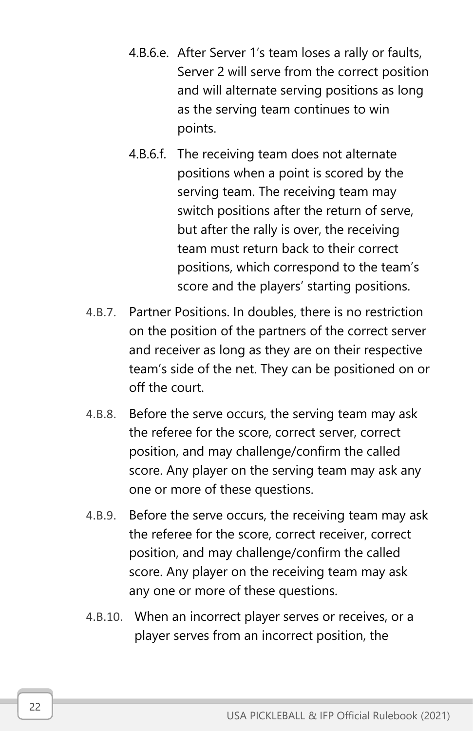4.B.6.e. After Server 1's team loses a rally or faults, Server 2 will serve from the correct position and will alternate serving positions as long as the serving team continues to win points.

4.B.6.f. The receiving team does not alternate positions when a point is scored by the serving team. The receiving team may switch positions after the return of serve, but after the rally is over, the receiving team must return back to their correct positions, which correspond to the team's score and the players' starting positions.

4.B.7. Partner Positions. In doubles, there is no restriction on the position of the partners of the correct server and receiver as long as they are on their respective team's side of the net. They can be positioned on or off the court.

4.B.8. Before the serve occurs, the serving team may ask the referee for the score, correct server, correct position, and may challenge/confirm the called score. Any player on the serving team may ask any one or more of these questions.

4.B.9. Before the serve occurs, the receiving team may ask the referee for the score, correct receiver, correct position, and may challenge/confirm the called score. Any player on the receiving team may ask any one or more of these questions.

4.B.10. When an incorrect player serves or receives, or a player serves from an incorrect position, the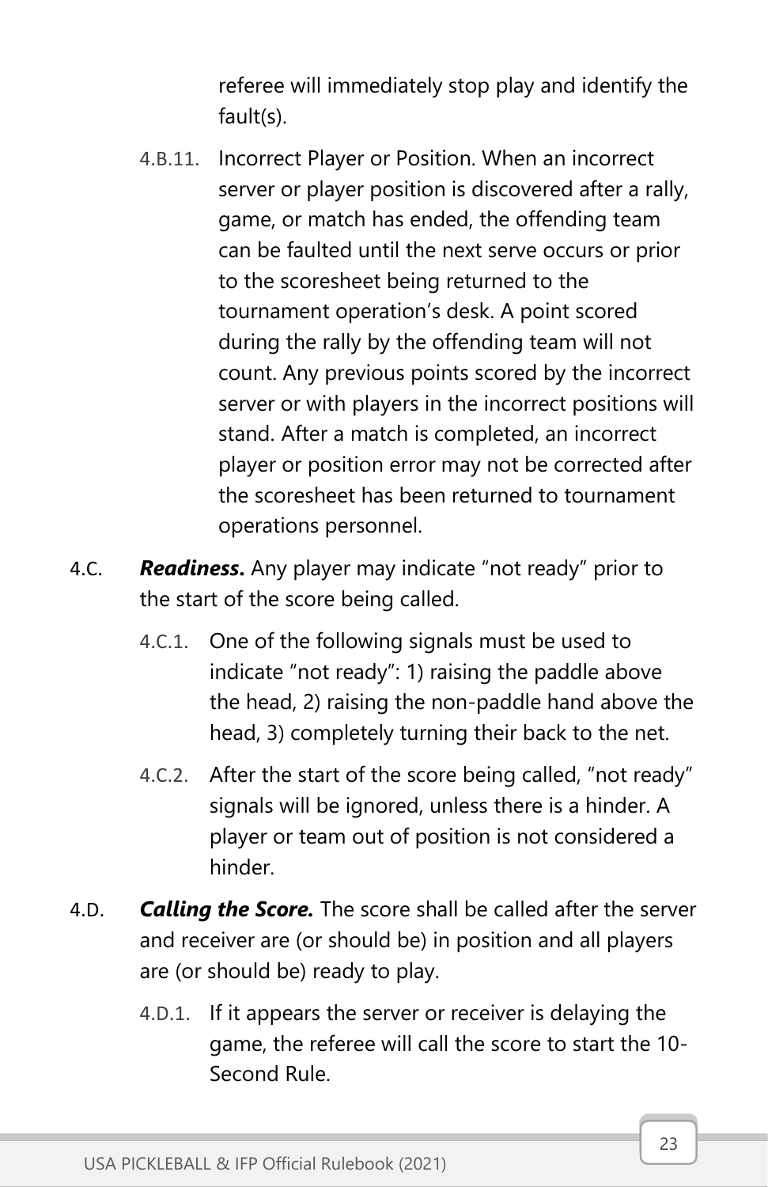referee will immediately stop play and identify the fault(s).

4.B.11. Incorrect Player or Position. When an incorrect server or player position is discovered after a rally, game, or match has ended, the offending team can be faulted until the next serve occurs or prior to the scoresheet being returned to the tournament operation's desk. A point scored during the rally by the offending team will not count. Any previous points scored by the incorrect server or with players in the incorrect positions will stand. After a match is completed, an incorrect player or position error may not be corrected after the scoresheet has been returned to tournament operations personnel.

4.C. ***Readiness.*** Any player may indicate "not ready" prior to the start of the score being called.

4.C.1. One of the following signals must be used to indicate "not ready": 1) raising the paddle above the head, 2) raising the non-paddle hand above the head, 3) completely turning their back to the net.

4.C.2. After the start of the score being called, "not ready" signals will be ignored, unless there is a hinder. A player or team out of position is not considered a hinder.

4.D. ***Calling the Score.*** The score shall be called after the server and receiver are (or should be) in position and all players are (or should be) ready to play.

4.D.1. If it appears the server or receiver is delaying the game, the referee will call the score to start the 10-Second Rule.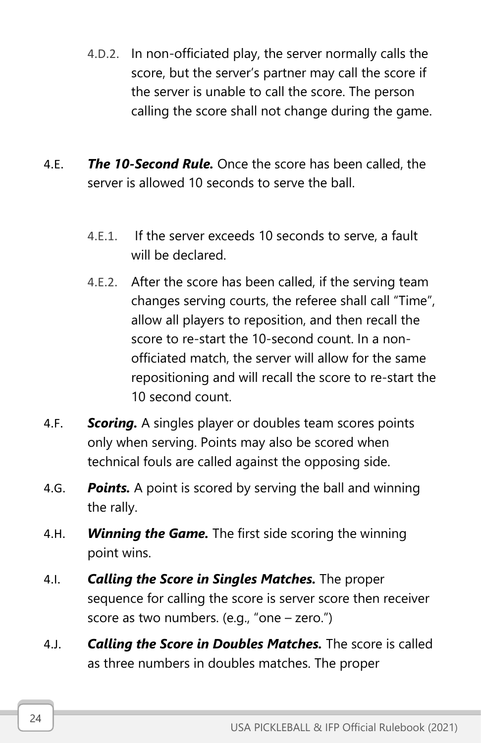4.D.2. In non-officiated play, the server normally calls the score, but the server's partner may call the score if the server is unable to call the score. The person calling the score shall not change during the game.

4.E. ***The 10-Second Rule.*** Once the score has been called, the server is allowed 10 seconds to serve the ball.

4.E.1. If the server exceeds 10 seconds to serve, a fault will be declared.

4.E.2. After the score has been called, if the serving team changes serving courts, the referee shall call "Time", allow all players to reposition, and then recall the score to re-start the 10-second count. In a non-officiated match, the server will allow for the same repositioning and will recall the score to re-start the 10 second count.

4.F. ***Scoring.*** A singles player or doubles team scores points only when serving. Points may also be scored when technical fouls are called against the opposing side.

4.G. ***Points.*** A point is scored by serving the ball and winning the rally.

4.H. ***Winning the Game.*** The first side scoring the winning point wins.

4.I. ***Calling the Score in Singles Matches.*** The proper sequence for calling the score is server score then receiver score as two numbers. (e.g., "one – zero.")

4.J. ***Calling the Score in Doubles Matches.*** The score is called as three numbers in doubles matches. The proper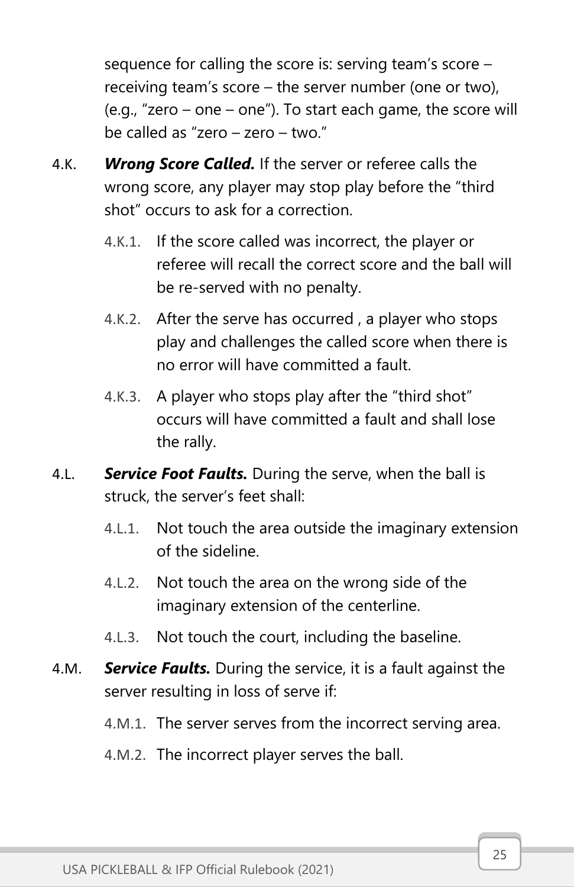sequence for calling the score is: serving team's score – receiving team's score – the server number (one or two), (e.g., "zero – one – one"). To start each game, the score will be called as "zero – zero – two."

4.K. ***Wrong Score Called.*** If the server or referee calls the wrong score, any player may stop play before the "third shot" occurs to ask for a correction.

- 4.K.1. If the score called was incorrect, the player or referee will recall the correct score and the ball will be re-served with no penalty.
- 4.K.2. After the serve has occurred , a player who stops play and challenges the called score when there is no error will have committed a fault.
- 4.K.3. A player who stops play after the "third shot" occurs will have committed a fault and shall lose the rally.

4.L. ***Service Foot Faults.*** During the serve, when the ball is struck, the server's feet shall:

- 4.L.1. Not touch the area outside the imaginary extension of the sideline.
- 4.L.2. Not touch the area on the wrong side of the imaginary extension of the centerline.
- 4.L.3. Not touch the court, including the baseline.

4.M. ***Service Faults.*** During the service, it is a fault against the server resulting in loss of serve if:

- 4.M.1. The server serves from the incorrect serving area.
- 4.M.2. The incorrect player serves the ball.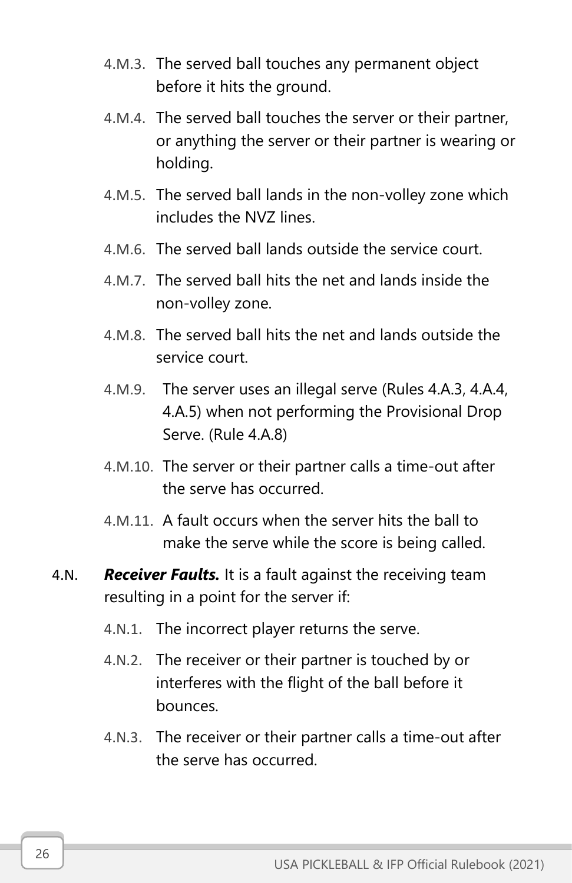- 4.M.3. The served ball touches any permanent object before it hits the ground.
- 4.M.4. The served ball touches the server or their partner, or anything the server or their partner is wearing or holding.
- 4.M.5. The served ball lands in the non-volley zone which includes the NVZ lines.
- 4.M.6. The served ball lands outside the service court.
- 4.M.7. The served ball hits the net and lands inside the non-volley zone.
- 4.M.8. The served ball hits the net and lands outside the service court.
- 4.M.9. The server uses an illegal serve (Rules 4.A.3, 4.A.4, 4.A.5) when not performing the Provisional Drop Serve. (Rule 4.A.8)
- 4.M.10. The server or their partner calls a time-out after the serve has occurred.
- 4.M.11. A fault occurs when the server hits the ball to make the serve while the score is being called.

4.N. ***Receiver Faults.*** It is a fault against the receiving team resulting in a point for the server if:

- 4.N.1. The incorrect player returns the serve.
- 4.N.2. The receiver or their partner is touched by or interferes with the flight of the ball before it bounces.
- 4.N.3. The receiver or their partner calls a time-out after the serve has occurred.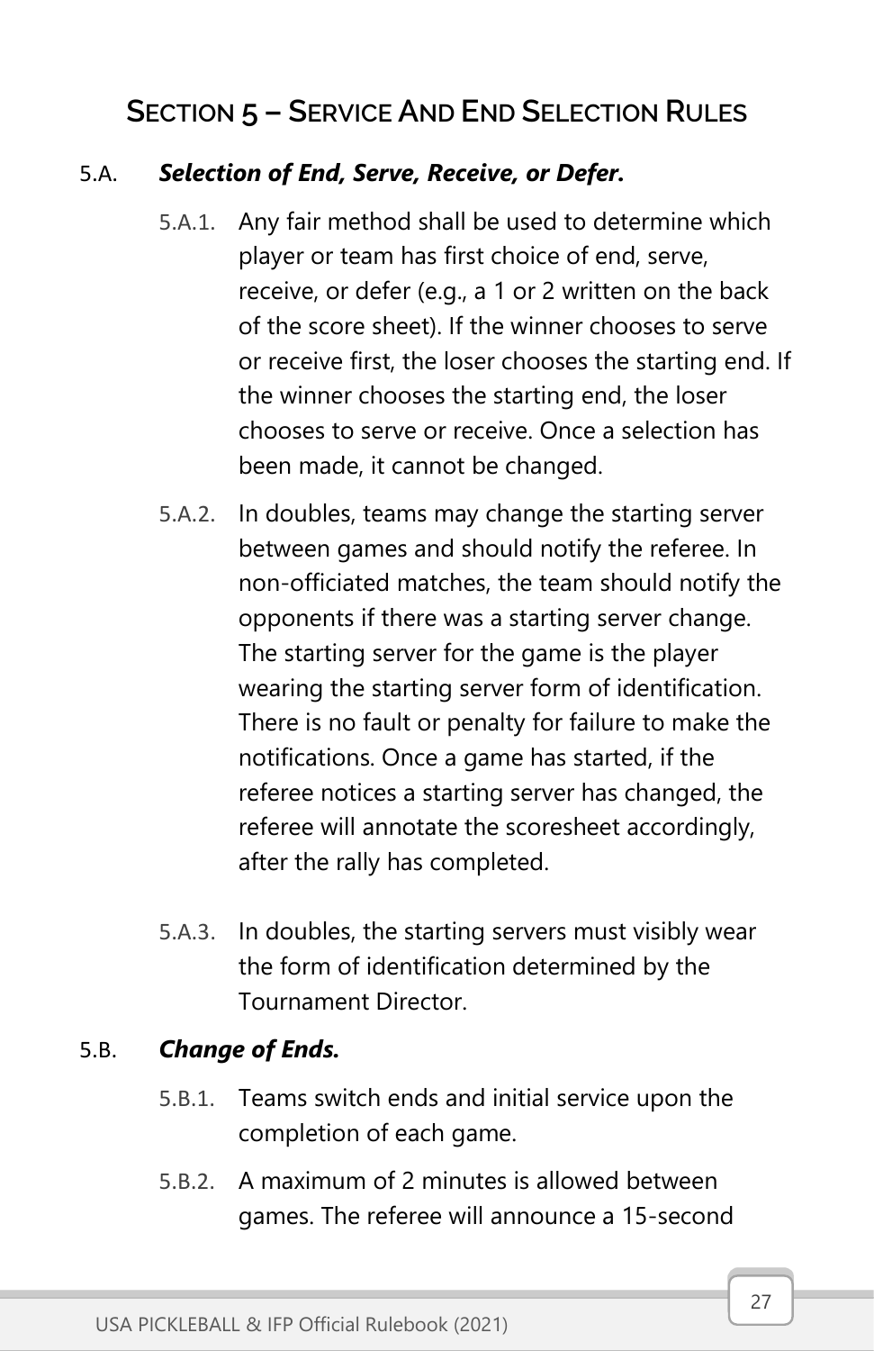## SECTION 5 – SERVICE AND END SELECTION RULES

5.A. ***Selection of End, Serve, Receive, or Defer.***

5.A.1. Any fair method shall be used to determine which player or team has first choice of end, serve, receive, or defer (e.g., a 1 or 2 written on the back of the score sheet). If the winner chooses to serve or receive first, the loser chooses the starting end. If the winner chooses the starting end, the loser chooses to serve or receive. Once a selection has been made, it cannot be changed.

5.A.2. In doubles, teams may change the starting server between games and should notify the referee. In non-officiated matches, the team should notify the opponents if there was a starting server change. The starting server for the game is the player wearing the starting server form of identification. There is no fault or penalty for failure to make the notifications. Once a game has started, if the referee notices a starting server has changed, the referee will annotate the scoresheet accordingly, after the rally has completed.

5.A.3. In doubles, the starting servers must visibly wear the form of identification determined by the Tournament Director.

5.B. ***Change of Ends.***

5.B.1. Teams switch ends and initial service upon the completion of each game.

5.B.2. A maximum of 2 minutes is allowed between games. The referee will announce a 15-second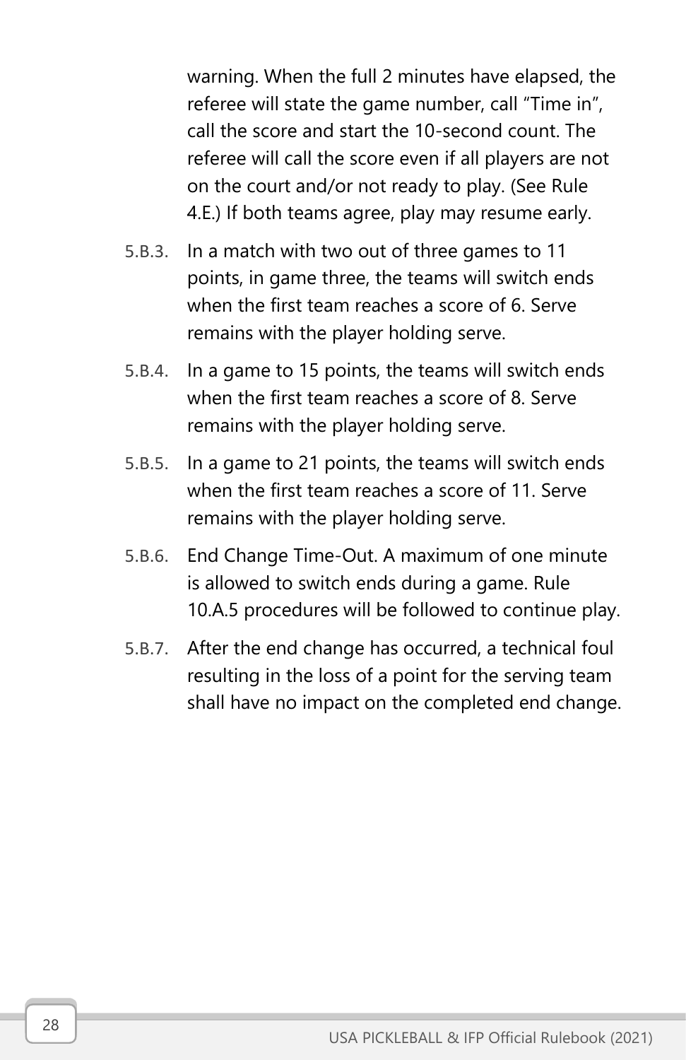warning. When the full 2 minutes have elapsed, the referee will state the game number, call "Time in", call the score and start the 10-second count. The referee will call the score even if all players are not on the court and/or not ready to play. (See Rule 4.E.) If both teams agree, play may resume early.

5.B.3. In a match with two out of three games to 11 points, in game three, the teams will switch ends when the first team reaches a score of 6. Serve remains with the player holding serve.

5.B.4. In a game to 15 points, the teams will switch ends when the first team reaches a score of 8. Serve remains with the player holding serve.

5.B.5. In a game to 21 points, the teams will switch ends when the first team reaches a score of 11. Serve remains with the player holding serve.

5.B.6. End Change Time-Out. A maximum of one minute is allowed to switch ends during a game. Rule 10.A.5 procedures will be followed to continue play.

5.B.7. After the end change has occurred, a technical foul resulting in the loss of a point for the serving team shall have no impact on the completed end change.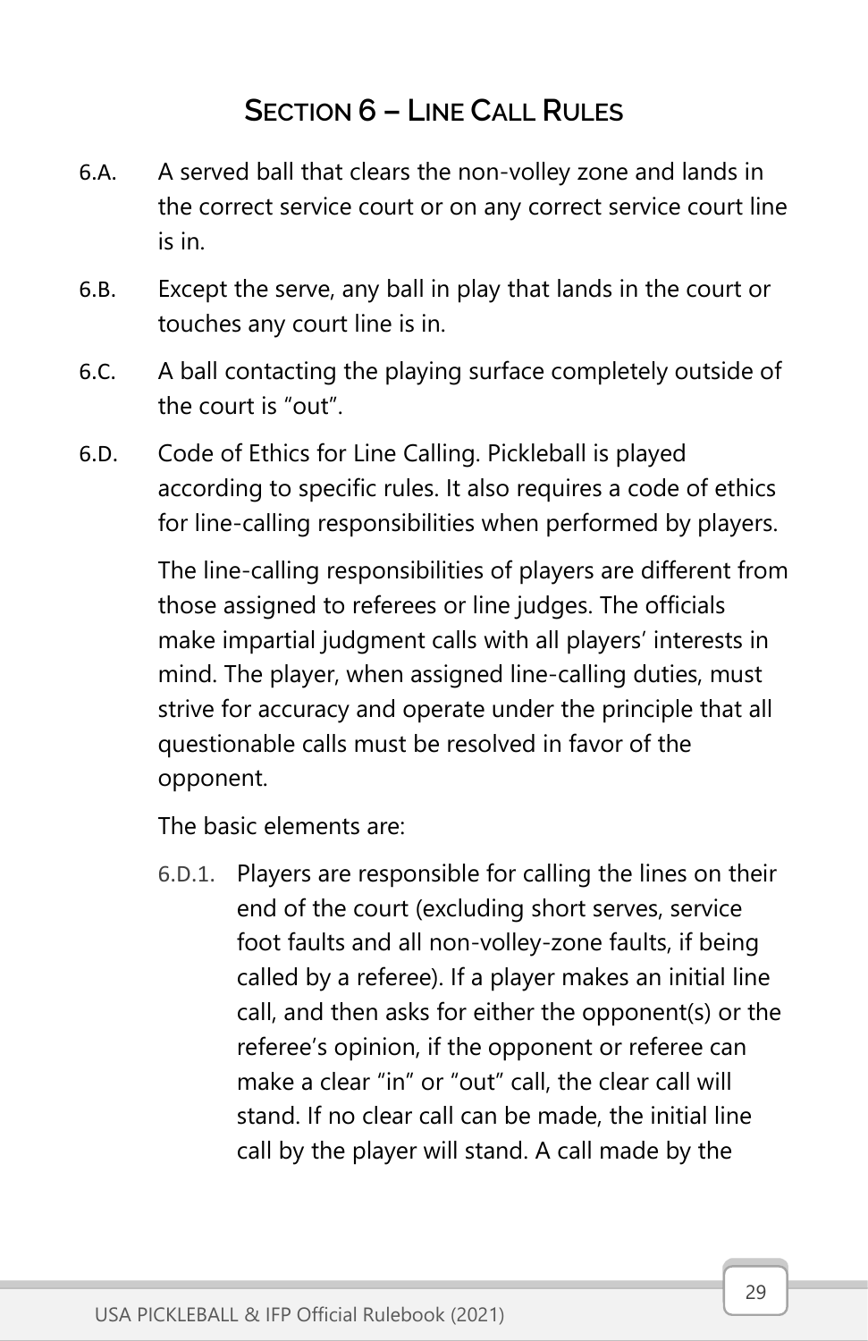## Section 6 – Line Call Rules

6.A. A served ball that clears the non-volley zone and lands in the correct service court or on any correct service court line is in.

6.B. Except the serve, any ball in play that lands in the court or touches any court line is in.

6.C. A ball contacting the playing surface completely outside of the court is "out".

6.D. Code of Ethics for Line Calling. Pickleball is played according to specific rules. It also requires a code of ethics for line-calling responsibilities when performed by players.

The line-calling responsibilities of players are different from those assigned to referees or line judges. The officials make impartial judgment calls with all players' interests in mind. The player, when assigned line-calling duties, must strive for accuracy and operate under the principle that all questionable calls must be resolved in favor of the opponent.

The basic elements are:

6.D.1. Players are responsible for calling the lines on their end of the court (excluding short serves, service foot faults and all non-volley-zone faults, if being called by a referee). If a player makes an initial line call, and then asks for either the opponent(s) or the referee's opinion, if the opponent or referee can make a clear "in" or "out" call, the clear call will stand. If no clear call can be made, the initial line call by the player will stand. A call made by the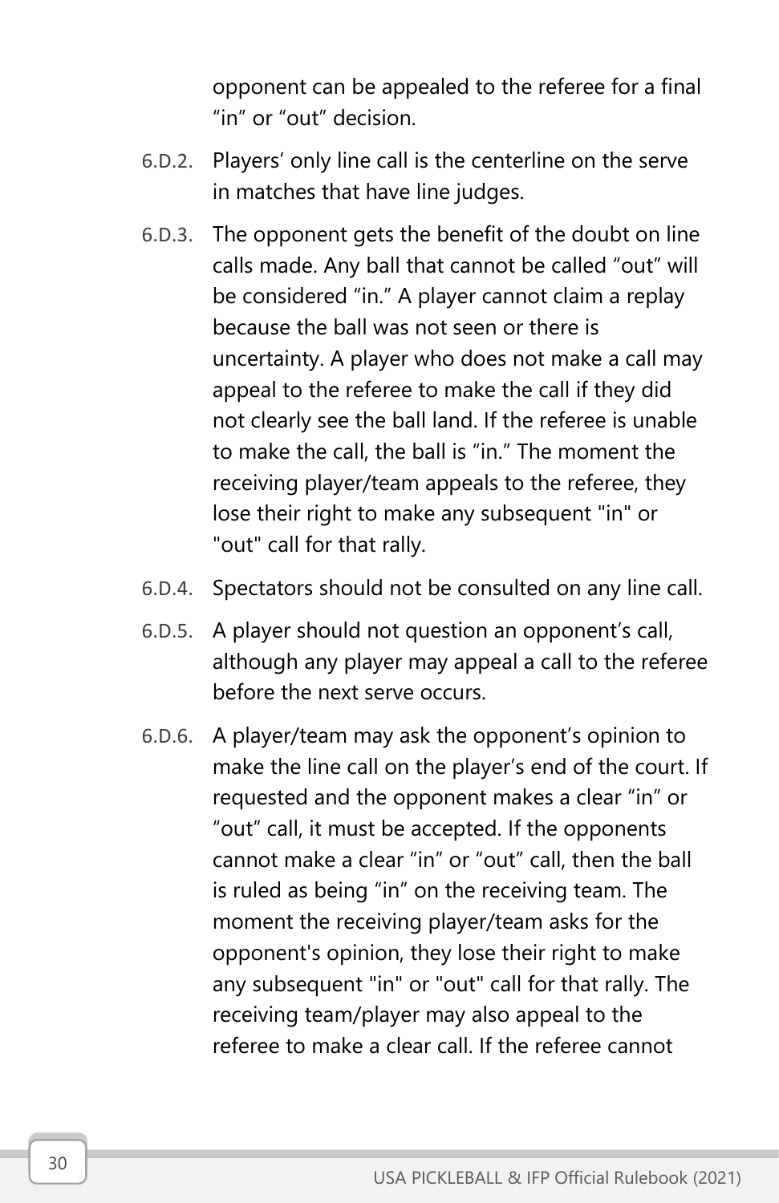opponent can be appealed to the referee for a final "in" or "out" decision.

6.D.2. Players' only line call is the centerline on the serve in matches that have line judges.

6.D.3. The opponent gets the benefit of the doubt on line calls made. Any ball that cannot be called "out" will be considered "in." A player cannot claim a replay because the ball was not seen or there is uncertainty. A player who does not make a call may appeal to the referee to make the call if they did not clearly see the ball land. If the referee is unable to make the call, the ball is "in." The moment the receiving player/team appeals to the referee, they lose their right to make any subsequent "in" or "out" call for that rally.

6.D.4. Spectators should not be consulted on any line call.

6.D.5. A player should not question an opponent's call, although any player may appeal a call to the referee before the next serve occurs.

6.D.6. A player/team may ask the opponent's opinion to make the line call on the player's end of the court. If requested and the opponent makes a clear "in" or "out" call, it must be accepted. If the opponents cannot make a clear "in" or "out" call, then the ball is ruled as being "in" on the receiving team. The moment the receiving player/team asks for the opponent's opinion, they lose their right to make any subsequent "in" or "out" call for that rally. The receiving team/player may also appeal to the referee to make a clear call. If the referee cannot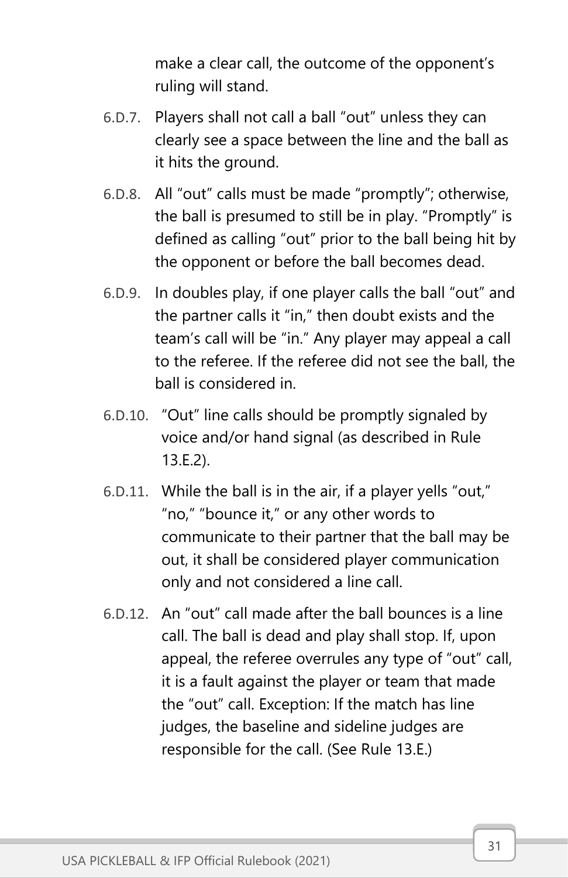make a clear call, the outcome of the opponent's ruling will stand.

6.D.7. Players shall not call a ball "out" unless they can clearly see a space between the line and the ball as it hits the ground.

6.D.8. All "out" calls must be made "promptly"; otherwise, the ball is presumed to still be in play. "Promptly" is defined as calling "out" prior to the ball being hit by the opponent or before the ball becomes dead.

6.D.9. In doubles play, if one player calls the ball "out" and the partner calls it "in," then doubt exists and the team's call will be "in." Any player may appeal a call to the referee. If the referee did not see the ball, the ball is considered in.

6.D.10. "Out" line calls should be promptly signaled by voice and/or hand signal (as described in Rule 13.E.2).

6.D.11. While the ball is in the air, if a player yells "out," "no," "bounce it," or any other words to communicate to their partner that the ball may be out, it shall be considered player communication only and not considered a line call.

6.D.12. An "out" call made after the ball bounces is a line call. The ball is dead and play shall stop. If, upon appeal, the referee overrules any type of "out" call, it is a fault against the player or team that made the "out" call. Exception: If the match has line judges, the baseline and sideline judges are responsible for the call. (See Rule 13.E.)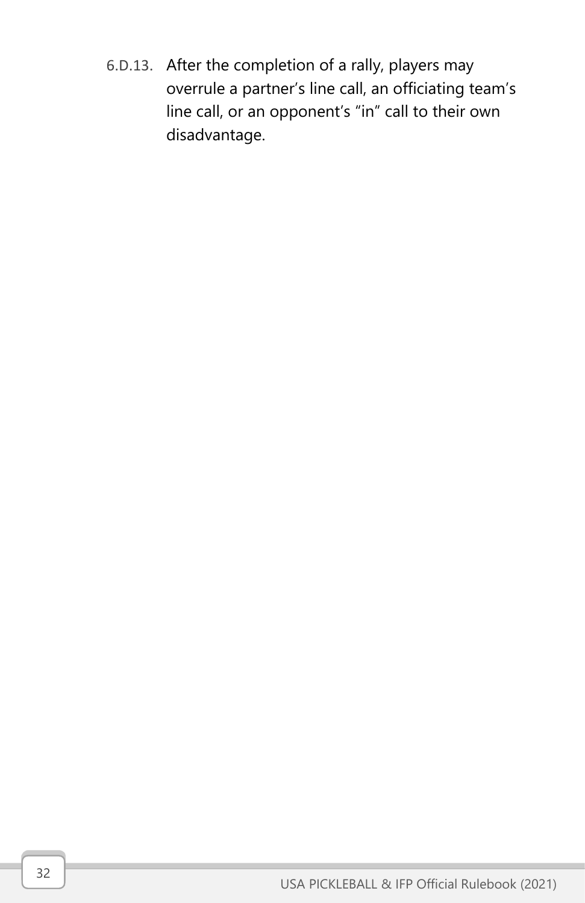6.D.13. After the completion of a rally, players may overrule a partner's line call, an officiating team's line call, or an opponent's "in" call to their own disadvantage.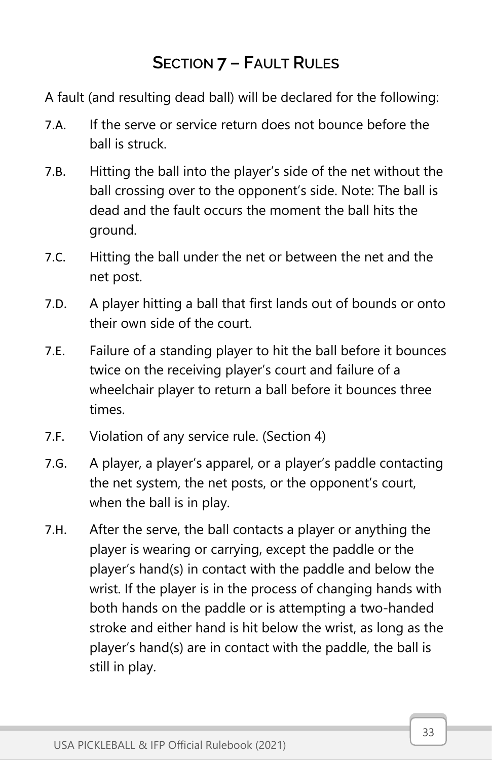## Section 7 – Fault Rules

A fault (and resulting dead ball) will be declared for the following:

7.A. If the serve or service return does not bounce before the ball is struck.

7.B. Hitting the ball into the player's side of the net without the ball crossing over to the opponent's side. Note: The ball is dead and the fault occurs the moment the ball hits the ground.

7.C. Hitting the ball under the net or between the net and the net post.

7.D. A player hitting a ball that first lands out of bounds or onto their own side of the court.

7.E. Failure of a standing player to hit the ball before it bounces twice on the receiving player's court and failure of a wheelchair player to return a ball before it bounces three times.

7.F. Violation of any service rule. (Section 4)

7.G. A player, a player's apparel, or a player's paddle contacting the net system, the net posts, or the opponent's court, when the ball is in play.

7.H. After the serve, the ball contacts a player or anything the player is wearing or carrying, except the paddle or the player's hand(s) in contact with the paddle and below the wrist. If the player is in the process of changing hands with both hands on the paddle or is attempting a two-handed stroke and either hand is hit below the wrist, as long as the player's hand(s) are in contact with the paddle, the ball is still in play.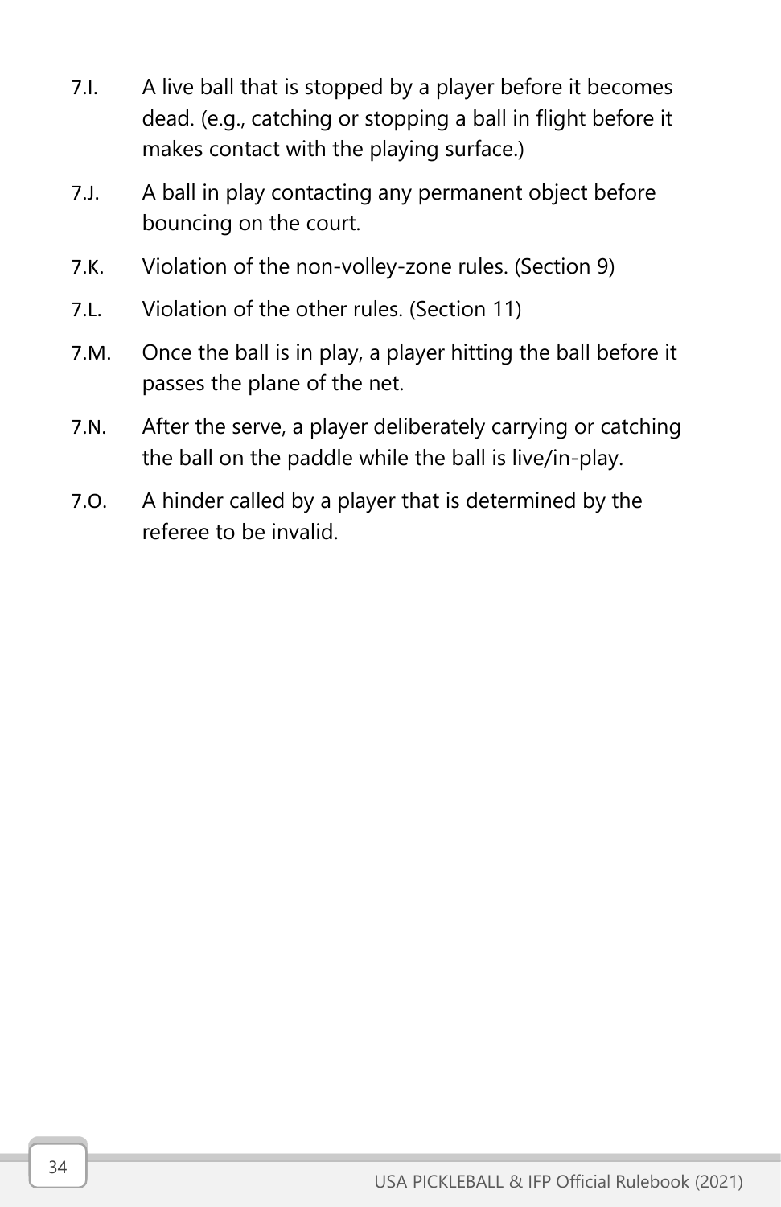7.I. A live ball that is stopped by a player before it becomes dead. (e.g., catching or stopping a ball in flight before it makes contact with the playing surface.)

7.J. A ball in play contacting any permanent object before bouncing on the court.

7.K. Violation of the non-volley-zone rules. (Section 9)

7.L. Violation of the other rules. (Section 11)

7.M. Once the ball is in play, a player hitting the ball before it passes the plane of the net.

7.N. After the serve, a player deliberately carrying or catching the ball on the paddle while the ball is live/in-play.

7.O. A hinder called by a player that is determined by the referee to be invalid.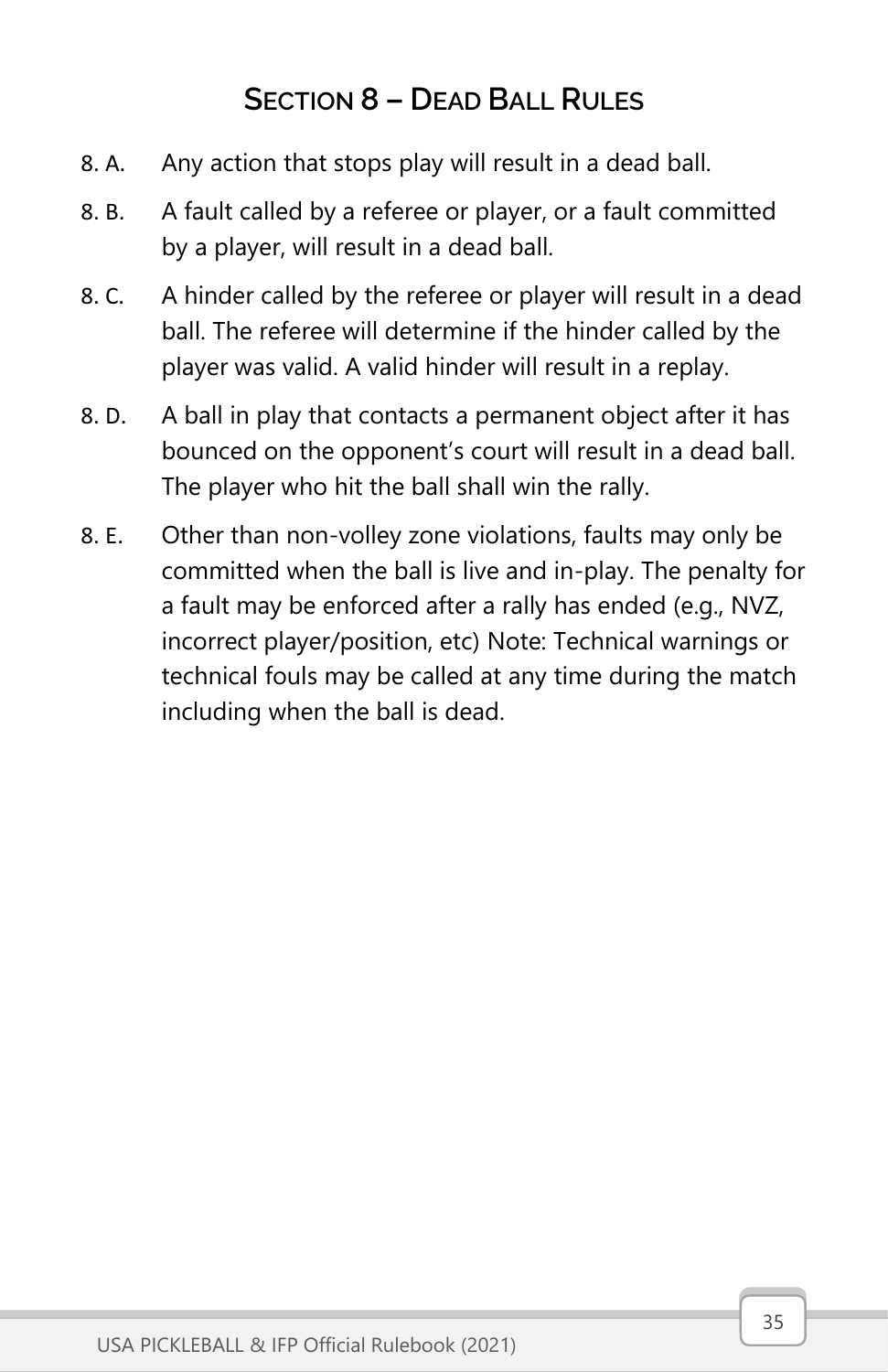## Section 8 – Dead Ball Rules

8. A. Any action that stops play will result in a dead ball.

8. B. A fault called by a referee or player, or a fault committed by a player, will result in a dead ball.

8. C. A hinder called by the referee or player will result in a dead ball. The referee will determine if the hinder called by the player was valid. A valid hinder will result in a replay.

8. D. A ball in play that contacts a permanent object after it has bounced on the opponent's court will result in a dead ball. The player who hit the ball shall win the rally.

8. E. Other than non-volley zone violations, faults may only be committed when the ball is live and in-play. The penalty for a fault may be enforced after a rally has ended (e.g., NVZ, incorrect player/position, etc) Note: Technical warnings or technical fouls may be called at any time during the match including when the ball is dead.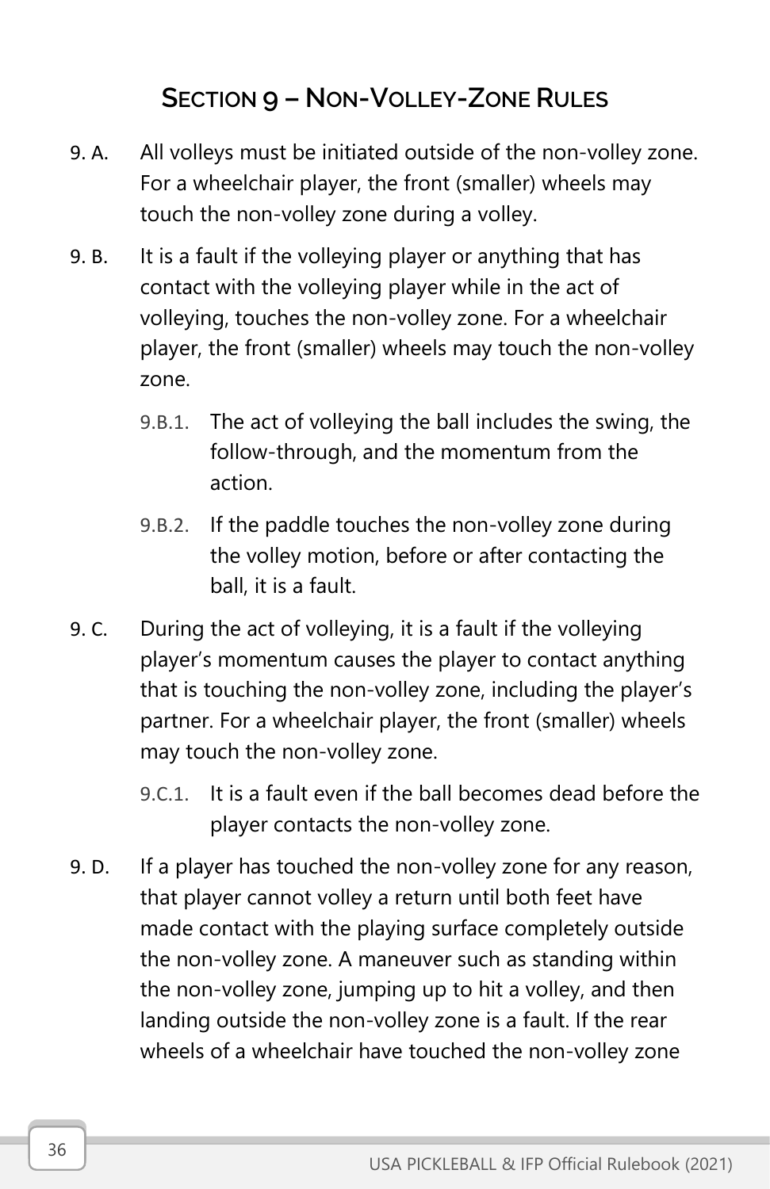## Section 9 – Non-Volley-Zone Rules

9. A. All volleys must be initiated outside of the non-volley zone. For a wheelchair player, the front (smaller) wheels may touch the non-volley zone during a volley.

9. B. It is a fault if the volleying player or anything that has contact with the volleying player while in the act of volleying, touches the non-volley zone. For a wheelchair player, the front (smaller) wheels may touch the non-volley zone.

- 9.B.1. The act of volleying the ball includes the swing, the follow-through, and the momentum from the action.
- 9.B.2. If the paddle touches the non-volley zone during the volley motion, before or after contacting the ball, it is a fault.

9. C. During the act of volleying, it is a fault if the volleying player's momentum causes the player to contact anything that is touching the non-volley zone, including the player's partner. For a wheelchair player, the front (smaller) wheels may touch the non-volley zone.

- 9.C.1. It is a fault even if the ball becomes dead before the player contacts the non-volley zone.

9. D. If a player has touched the non-volley zone for any reason, that player cannot volley a return until both feet have made contact with the playing surface completely outside the non-volley zone. A maneuver such as standing within the non-volley zone, jumping up to hit a volley, and then landing outside the non-volley zone is a fault. If the rear wheels of a wheelchair have touched the non-volley zone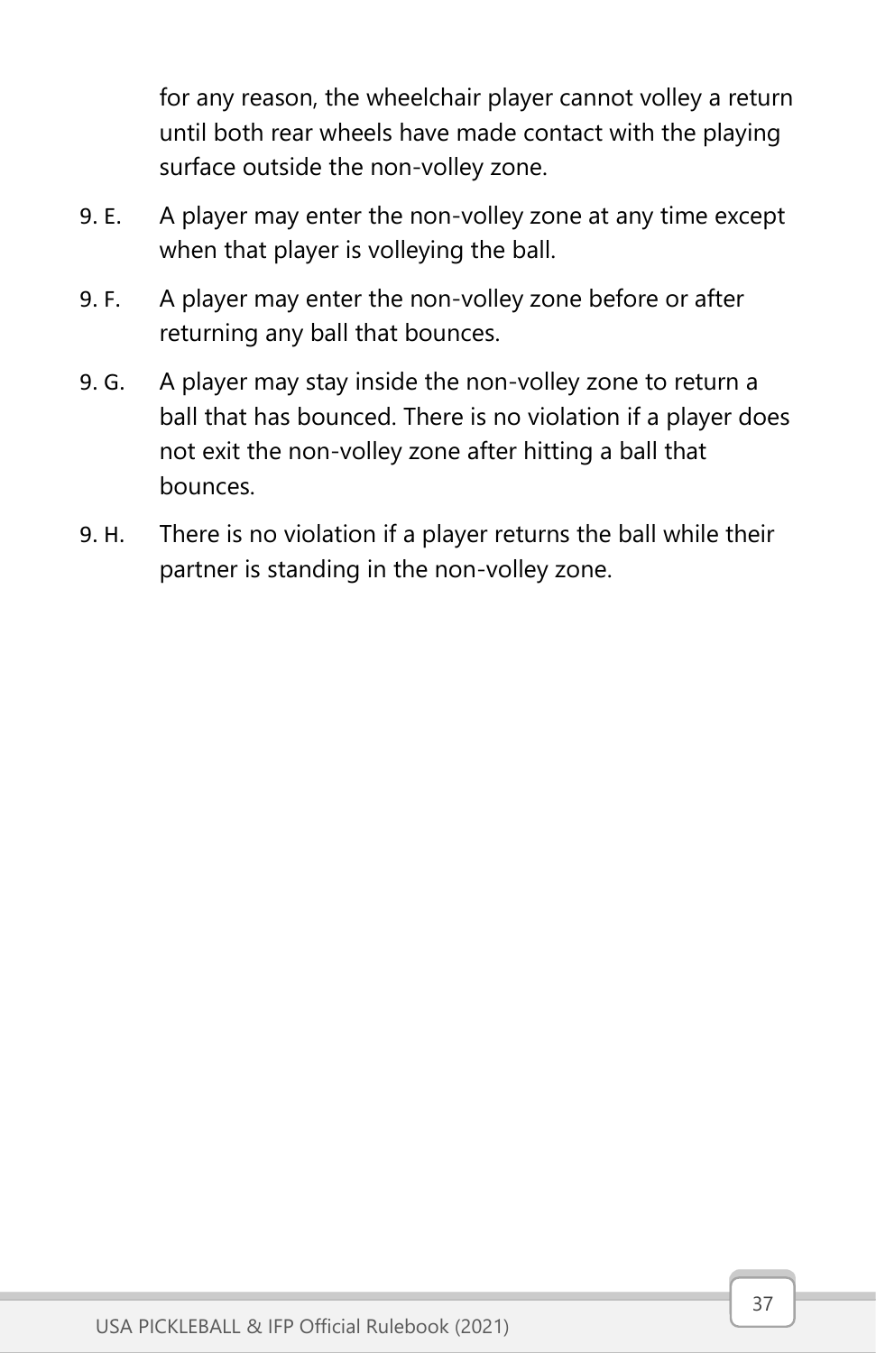for any reason, the wheelchair player cannot volley a return until both rear wheels have made contact with the playing surface outside the non-volley zone.

9. E. A player may enter the non-volley zone at any time except when that player is volleying the ball.

9. F. A player may enter the non-volley zone before or after returning any ball that bounces.

9. G. A player may stay inside the non-volley zone to return a ball that has bounced. There is no violation if a player does not exit the non-volley zone after hitting a ball that bounces.

9. H. There is no violation if a player returns the ball while their partner is standing in the non-volley zone.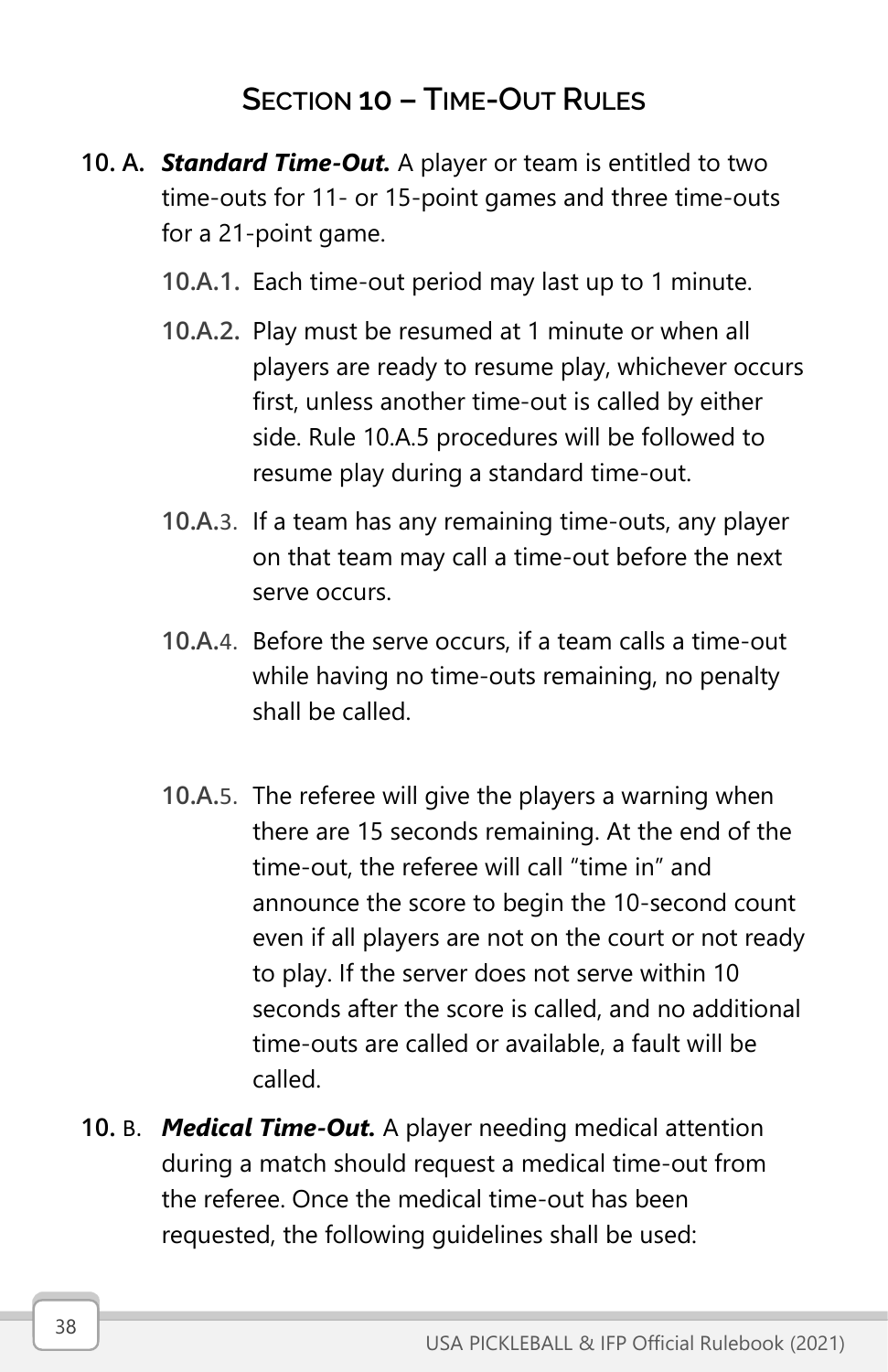## Section 10 – Time-Out Rules

**10. A.** ***Standard Time-Out.*** A player or team is entitled to two time-outs for 11- or 15-point games and three time-outs for a 21-point game.

- **10.A.1.** Each time-out period may last up to 1 minute.
- **10.A.2.** Play must be resumed at 1 minute or when all players are ready to resume play, whichever occurs first, unless another time-out is called by either side. Rule 10.A.5 procedures will be followed to resume play during a standard time-out.
- **10.A.3.** If a team has any remaining time-outs, any player on that team may call a time-out before the next serve occurs.
- **10.A.4.** Before the serve occurs, if a team calls a time-out while having no time-outs remaining, no penalty shall be called.
- **10.A.5.** The referee will give the players a warning when there are 15 seconds remaining. At the end of the time-out, the referee will call "time in" and announce the score to begin the 10-second count even if all players are not on the court or not ready to play. If the server does not serve within 10 seconds after the score is called, and no additional time-outs are called or available, a fault will be called.

**10. B.** ***Medical Time-Out.*** A player needing medical attention during a match should request a medical time-out from the referee. Once the medical time-out has been requested, the following guidelines shall be used: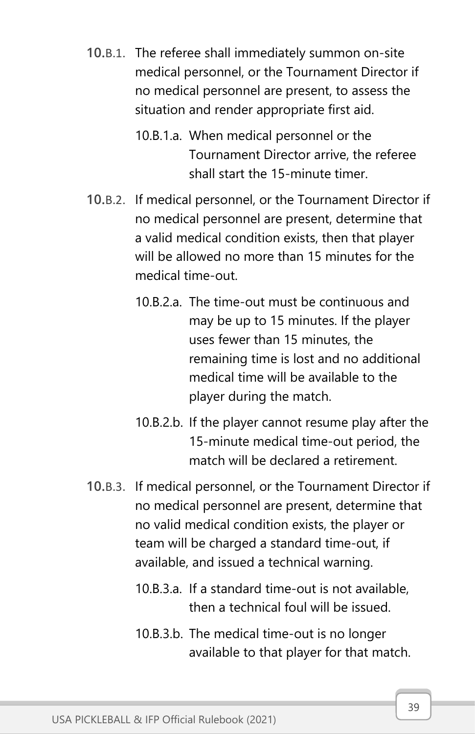10.B.1. The referee shall immediately summon on-site medical personnel, or the Tournament Director if no medical personnel are present, to assess the situation and render appropriate first aid.

  10.B.1.a. When medical personnel or the Tournament Director arrive, the referee shall start the 15-minute timer.

10.B.2. If medical personnel, or the Tournament Director if no medical personnel are present, determine that a valid medical condition exists, then that player will be allowed no more than 15 minutes for the medical time-out.

  10.B.2.a. The time-out must be continuous and may be up to 15 minutes. If the player uses fewer than 15 minutes, the remaining time is lost and no additional medical time will be available to the player during the match.

  10.B.2.b. If the player cannot resume play after the 15-minute medical time-out period, the match will be declared a retirement.

10.B.3. If medical personnel, or the Tournament Director if no medical personnel are present, determine that no valid medical condition exists, the player or team will be charged a standard time-out, if available, and issued a technical warning.

  10.B.3.a. If a standard time-out is not available, then a technical foul will be issued.

  10.B.3.b. The medical time-out is no longer available to that player for that match.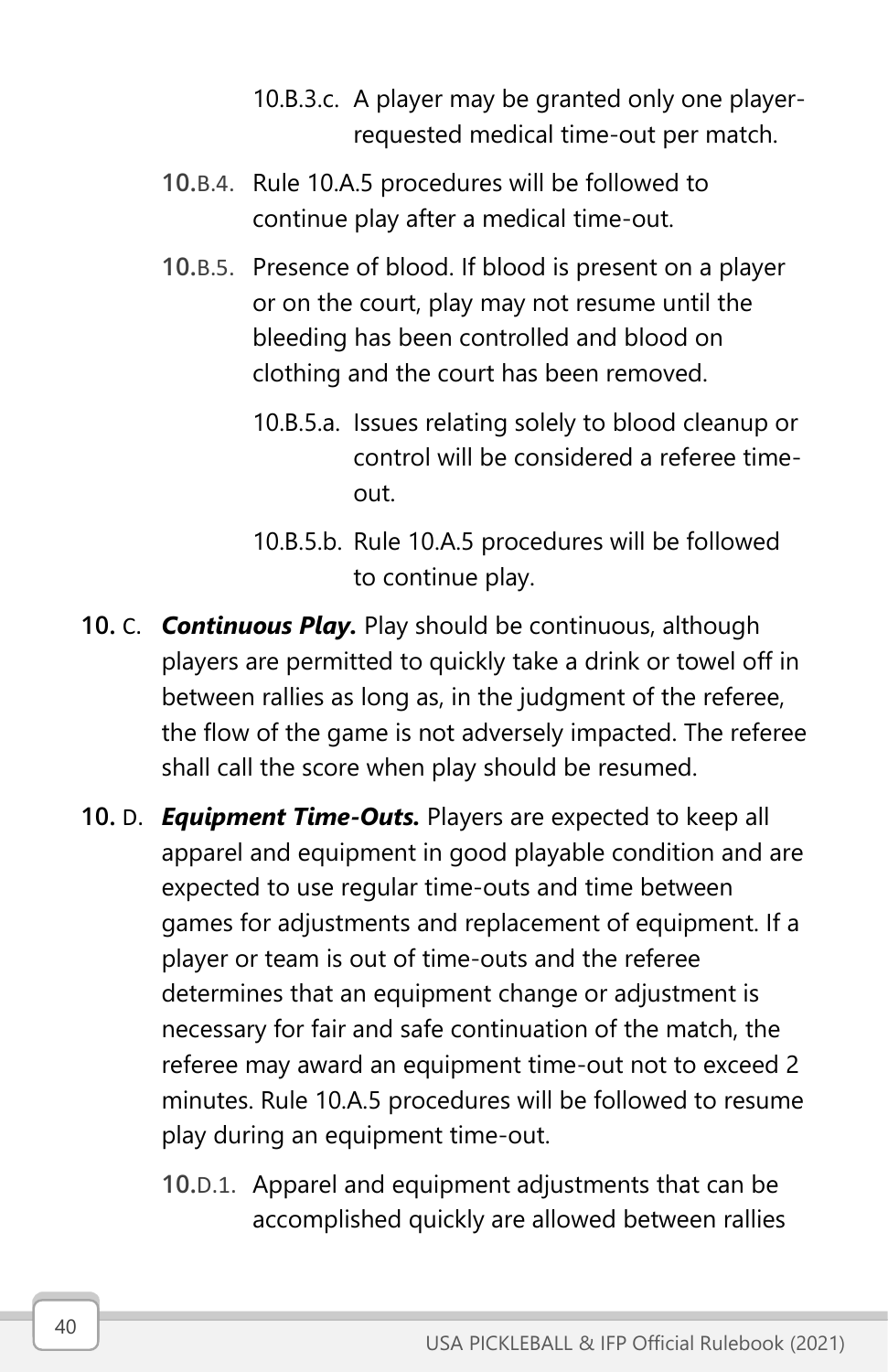10.B.3.c. A player may be granted only one player-requested medical time-out per match.

10.B.4. Rule 10.A.5 procedures will be followed to continue play after a medical time-out.

10.B.5. Presence of blood. If blood is present on a player or on the court, play may not resume until the bleeding has been controlled and blood on clothing and the court has been removed.

10.B.5.a. Issues relating solely to blood cleanup or control will be considered a referee time-out.

10.B.5.b. Rule 10.A.5 procedures will be followed to continue play.

10. C. ***Continuous Play.*** Play should be continuous, although players are permitted to quickly take a drink or towel off in between rallies as long as, in the judgment of the referee, the flow of the game is not adversely impacted. The referee shall call the score when play should be resumed.

10. D. ***Equipment Time-Outs.*** Players are expected to keep all apparel and equipment in good playable condition and are expected to use regular time-outs and time between games for adjustments and replacement of equipment. If a player or team is out of time-outs and the referee determines that an equipment change or adjustment is necessary for fair and safe continuation of the match, the referee may award an equipment time-out not to exceed 2 minutes. Rule 10.A.5 procedures will be followed to resume play during an equipment time-out.

10.D.1. Apparel and equipment adjustments that can be accomplished quickly are allowed between rallies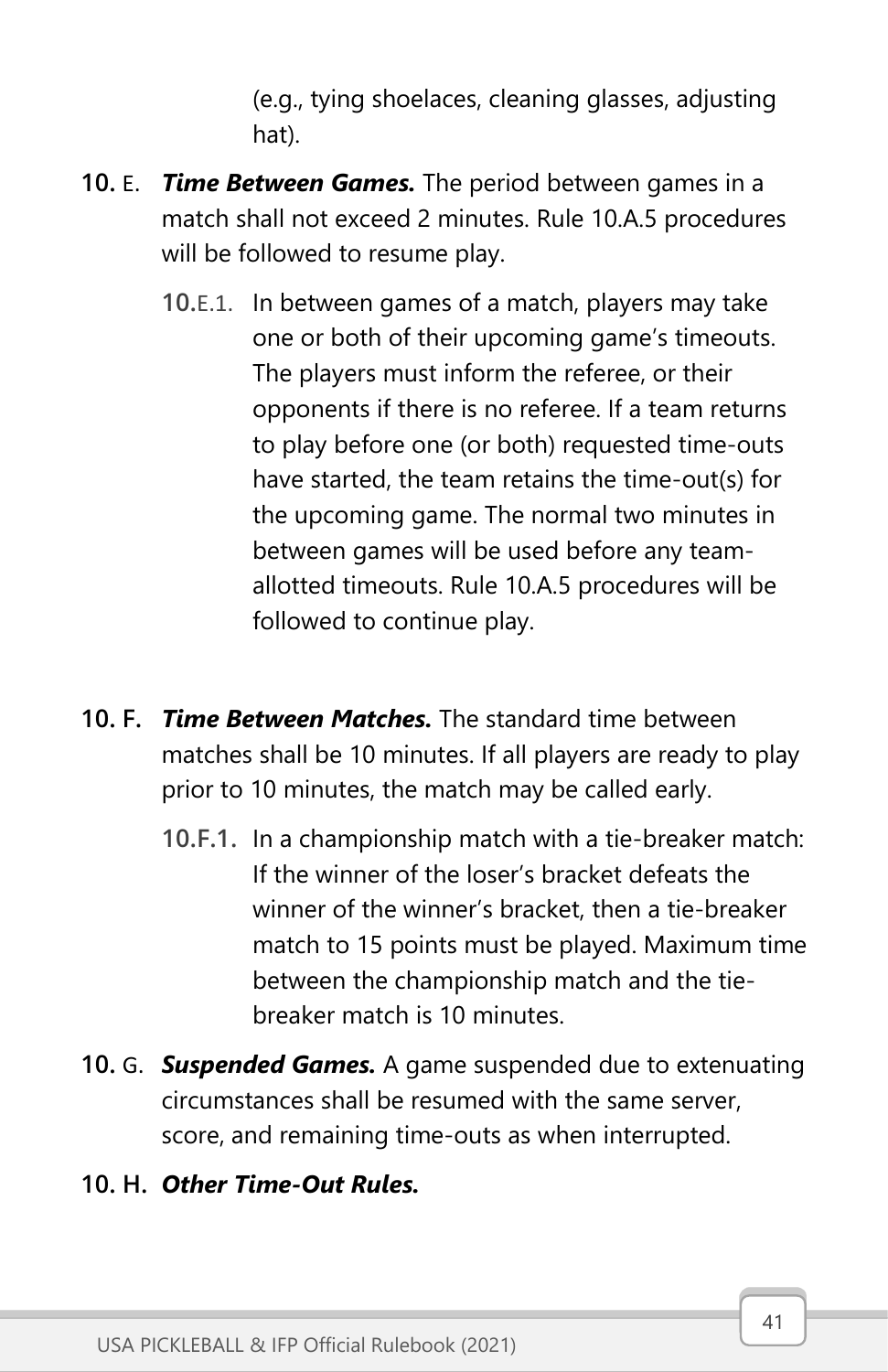(e.g., tying shoelaces, cleaning glasses, adjusting hat).

**10.** E. ***Time Between Games.*** The period between games in a match shall not exceed 2 minutes. Rule 10.A.5 procedures will be followed to resume play.

**10.**E.1. In between games of a match, players may take one or both of their upcoming game's timeouts. The players must inform the referee, or their opponents if there is no referee. If a team returns to play before one (or both) requested time-outs have started, the team retains the time-out(s) for the upcoming game. The normal two minutes in between games will be used before any team-allotted timeouts. Rule 10.A.5 procedures will be followed to continue play.

**10. F.** ***Time Between Matches.*** The standard time between matches shall be 10 minutes. If all players are ready to play prior to 10 minutes, the match may be called early.

**10.F.1.** In a championship match with a tie-breaker match: If the winner of the loser's bracket defeats the winner of the winner's bracket, then a tie-breaker match to 15 points must be played. Maximum time between the championship match and the tie-breaker match is 10 minutes.

**10.** G. ***Suspended Games.*** A game suspended due to extenuating circumstances shall be resumed with the same server, score, and remaining time-outs as when interrupted.

**10. H.** ***Other Time-Out Rules.***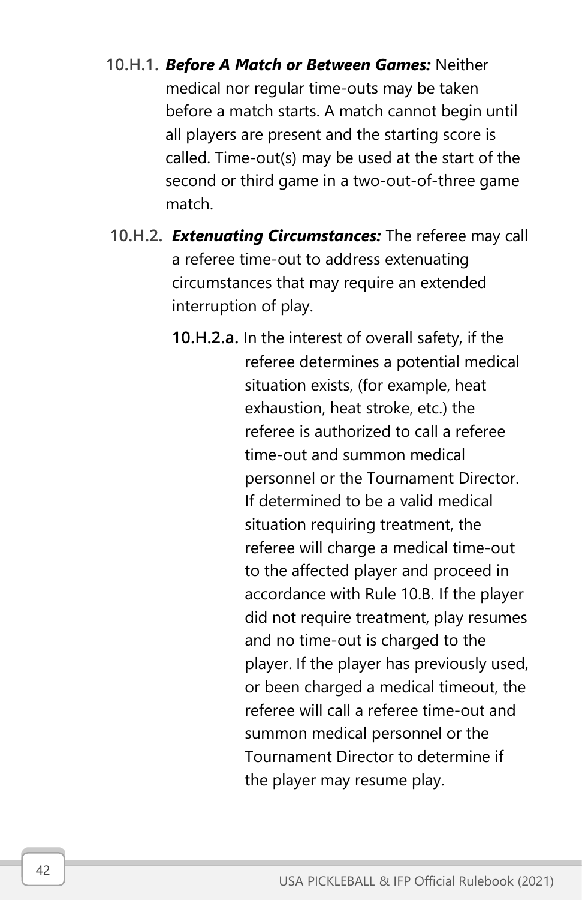**10.H.1.** ***Before A Match or Between Games:*** Neither medical nor regular time-outs may be taken before a match starts. A match cannot begin until all players are present and the starting score is called. Time-out(s) may be used at the start of the second or third game in a two-out-of-three game match.

**10.H.2.** ***Extenuating Circumstances:*** The referee may call a referee time-out to address extenuating circumstances that may require an extended interruption of play.

**10.H.2.a.** In the interest of overall safety, if the referee determines a potential medical situation exists, (for example, heat exhaustion, heat stroke, etc.) the referee is authorized to call a referee time-out and summon medical personnel or the Tournament Director. If determined to be a valid medical situation requiring treatment, the referee will charge a medical time-out to the affected player and proceed in accordance with Rule 10.B. If the player did not require treatment, play resumes and no time-out is charged to the player. If the player has previously used, or been charged a medical timeout, the referee will call a referee time-out and summon medical personnel or the Tournament Director to determine if the player may resume play.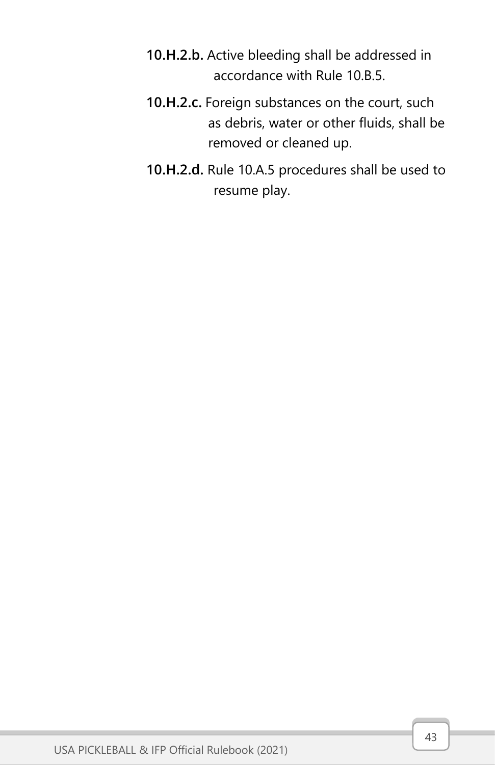**10.H.2.b.** Active bleeding shall be addressed in accordance with Rule 10.B.5.

**10.H.2.c.** Foreign substances on the court, such as debris, water or other fluids, shall be removed or cleaned up.

**10.H.2.d.** Rule 10.A.5 procedures shall be used to resume play.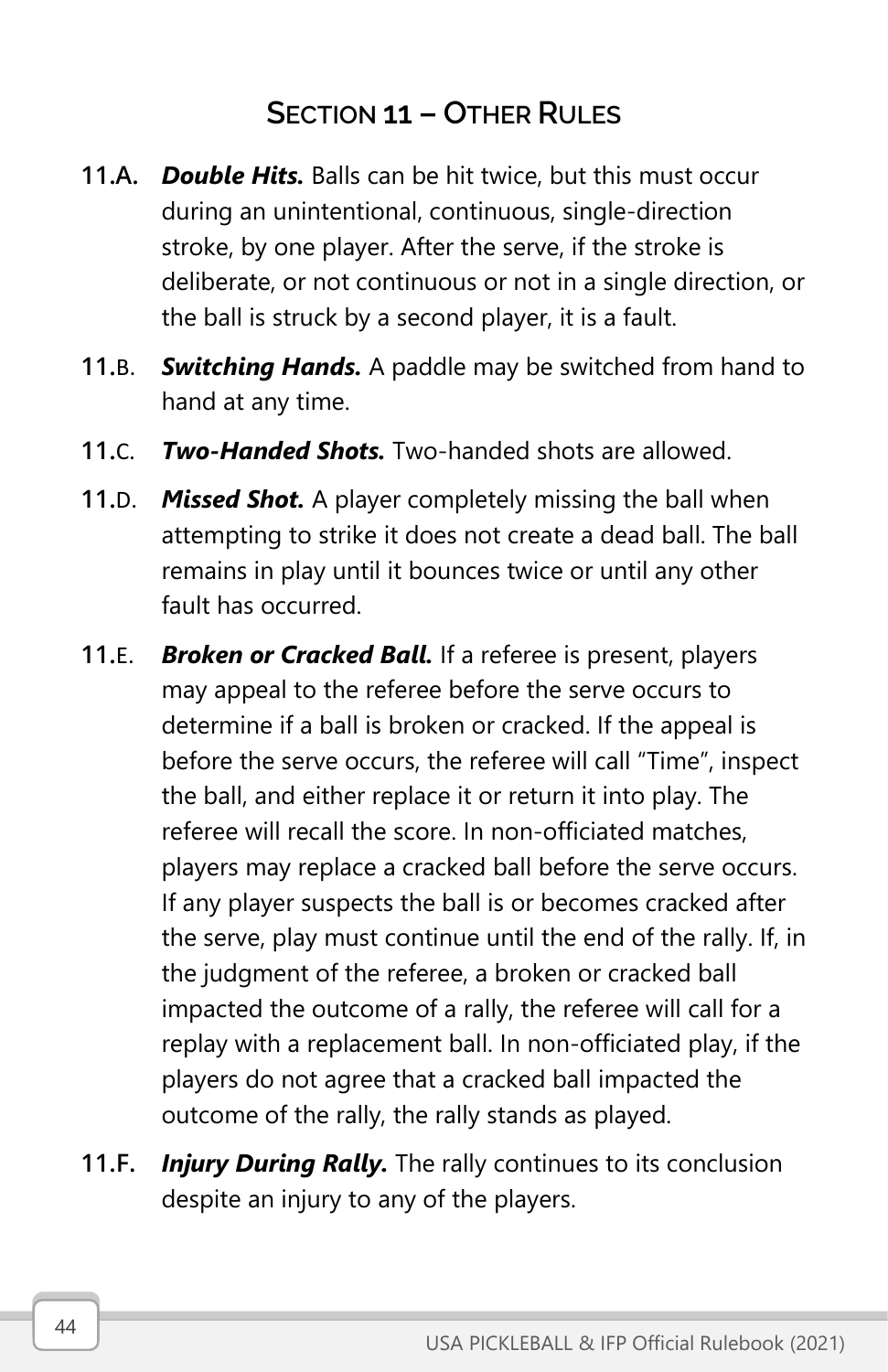## Section 11 – Other Rules

**11.A.** ***Double Hits.*** Balls can be hit twice, but this must occur during an unintentional, continuous, single-direction stroke, by one player. After the serve, if the stroke is deliberate, or not continuous or not in a single direction, or the ball is struck by a second player, it is a fault.

**11.B.** ***Switching Hands.*** A paddle may be switched from hand to hand at any time.

**11.C.** ***Two-Handed Shots.*** Two-handed shots are allowed.

**11.D.** ***Missed Shot.*** A player completely missing the ball when attempting to strike it does not create a dead ball. The ball remains in play until it bounces twice or until any other fault has occurred.

**11.E.** ***Broken or Cracked Ball.*** If a referee is present, players may appeal to the referee before the serve occurs to determine if a ball is broken or cracked. If the appeal is before the serve occurs, the referee will call "Time", inspect the ball, and either replace it or return it into play. The referee will recall the score. In non-officiated matches, players may replace a cracked ball before the serve occurs. If any player suspects the ball is or becomes cracked after the serve, play must continue until the end of the rally. If, in the judgment of the referee, a broken or cracked ball impacted the outcome of a rally, the referee will call for a replay with a replacement ball. In non-officiated play, if the players do not agree that a cracked ball impacted the outcome of the rally, the rally stands as played.

**11.F.** ***Injury During Rally.*** The rally continues to its conclusion despite an injury to any of the players.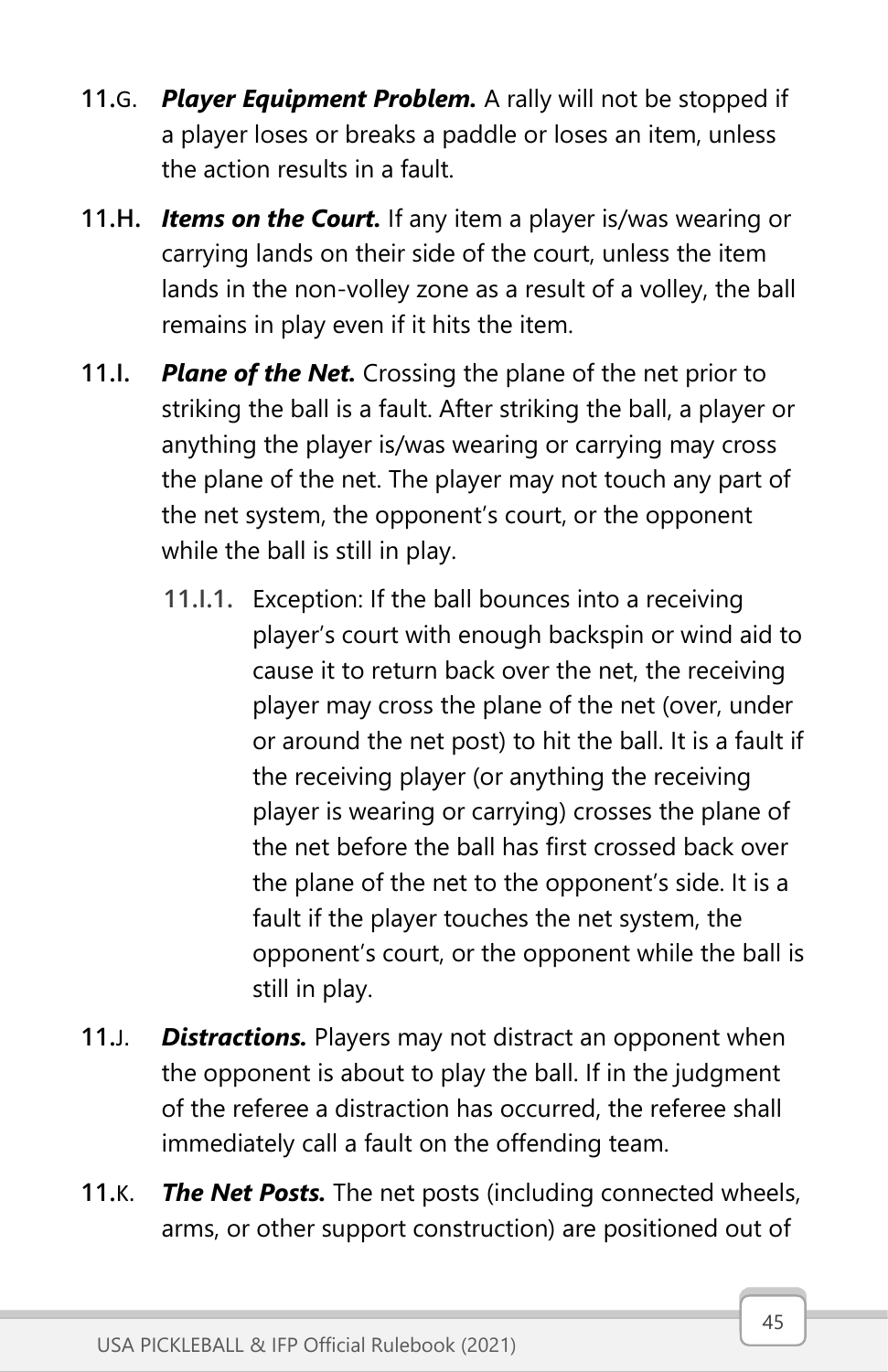**11.G.** ***Player Equipment Problem.*** A rally will not be stopped if a player loses or breaks a paddle or loses an item, unless the action results in a fault.

**11.H.** ***Items on the Court.*** If any item a player is/was wearing or carrying lands on their side of the court, unless the item lands in the non-volley zone as a result of a volley, the ball remains in play even if it hits the item.

**11.I.** ***Plane of the Net.*** Crossing the plane of the net prior to striking the ball is a fault. After striking the ball, a player or anything the player is/was wearing or carrying may cross the plane of the net. The player may not touch any part of the net system, the opponent's court, or the opponent while the ball is still in play.

- **11.I.1.** Exception: If the ball bounces into a receiving player's court with enough backspin or wind aid to cause it to return back over the net, the receiving player may cross the plane of the net (over, under or around the net post) to hit the ball. It is a fault if the receiving player (or anything the receiving player is wearing or carrying) crosses the plane of the net before the ball has first crossed back over the plane of the net to the opponent's side. It is a fault if the player touches the net system, the opponent's court, or the opponent while the ball is still in play.

**11.J.** ***Distractions.*** Players may not distract an opponent when the opponent is about to play the ball. If in the judgment of the referee a distraction has occurred, the referee shall immediately call a fault on the offending team.

**11.K.** ***The Net Posts.*** The net posts (including connected wheels, arms, or other support construction) are positioned out of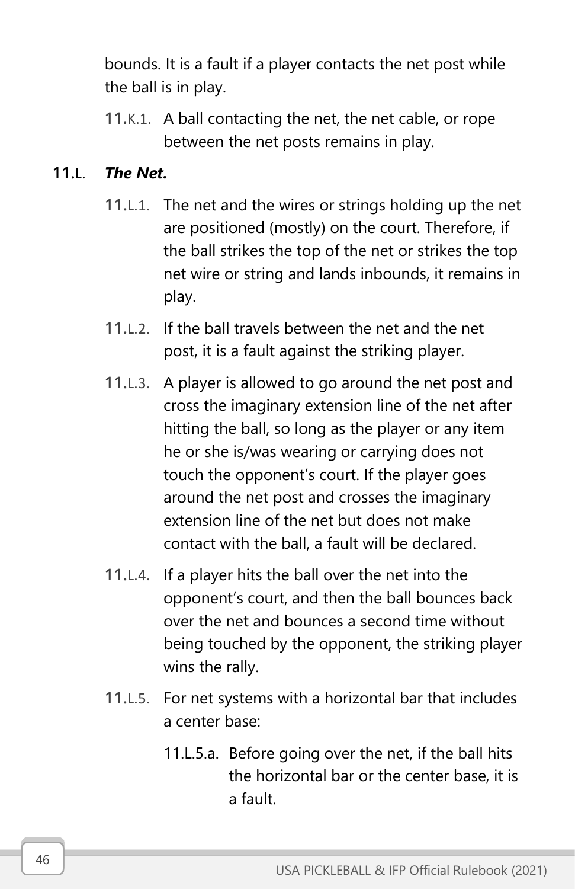bounds. It is a fault if a player contacts the net post while the ball is in play.

11.K.1. A ball contacting the net, the net cable, or rope between the net posts remains in play.

### 11.L. ***The Net.***

11.L.1. The net and the wires or strings holding up the net are positioned (mostly) on the court. Therefore, if the ball strikes the top of the net or strikes the top net wire or string and lands inbounds, it remains in play.

11.L.2. If the ball travels between the net and the net post, it is a fault against the striking player.

11.L.3. A player is allowed to go around the net post and cross the imaginary extension line of the net after hitting the ball, so long as the player or any item he or she is/was wearing or carrying does not touch the opponent's court. If the player goes around the net post and crosses the imaginary extension line of the net but does not make contact with the ball, a fault will be declared.

11.L.4. If a player hits the ball over the net into the opponent's court, and then the ball bounces back over the net and bounces a second time without being touched by the opponent, the striking player wins the rally.

11.L.5. For net systems with a horizontal bar that includes a center base:

11.L.5.a. Before going over the net, if the ball hits the horizontal bar or the center base, it is a fault.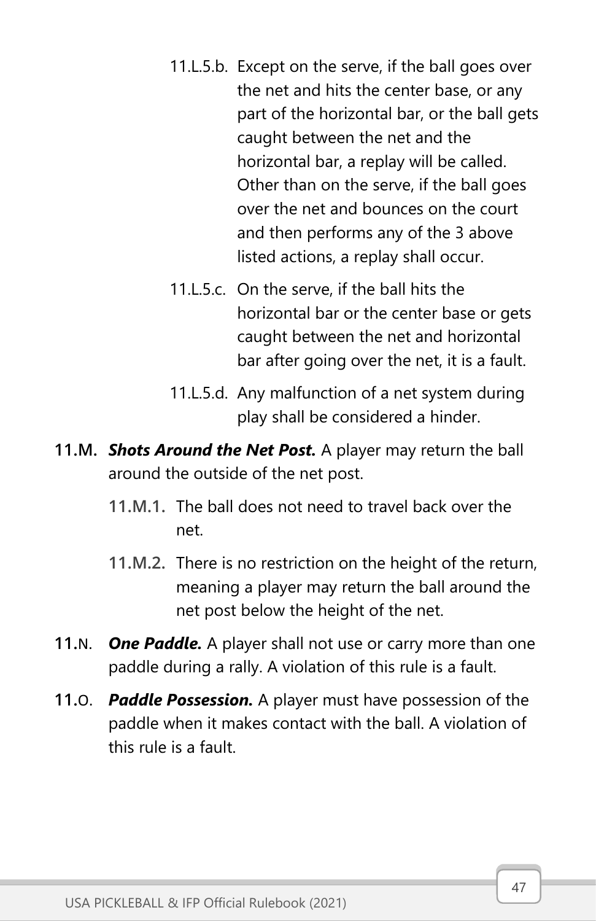11.L.5.b. Except on the serve, if the ball goes over the net and hits the center base, or any part of the horizontal bar, or the ball gets caught between the net and the horizontal bar, a replay will be called. Other than on the serve, if the ball goes over the net and bounces on the court and then performs any of the 3 above listed actions, a replay shall occur.

11.L.5.c. On the serve, if the ball hits the horizontal bar or the center base or gets caught between the net and horizontal bar after going over the net, it is a fault.

11.L.5.d. Any malfunction of a net system during play shall be considered a hinder.

**11.M.** ***Shots Around the Net Post.*** A player may return the ball around the outside of the net post.

**11.M.1.** The ball does not need to travel back over the net.

**11.M.2.** There is no restriction on the height of the return, meaning a player may return the ball around the net post below the height of the net.

**11.N.** ***One Paddle.*** A player shall not use or carry more than one paddle during a rally. A violation of this rule is a fault.

**11.O.** ***Paddle Possession.*** A player must have possession of the paddle when it makes contact with the ball. A violation of this rule is a fault.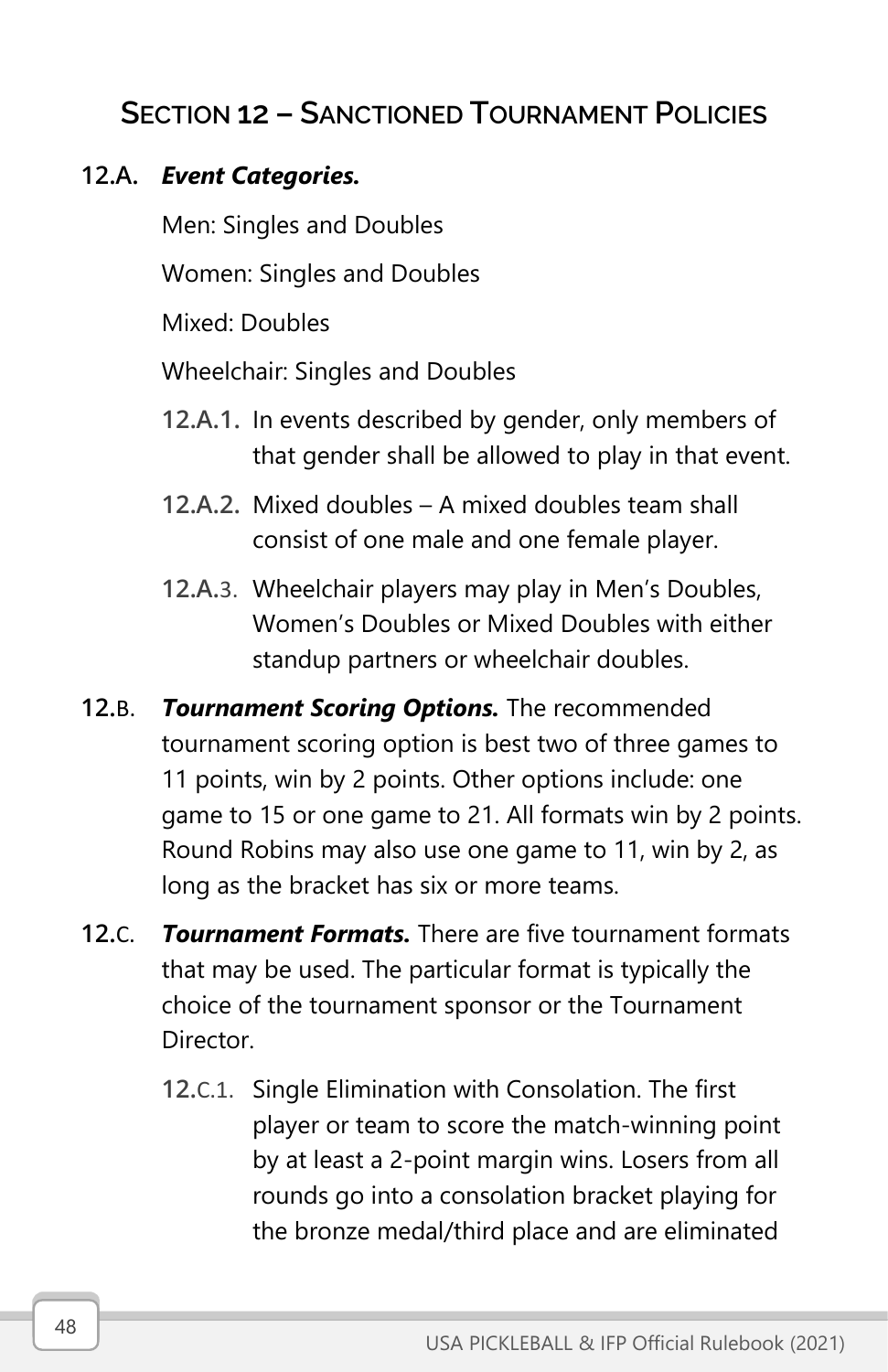## SECTION 12 – SANCTIONED TOURNAMENT POLICIES

**12.A.** ***Event Categories.***

Men: Singles and Doubles

Women: Singles and Doubles

Mixed: Doubles

Wheelchair: Singles and Doubles

**12.A.1.** In events described by gender, only members of that gender shall be allowed to play in that event.

**12.A.2.** Mixed doubles – A mixed doubles team shall consist of one male and one female player.

**12.A.3.** Wheelchair players may play in Men's Doubles, Women's Doubles or Mixed Doubles with either standup partners or wheelchair doubles.

**12.B.** ***Tournament Scoring Options.*** The recommended tournament scoring option is best two of three games to 11 points, win by 2 points. Other options include: one game to 15 or one game to 21. All formats win by 2 points. Round Robins may also use one game to 11, win by 2, as long as the bracket has six or more teams.

**12.C.** ***Tournament Formats.*** There are five tournament formats that may be used. The particular format is typically the choice of the tournament sponsor or the Tournament Director.

**12.C.1.** Single Elimination with Consolation. The first player or team to score the match-winning point by at least a 2-point margin wins. Losers from all rounds go into a consolation bracket playing for the bronze medal/third place and are eliminated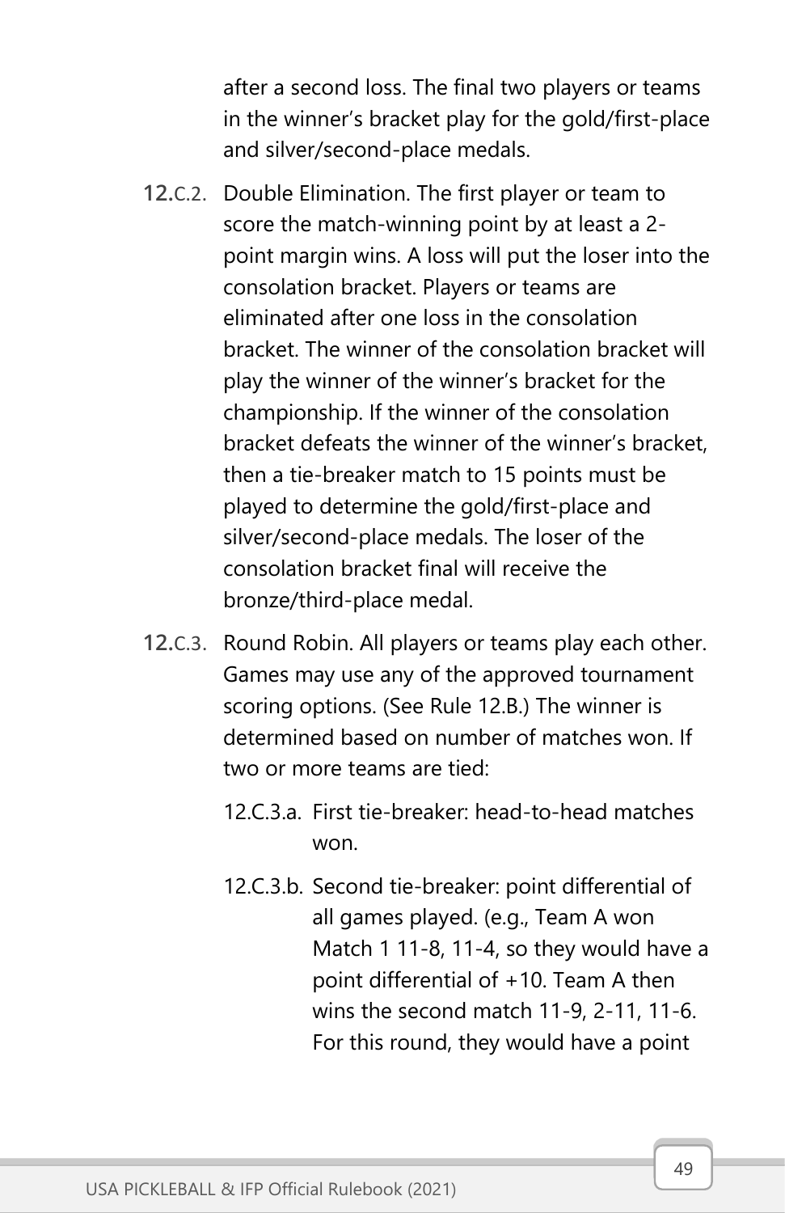after a second loss. The final two players or teams in the winner's bracket play for the gold/first-place and silver/second-place medals.

**12.**C.2. Double Elimination. The first player or team to score the match-winning point by at least a 2-point margin wins. A loss will put the loser into the consolation bracket. Players or teams are eliminated after one loss in the consolation bracket. The winner of the consolation bracket will play the winner of the winner's bracket for the championship. If the winner of the consolation bracket defeats the winner of the winner's bracket, then a tie-breaker match to 15 points must be played to determine the gold/first-place and silver/second-place medals. The loser of the consolation bracket final will receive the bronze/third-place medal.

**12.**C.3. Round Robin. All players or teams play each other. Games may use any of the approved tournament scoring options. (See Rule 12.B.) The winner is determined based on number of matches won. If two or more teams are tied:

- 12.C.3.a. First tie-breaker: head-to-head matches won.
- 12.C.3.b. Second tie-breaker: point differential of all games played. (e.g., Team A won Match 1 11-8, 11-4, so they would have a point differential of +10. Team A then wins the second match 11-9, 2-11, 11-6. For this round, they would have a point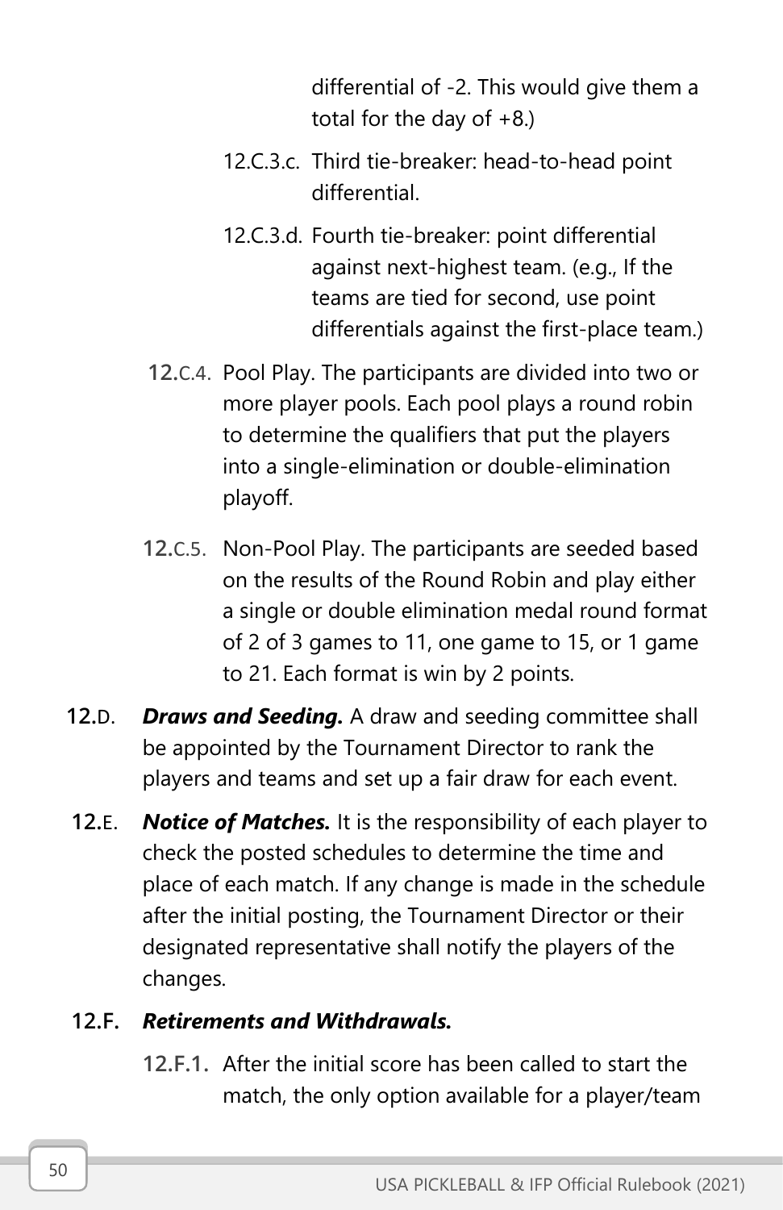differential of -2. This would give them a total for the day of +8.)

12.C.3.c. Third tie-breaker: head-to-head point differential.

12.C.3.d. Fourth tie-breaker: point differential against next-highest team. (e.g., If the teams are tied for second, use point differentials against the first-place team.)

12.C.4. Pool Play. The participants are divided into two or more player pools. Each pool plays a round robin to determine the qualifiers that put the players into a single-elimination or double-elimination playoff.

12.C.5. Non-Pool Play. The participants are seeded based on the results of the Round Robin and play either a single or double elimination medal round format of 2 of 3 games to 11, one game to 15, or 1 game to 21. Each format is win by 2 points.

12.D. ***Draws and Seeding.*** A draw and seeding committee shall be appointed by the Tournament Director to rank the players and teams and set up a fair draw for each event.

12.E. ***Notice of Matches.*** It is the responsibility of each player to check the posted schedules to determine the time and place of each match. If any change is made in the schedule after the initial posting, the Tournament Director or their designated representative shall notify the players of the changes.

12.F. ***Retirements and Withdrawals.***

12.F.1. After the initial score has been called to start the match, the only option available for a player/team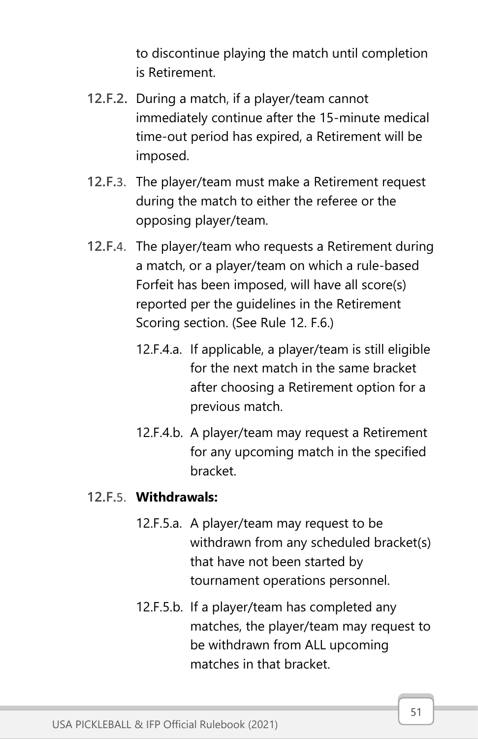to discontinue playing the match until completion is Retirement.

**12.F.2.** During a match, if a player/team cannot immediately continue after the 15-minute medical time-out period has expired, a Retirement will be imposed.

**12.F.3.** The player/team must make a Retirement request during the match to either the referee or the opposing player/team.

**12.F.4.** The player/team who requests a Retirement during a match, or a player/team on which a rule-based Forfeit has been imposed, will have all score(s) reported per the guidelines in the Retirement Scoring section. (See Rule 12. F.6.)

- 12.F.4.a. If applicable, a player/team is still eligible for the next match in the same bracket after choosing a Retirement option for a previous match.
- 12.F.4.b. A player/team may request a Retirement for any upcoming match in the specified bracket.

**12.F.5. Withdrawals:**

- 12.F.5.a. A player/team may request to be withdrawn from any scheduled bracket(s) that have not been started by tournament operations personnel.
- 12.F.5.b. If a player/team has completed any matches, the player/team may request to be withdrawn from ALL upcoming matches in that bracket.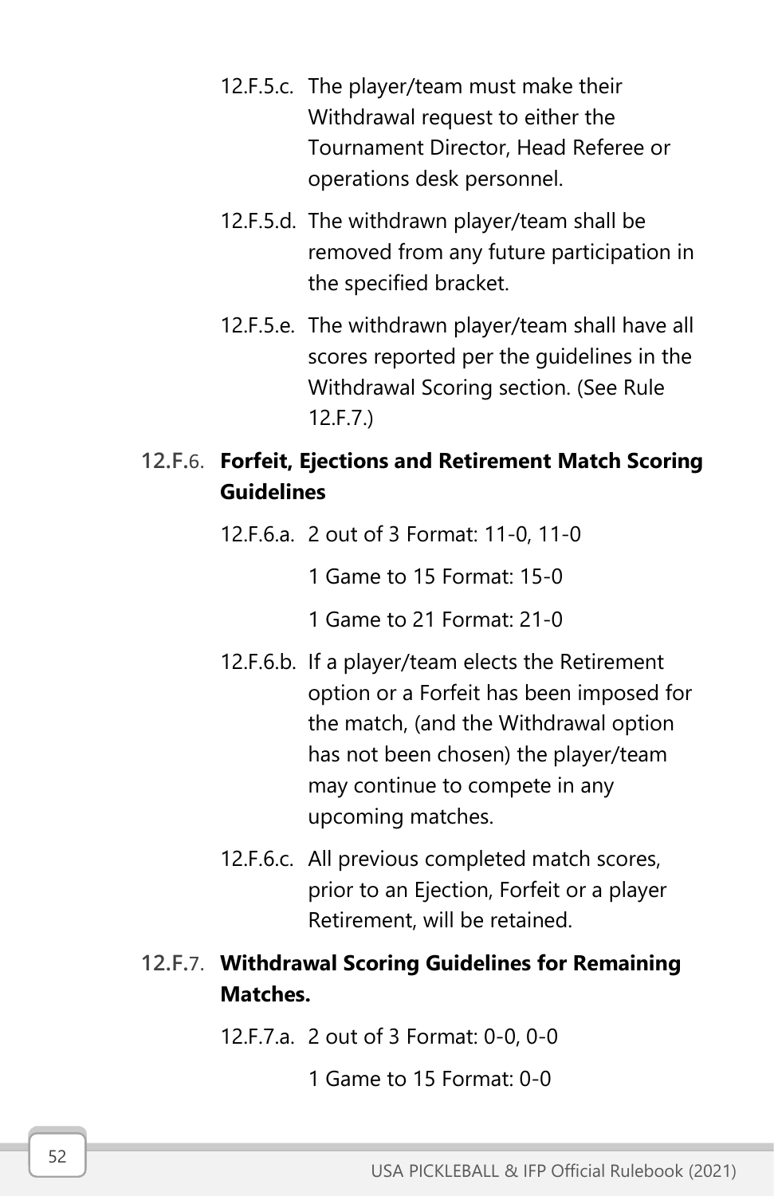12.F.5.c. The player/team must make their Withdrawal request to either the Tournament Director, Head Referee or operations desk personnel.

12.F.5.d. The withdrawn player/team shall be removed from any future participation in the specified bracket.

12.F.5.e. The withdrawn player/team shall have all scores reported per the guidelines in the Withdrawal Scoring section. (See Rule 12.F.7.)

### 12.F.6. Forfeit, Ejections and Retirement Match Scoring Guidelines

12.F.6.a. 2 out of 3 Format: 11-0, 11-0

1 Game to 15 Format: 15-0

1 Game to 21 Format: 21-0

12.F.6.b. If a player/team elects the Retirement option or a Forfeit has been imposed for the match, (and the Withdrawal option has not been chosen) the player/team may continue to compete in any upcoming matches.

12.F.6.c. All previous completed match scores, prior to an Ejection, Forfeit or a player Retirement, will be retained.

### 12.F.7. Withdrawal Scoring Guidelines for Remaining Matches.

12.F.7.a. 2 out of 3 Format: 0-0, 0-0

1 Game to 15 Format: 0-0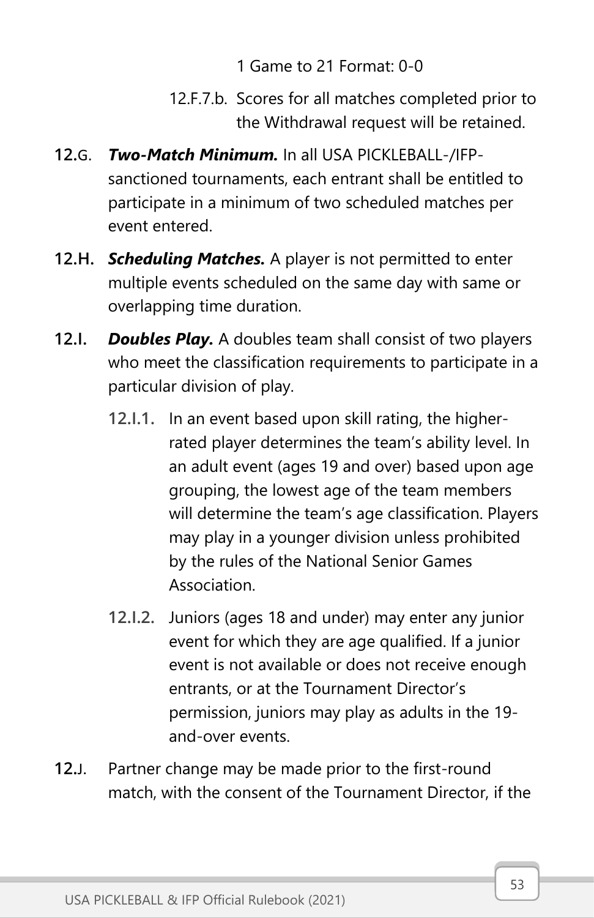1 Game to 21 Format: 0-0

12.F.7.b. Scores for all matches completed prior to the Withdrawal request will be retained.

**12.**G. ***Two-Match Minimum.*** In all USA PICKLEBALL-/IFP-sanctioned tournaments, each entrant shall be entitled to participate in a minimum of two scheduled matches per event entered.

**12.H.** ***Scheduling Matches.*** A player is not permitted to enter multiple events scheduled on the same day with same or overlapping time duration.

**12.I.** ***Doubles Play.*** A doubles team shall consist of two players who meet the classification requirements to participate in a particular division of play.

**12.I.1.** In an event based upon skill rating, the higher-rated player determines the team's ability level. In an adult event (ages 19 and over) based upon age grouping, the lowest age of the team members will determine the team's age classification. Players may play in a younger division unless prohibited by the rules of the National Senior Games Association.

**12.I.2.** Juniors (ages 18 and under) may enter any junior event for which they are age qualified. If a junior event is not available or does not receive enough entrants, or at the Tournament Director's permission, juniors may play as adults in the 19-and-over events.

**12.**J. Partner change may be made prior to the first-round match, with the consent of the Tournament Director, if the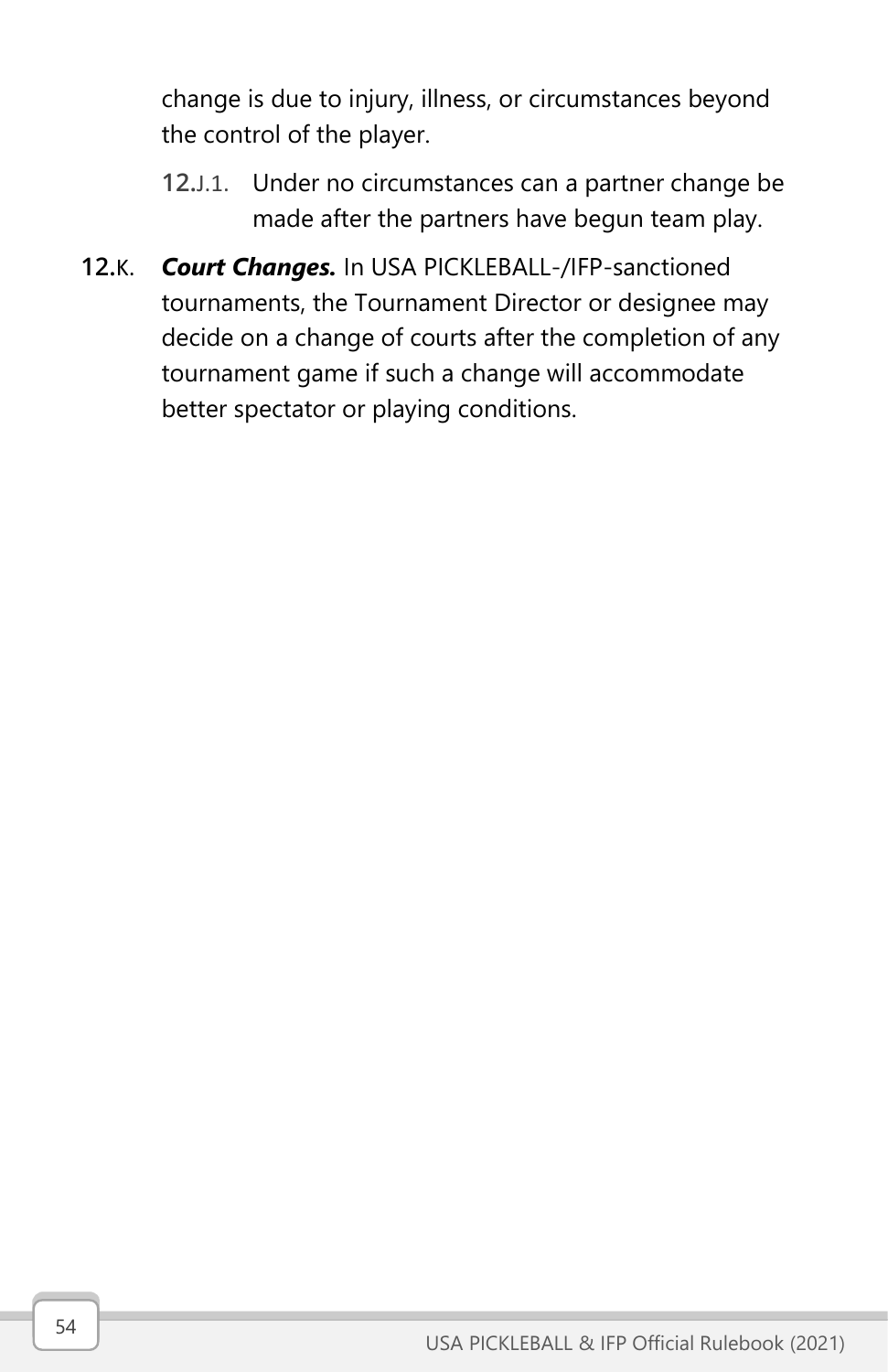change is due to injury, illness, or circumstances beyond the control of the player.

12.J.1. Under no circumstances can a partner change be made after the partners have begun team play.

12.K. ***Court Changes.*** In USA PICKLEBALL-/IFP-sanctioned tournaments, the Tournament Director or designee may decide on a change of courts after the completion of any tournament game if such a change will accommodate better spectator or playing conditions.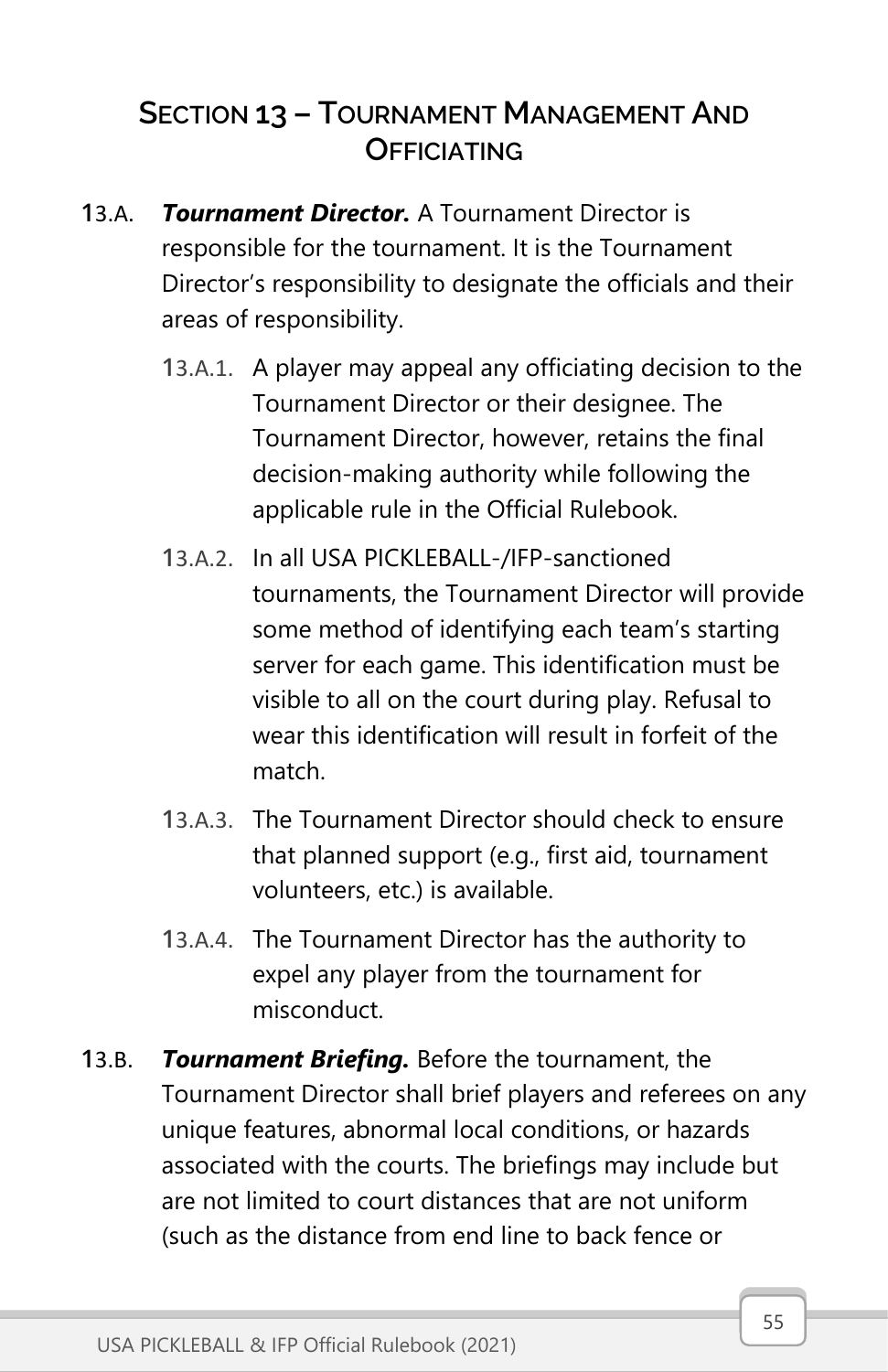## SECTION 13 – TOURNAMENT MANAGEMENT AND OFFICIATING

13.A. ***Tournament Director.*** A Tournament Director is responsible for the tournament. It is the Tournament Director's responsibility to designate the officials and their areas of responsibility.

- 13.A.1. A player may appeal any officiating decision to the Tournament Director or their designee. The Tournament Director, however, retains the final decision-making authority while following the applicable rule in the Official Rulebook.

- 13.A.2. In all USA PICKLEBALL-/IFP-sanctioned tournaments, the Tournament Director will provide some method of identifying each team's starting server for each game. This identification must be visible to all on the court during play. Refusal to wear this identification will result in forfeit of the match.

- 13.A.3. The Tournament Director should check to ensure that planned support (e.g., first aid, tournament volunteers, etc.) is available.

- 13.A.4. The Tournament Director has the authority to expel any player from the tournament for misconduct.

13.B. ***Tournament Briefing.*** Before the tournament, the Tournament Director shall brief players and referees on any unique features, abnormal local conditions, or hazards associated with the courts. The briefings may include but are not limited to court distances that are not uniform (such as the distance from end line to back fence or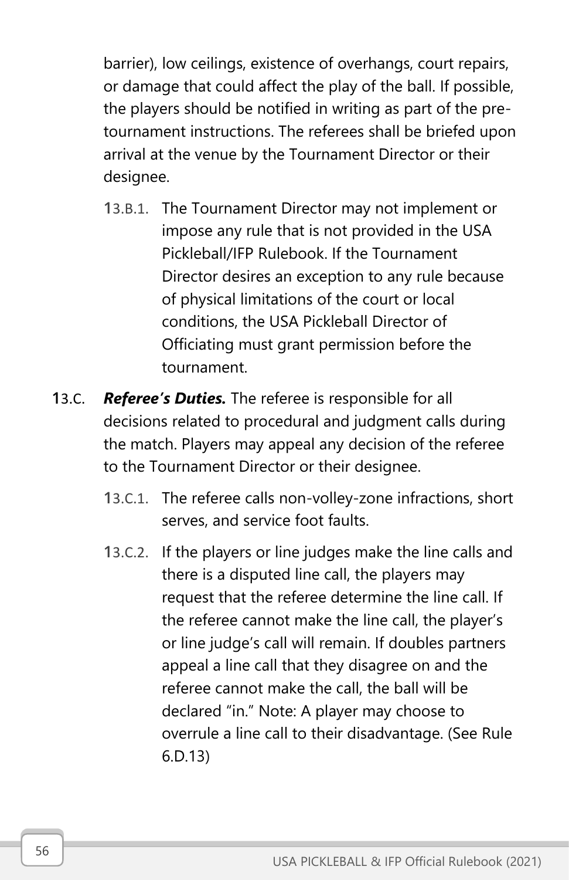barrier), low ceilings, existence of overhangs, court repairs, or damage that could affect the play of the ball. If possible, the players should be notified in writing as part of the pre-tournament instructions. The referees shall be briefed upon arrival at the venue by the Tournament Director or their designee.

13.B.1. The Tournament Director may not implement or impose any rule that is not provided in the USA Pickleball/IFP Rulebook. If the Tournament Director desires an exception to any rule because of physical limitations of the court or local conditions, the USA Pickleball Director of Officiating must grant permission before the tournament.

13.C. ***Referee's Duties.*** The referee is responsible for all decisions related to procedural and judgment calls during the match. Players may appeal any decision of the referee to the Tournament Director or their designee.

13.C.1. The referee calls non-volley-zone infractions, short serves, and service foot faults.

13.C.2. If the players or line judges make the line calls and there is a disputed line call, the players may request that the referee determine the line call. If the referee cannot make the line call, the player's or line judge's call will remain. If doubles partners appeal a line call that they disagree on and the referee cannot make the call, the ball will be declared "in." Note: A player may choose to overrule a line call to their disadvantage. (See Rule 6.D.13)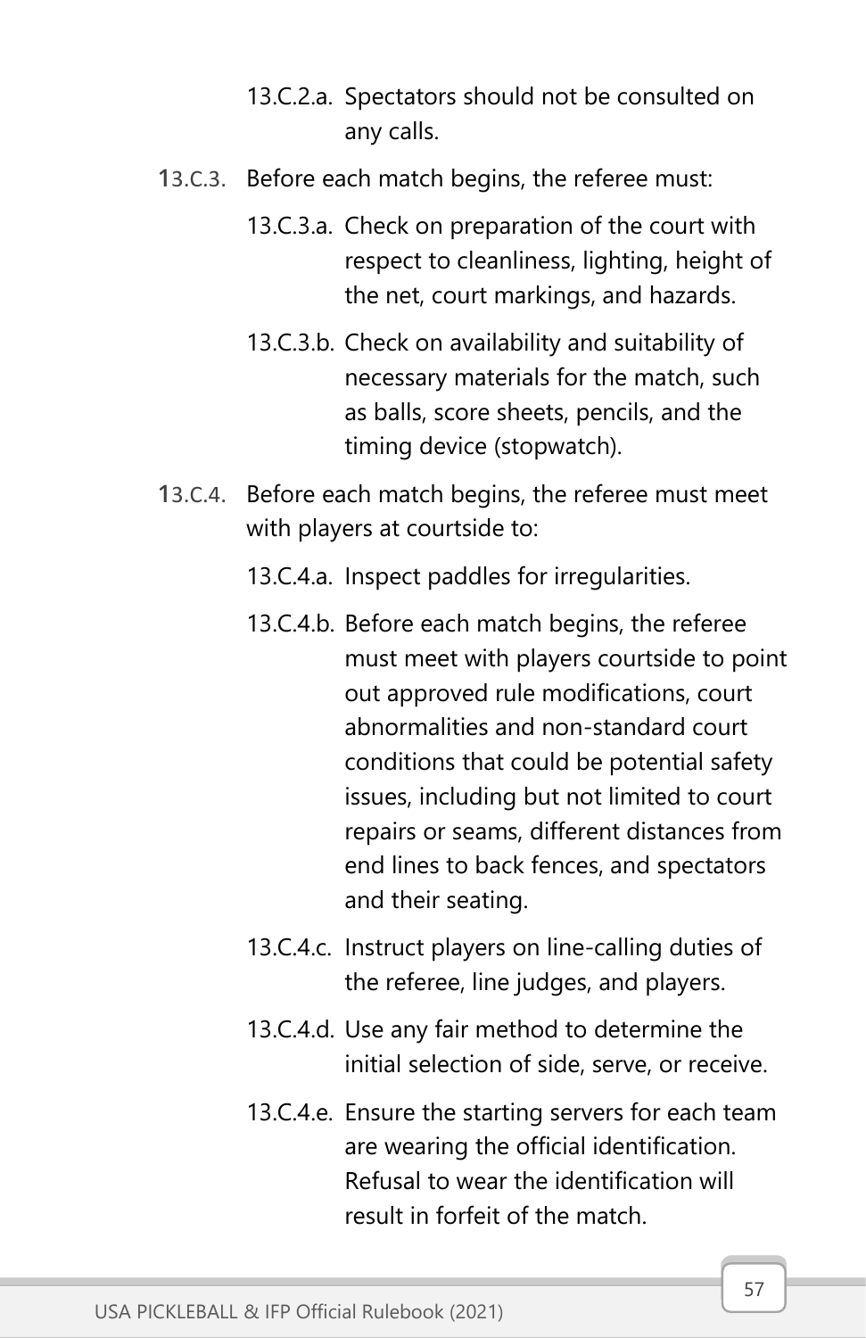- 13.C.2.a. Spectators should not be consulted on any calls.

13.C.3. Before each match begins, the referee must:

- 13.C.3.a. Check on preparation of the court with respect to cleanliness, lighting, height of the net, court markings, and hazards.
- 13.C.3.b. Check on availability and suitability of necessary materials for the match, such as balls, score sheets, pencils, and the timing device (stopwatch).

13.C.4. Before each match begins, the referee must meet with players at courtside to:

- 13.C.4.a. Inspect paddles for irregularities.
- 13.C.4.b. Before each match begins, the referee must meet with players courtside to point out approved rule modifications, court abnormalities and non-standard court conditions that could be potential safety issues, including but not limited to court repairs or seams, different distances from end lines to back fences, and spectators and their seating.
- 13.C.4.c. Instruct players on line-calling duties of the referee, line judges, and players.
- 13.C.4.d. Use any fair method to determine the initial selection of side, serve, or receive.
- 13.C.4.e. Ensure the starting servers for each team are wearing the official identification. Refusal to wear the identification will result in forfeit of the match.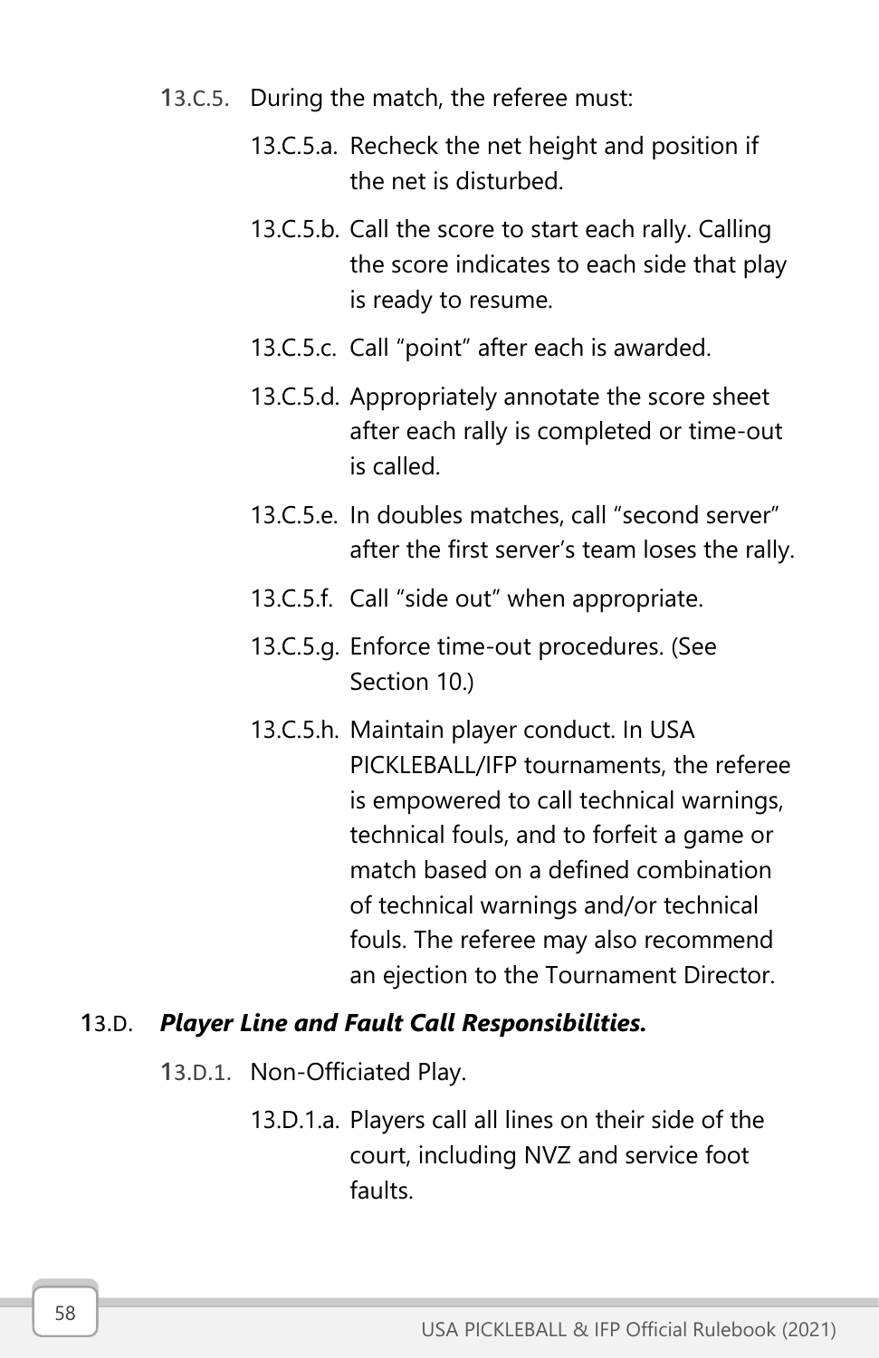13.C.5. During the match, the referee must:

13.C.5.a. Recheck the net height and position if the net is disturbed.

13.C.5.b. Call the score to start each rally. Calling the score indicates to each side that play is ready to resume.

13.C.5.c. Call "point" after each is awarded.

13.C.5.d. Appropriately annotate the score sheet after each rally is completed or time-out is called.

13.C.5.e. In doubles matches, call "second server" after the first server's team loses the rally.

13.C.5.f. Call "side out" when appropriate.

13.C.5.g. Enforce time-out procedures. (See Section 10.)

13.C.5.h. Maintain player conduct. In USA PICKLEBALL/IFP tournaments, the referee is empowered to call technical warnings, technical fouls, and to forfeit a game or match based on a defined combination of technical warnings and/or technical fouls. The referee may also recommend an ejection to the Tournament Director.

### 13.D. *Player Line and Fault Call Responsibilities.*

13.D.1. Non-Officiated Play.

13.D.1.a. Players call all lines on their side of the court, including NVZ and service foot faults.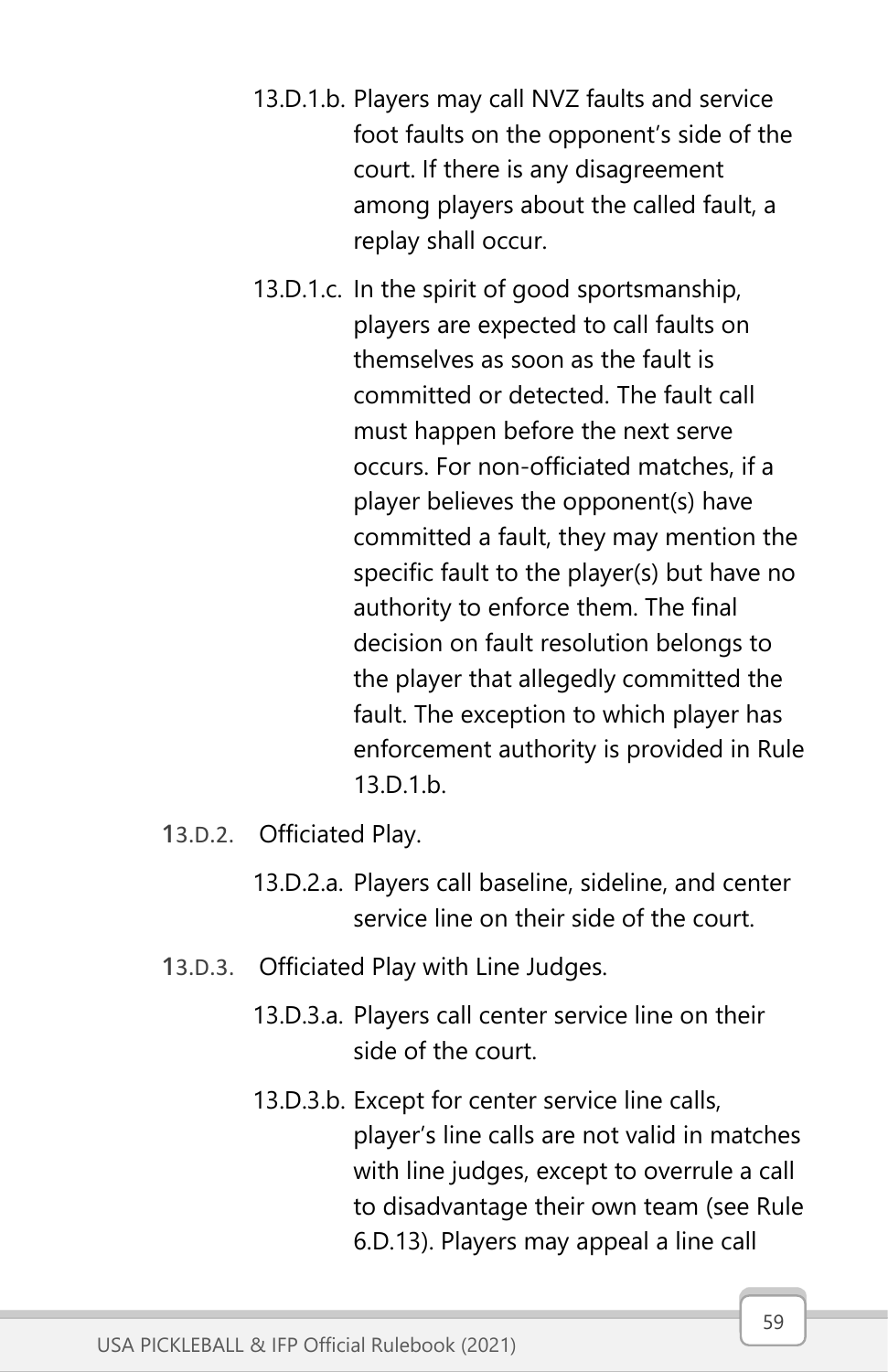13.D.1.b. Players may call NVZ faults and service foot faults on the opponent's side of the court. If there is any disagreement among players about the called fault, a replay shall occur.

13.D.1.c. In the spirit of good sportsmanship, players are expected to call faults on themselves as soon as the fault is committed or detected. The fault call must happen before the next serve occurs. For non-officiated matches, if a player believes the opponent(s) have committed a fault, they may mention the specific fault to the player(s) but have no authority to enforce them. The final decision on fault resolution belongs to the player that allegedly committed the fault. The exception to which player has enforcement authority is provided in Rule 13.D.1.b.

13.D.2. Officiated Play.

13.D.2.a. Players call baseline, sideline, and center service line on their side of the court.

13.D.3. Officiated Play with Line Judges.

13.D.3.a. Players call center service line on their side of the court.

13.D.3.b. Except for center service line calls, player's line calls are not valid in matches with line judges, except to overrule a call to disadvantage their own team (see Rule 6.D.13). Players may appeal a line call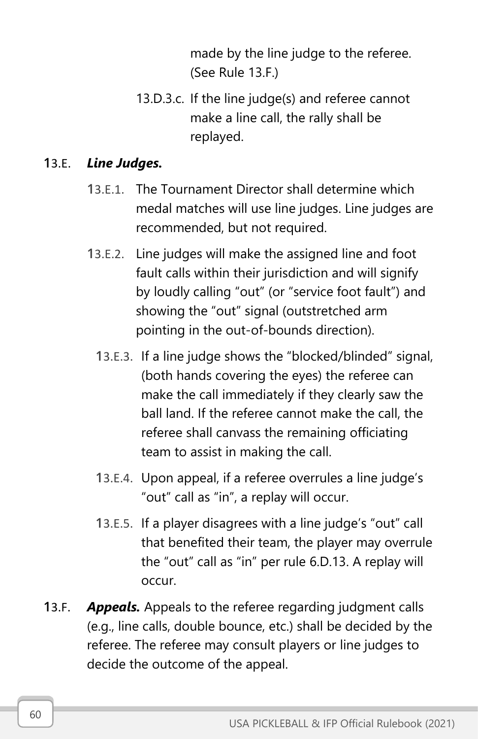made by the line judge to the referee. (See Rule 13.F.)

13.D.3.c. If the line judge(s) and referee cannot make a line call, the rally shall be replayed.

13.E. ***Line Judges.***

13.E.1. The Tournament Director shall determine which medal matches will use line judges. Line judges are recommended, but not required.

13.E.2. Line judges will make the assigned line and foot fault calls within their jurisdiction and will signify by loudly calling "out" (or "service foot fault") and showing the "out" signal (outstretched arm pointing in the out-of-bounds direction).

13.E.3. If a line judge shows the "blocked/blinded" signal, (both hands covering the eyes) the referee can make the call immediately if they clearly saw the ball land. If the referee cannot make the call, the referee shall canvass the remaining officiating team to assist in making the call.

13.E.4. Upon appeal, if a referee overrules a line judge's "out" call as "in", a replay will occur.

13.E.5. If a player disagrees with a line judge's "out" call that benefited their team, the player may overrule the "out" call as "in" per rule 6.D.13. A replay will occur.

13.F. ***Appeals.*** Appeals to the referee regarding judgment calls (e.g., line calls, double bounce, etc.) shall be decided by the referee. The referee may consult players or line judges to decide the outcome of the appeal.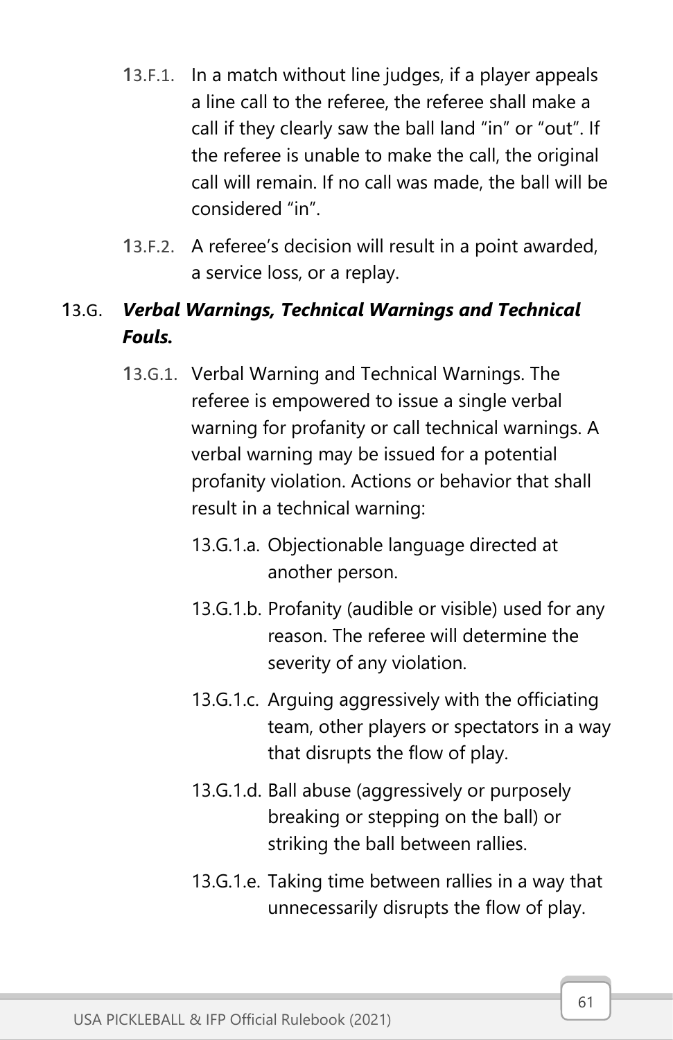13.F.1. In a match without line judges, if a player appeals a line call to the referee, the referee shall make a call if they clearly saw the ball land "in" or "out". If the referee is unable to make the call, the original call will remain. If no call was made, the ball will be considered "in".

13.F.2. A referee's decision will result in a point awarded, a service loss, or a replay.

### 13.G. ***Verbal Warnings, Technical Warnings and Technical Fouls.***

13.G.1. Verbal Warning and Technical Warnings. The referee is empowered to issue a single verbal warning for profanity or call technical warnings. A verbal warning may be issued for a potential profanity violation. Actions or behavior that shall result in a technical warning:

13.G.1.a. Objectionable language directed at another person.

13.G.1.b. Profanity (audible or visible) used for any reason. The referee will determine the severity of any violation.

13.G.1.c. Arguing aggressively with the officiating team, other players or spectators in a way that disrupts the flow of play.

13.G.1.d. Ball abuse (aggressively or purposely breaking or stepping on the ball) or striking the ball between rallies.

13.G.1.e. Taking time between rallies in a way that unnecessarily disrupts the flow of play.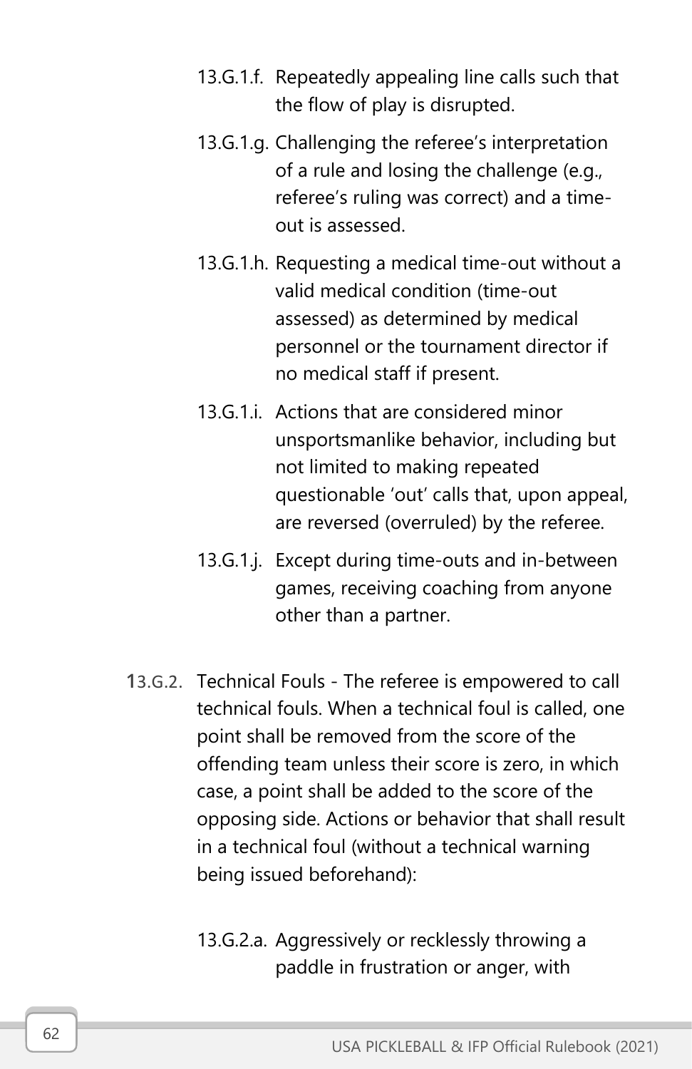13.G.1.f. Repeatedly appealing line calls such that the flow of play is disrupted.

13.G.1.g. Challenging the referee's interpretation of a rule and losing the challenge (e.g., referee's ruling was correct) and a time-out is assessed.

13.G.1.h. Requesting a medical time-out without a valid medical condition (time-out assessed) as determined by medical personnel or the tournament director if no medical staff if present.

13.G.1.i. Actions that are considered minor unsportsmanlike behavior, including but not limited to making repeated questionable 'out' calls that, upon appeal, are reversed (overruled) by the referee.

13.G.1.j. Except during time-outs and in-between games, receiving coaching from anyone other than a partner.

13.G.2. Technical Fouls - The referee is empowered to call technical fouls. When a technical foul is called, one point shall be removed from the score of the offending team unless their score is zero, in which case, a point shall be added to the score of the opposing side. Actions or behavior that shall result in a technical foul (without a technical warning being issued beforehand):

13.G.2.a. Aggressively or recklessly throwing a paddle in frustration or anger, with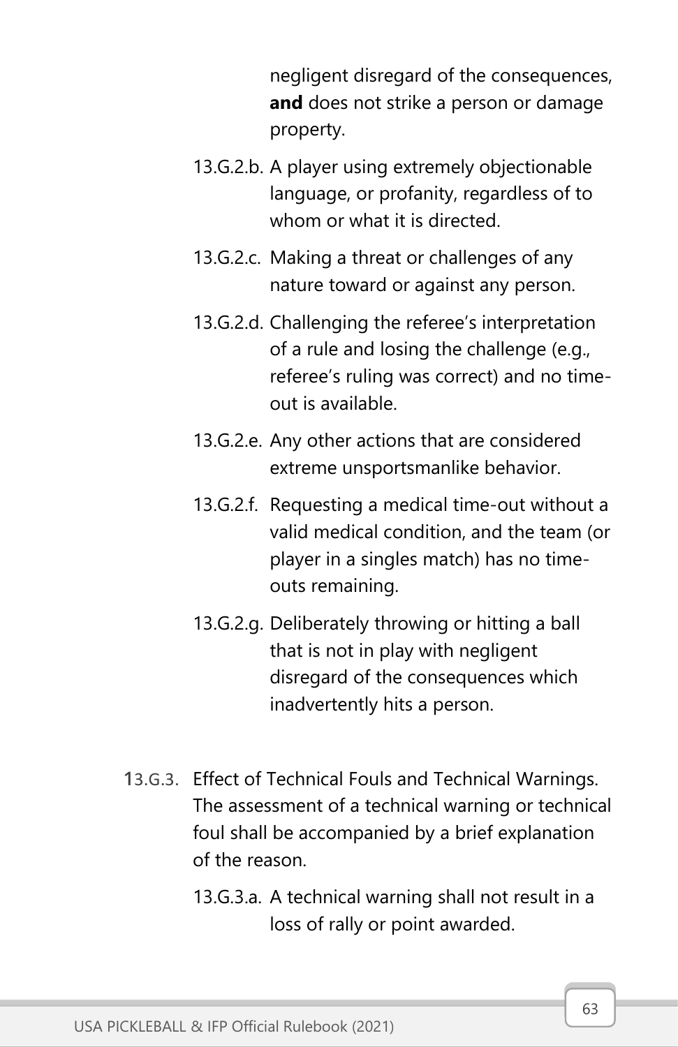negligent disregard of the consequences, **and** does not strike a person or damage property.

13.G.2.b. A player using extremely objectionable language, or profanity, regardless of to whom or what it is directed.

13.G.2.c. Making a threat or challenges of any nature toward or against any person.

13.G.2.d. Challenging the referee's interpretation of a rule and losing the challenge (e.g., referee's ruling was correct) and no time-out is available.

13.G.2.e. Any other actions that are considered extreme unsportsmanlike behavior.

13.G.2.f. Requesting a medical time-out without a valid medical condition, and the team (or player in a singles match) has no time-outs remaining.

13.G.2.g. Deliberately throwing or hitting a ball that is not in play with negligent disregard of the consequences which inadvertently hits a person.

13.G.3. Effect of Technical Fouls and Technical Warnings. The assessment of a technical warning or technical foul shall be accompanied by a brief explanation of the reason.

13.G.3.a. A technical warning shall not result in a loss of rally or point awarded.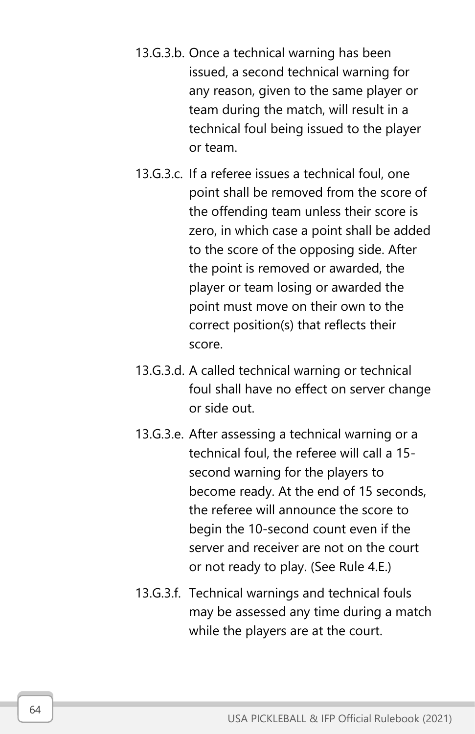13.G.3.b. Once a technical warning has been issued, a second technical warning for any reason, given to the same player or team during the match, will result in a technical foul being issued to the player or team.

13.G.3.c. If a referee issues a technical foul, one point shall be removed from the score of the offending team unless their score is zero, in which case a point shall be added to the score of the opposing side. After the point is removed or awarded, the player or team losing or awarded the point must move on their own to the correct position(s) that reflects their score.

13.G.3.d. A called technical warning or technical foul shall have no effect on server change or side out.

13.G.3.e. After assessing a technical warning or a technical foul, the referee will call a 15-second warning for the players to become ready. At the end of 15 seconds, the referee will announce the score to begin the 10-second count even if the server and receiver are not on the court or not ready to play. (See Rule 4.E.)

13.G.3.f. Technical warnings and technical fouls may be assessed any time during a match while the players are at the court.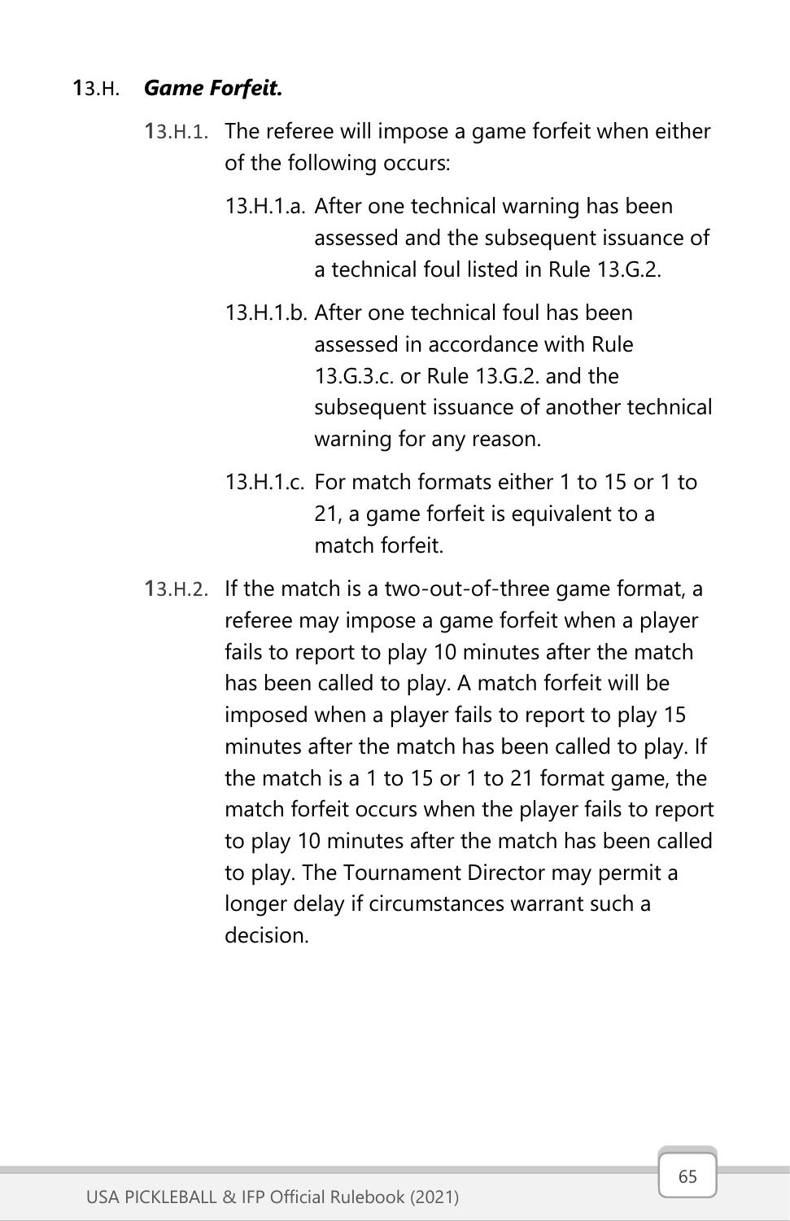### 13.H. ***Game Forfeit.***

13.H.1. The referee will impose a game forfeit when either of the following occurs:

- 13.H.1.a. After one technical warning has been assessed and the subsequent issuance of a technical foul listed in Rule 13.G.2.
- 13.H.1.b. After one technical foul has been assessed in accordance with Rule 13.G.3.c. or Rule 13.G.2. and the subsequent issuance of another technical warning for any reason.
- 13.H.1.c. For match formats either 1 to 15 or 1 to 21, a game forfeit is equivalent to a match forfeit.

13.H.2. If the match is a two-out-of-three game format, a referee may impose a game forfeit when a player fails to report to play 10 minutes after the match has been called to play. A match forfeit will be imposed when a player fails to report to play 15 minutes after the match has been called to play. If the match is a 1 to 15 or 1 to 21 format game, the match forfeit occurs when the player fails to report to play 10 minutes after the match has been called to play. The Tournament Director may permit a longer delay if circumstances warrant such a decision.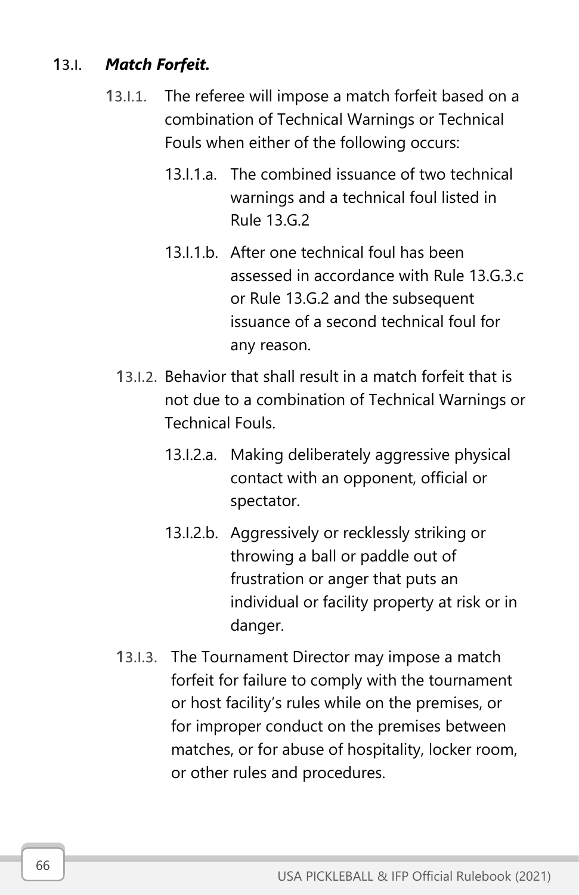13.I. ***Match Forfeit.***

13.I.1. The referee will impose a match forfeit based on a combination of Technical Warnings or Technical Fouls when either of the following occurs:

13.I.1.a. The combined issuance of two technical warnings and a technical foul listed in Rule 13.G.2

13.I.1.b. After one technical foul has been assessed in accordance with Rule 13.G.3.c or Rule 13.G.2 and the subsequent issuance of a second technical foul for any reason.

13.I.2. Behavior that shall result in a match forfeit that is not due to a combination of Technical Warnings or Technical Fouls.

13.I.2.a. Making deliberately aggressive physical contact with an opponent, official or spectator.

13.I.2.b. Aggressively or recklessly striking or throwing a ball or paddle out of frustration or anger that puts an individual or facility property at risk or in danger.

13.I.3. The Tournament Director may impose a match forfeit for failure to comply with the tournament or host facility's rules while on the premises, or for improper conduct on the premises between matches, or for abuse of hospitality, locker room, or other rules and procedures.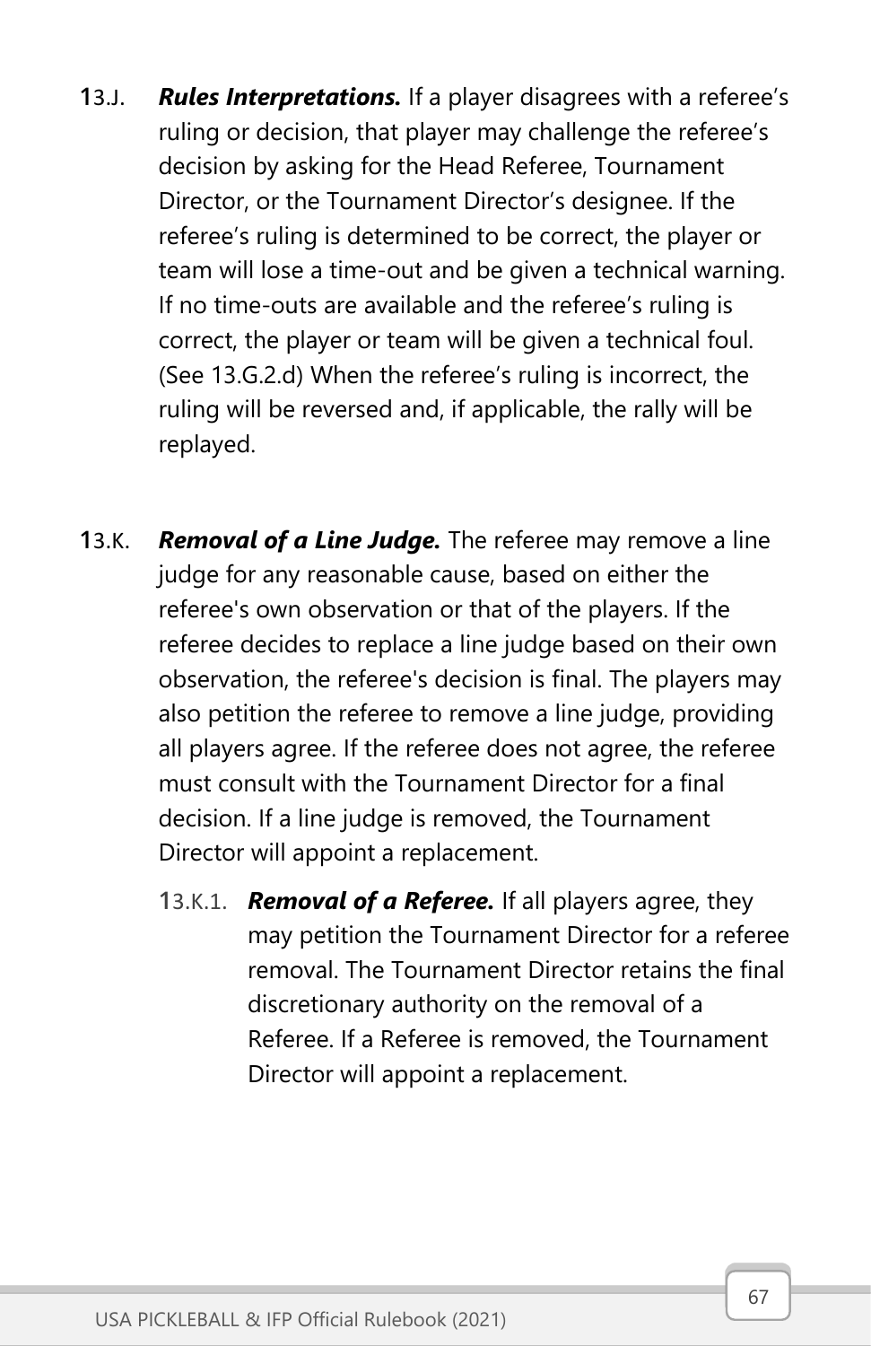13.J. ***Rules Interpretations.*** If a player disagrees with a referee's ruling or decision, that player may challenge the referee's decision by asking for the Head Referee, Tournament Director, or the Tournament Director's designee. If the referee's ruling is determined to be correct, the player or team will lose a time-out and be given a technical warning. If no time-outs are available and the referee's ruling is correct, the player or team will be given a technical foul. (See 13.G.2.d) When the referee's ruling is incorrect, the ruling will be reversed and, if applicable, the rally will be replayed.

13.K. ***Removal of a Line Judge.*** The referee may remove a line judge for any reasonable cause, based on either the referee's own observation or that of the players. If the referee decides to replace a line judge based on their own observation, the referee's decision is final. The players may also petition the referee to remove a line judge, providing all players agree. If the referee does not agree, the referee must consult with the Tournament Director for a final decision. If a line judge is removed, the Tournament Director will appoint a replacement.

13.K.1. ***Removal of a Referee.*** If all players agree, they may petition the Tournament Director for a referee removal. The Tournament Director retains the final discretionary authority on the removal of a Referee. If a Referee is removed, the Tournament Director will appoint a replacement.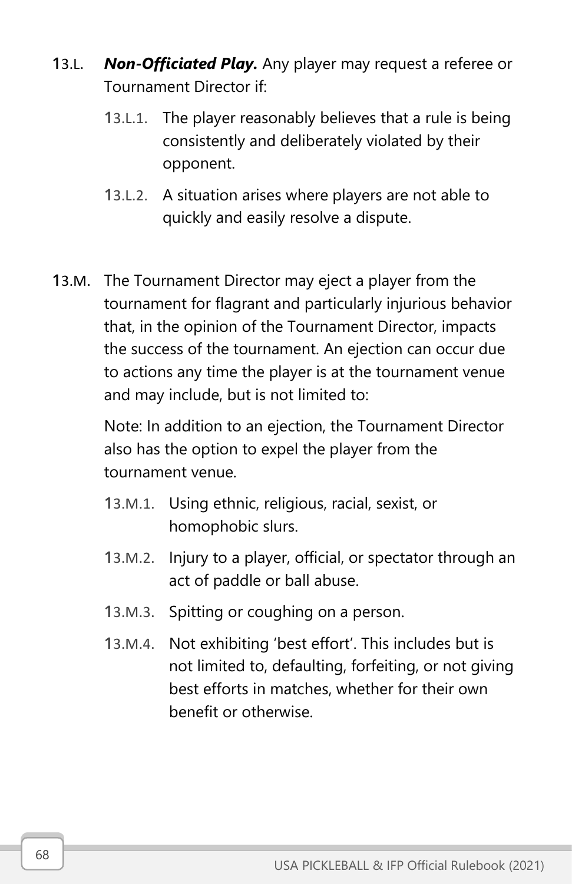13.L. ***Non-Officiated Play.*** Any player may request a referee or Tournament Director if:

- 13.L.1. The player reasonably believes that a rule is being consistently and deliberately violated by their opponent.
- 13.L.2. A situation arises where players are not able to quickly and easily resolve a dispute.

13.M. The Tournament Director may eject a player from the tournament for flagrant and particularly injurious behavior that, in the opinion of the Tournament Director, impacts the success of the tournament. An ejection can occur due to actions any time the player is at the tournament venue and may include, but is not limited to:

Note: In addition to an ejection, the Tournament Director also has the option to expel the player from the tournament venue.

- 13.M.1. Using ethnic, religious, racial, sexist, or homophobic slurs.
- 13.M.2. Injury to a player, official, or spectator through an act of paddle or ball abuse.
- 13.M.3. Spitting or coughing on a person.
- 13.M.4. Not exhibiting 'best effort'. This includes but is not limited to, defaulting, forfeiting, or not giving best efforts in matches, whether for their own benefit or otherwise.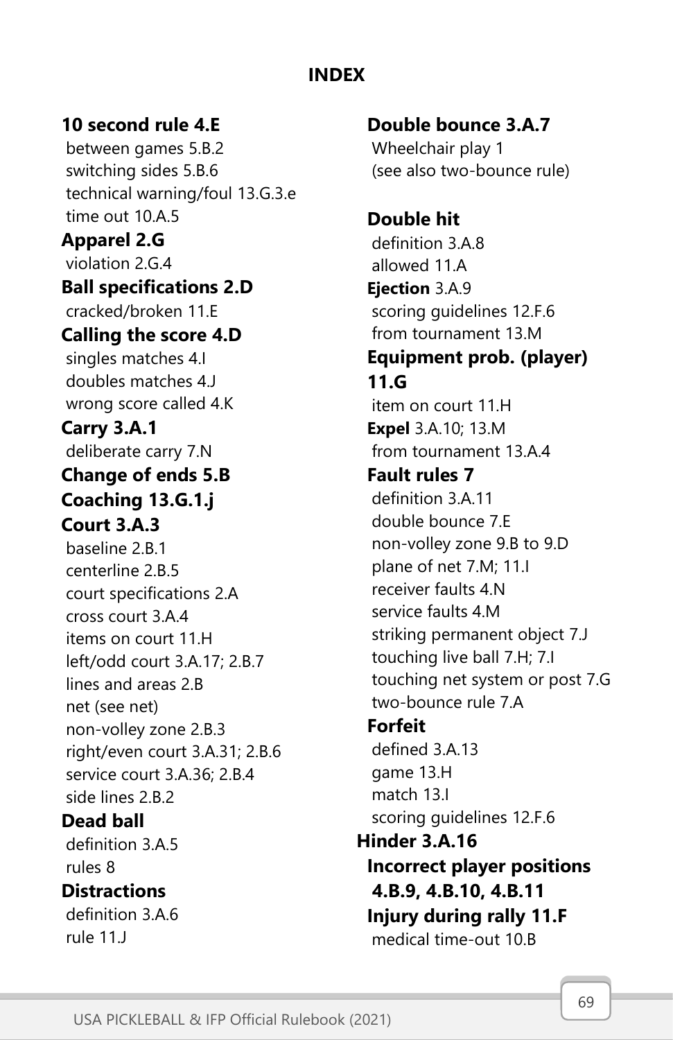# INDEX

**10 second rule 4.E**
between games 5.B.2
switching sides 5.B.6
technical warning/foul 13.G.3.e
time out 10.A.5

**Apparel 2.G**
violation 2.G.4

**Ball specifications 2.D**
cracked/broken 11.E

**Calling the score 4.D**
singles matches 4.I
doubles matches 4.J
wrong score called 4.K

**Carry 3.A.1**
deliberate carry 7.N

**Change of ends 5.B**

**Coaching 13.G.1.j**

**Court 3.A.3**
baseline 2.B.1
centerline 2.B.5
court specifications 2.A
cross court 3.A.4
items on court 11.H
left/odd court 3.A.17; 2.B.7
lines and areas 2.B
net (see net)
non-volley zone 2.B.3
right/even court 3.A.31; 2.B.6
service court 3.A.36; 2.B.4
side lines 2.B.2

**Dead ball**
definition 3.A.5
rules 8

**Distractions**
definition 3.A.6
rule 11.J

**Double bounce 3.A.7**
Wheelchair play 1
(see also two-bounce rule)

**Double hit**
definition 3.A.8
allowed 11.A

**Ejection** 3.A.9
scoring guidelines 12.F.6
from tournament 13.M

**Equipment prob. (player) 11.G**
item on court 11.H

**Expel** 3.A.10; 13.M
from tournament 13.A.4

**Fault rules 7**
definition 3.A.11
double bounce 7.E
non-volley zone 9.B to 9.D
plane of net 7.M; 11.I
receiver faults 4.N
service faults 4.M
striking permanent object 7.J
touching live ball 7.H; 7.I
touching net system or post 7.G
two-bounce rule 7.A

**Forfeit**
defined 3.A.13
game 13.H
match 13.I
scoring guidelines 12.F.6

**Hinder 3.A.16**

**Incorrect player positions 4.B.9, 4.B.10, 4.B.11**

**Injury during rally 11.F**
medical time-out 10.B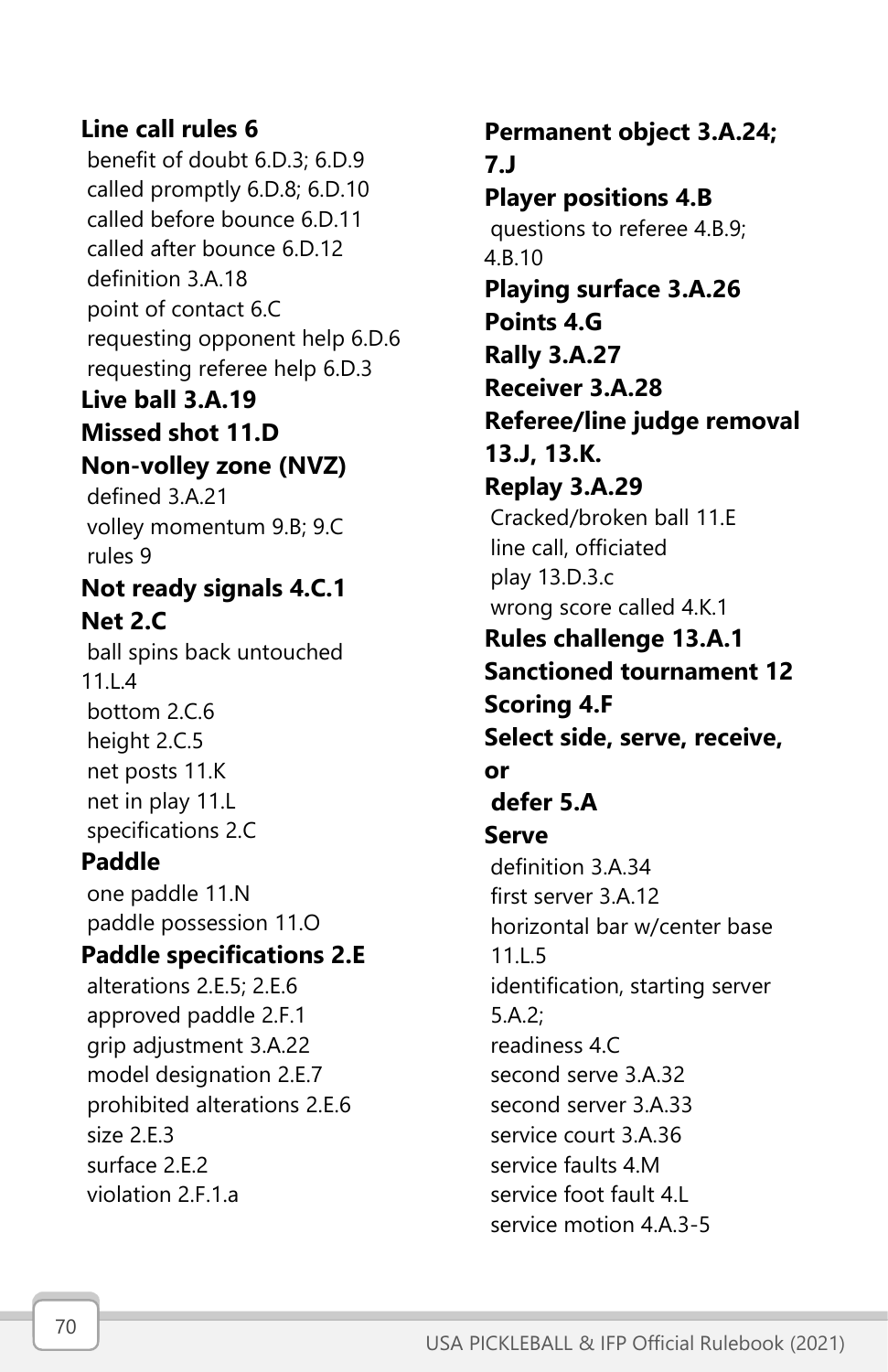**Line call rules 6**
benefit of doubt 6.D.3; 6.D.9
called promptly 6.D.8; 6.D.10
called before bounce 6.D.11
called after bounce 6.D.12
definition 3.A.18
point of contact 6.C
requesting opponent help 6.D.6
requesting referee help 6.D.3

**Live ball 3.A.19**

**Missed shot 11.D**

**Non-volley zone (NVZ)**
defined 3.A.21
volley momentum 9.B; 9.C
rules 9

**Not ready signals 4.C.1**

**Net 2.C**
ball spins back untouched 11.L.4
bottom 2.C.6
height 2.C.5
net posts 11.K
net in play 11.L
specifications 2.C

**Paddle**
one paddle 11.N
paddle possession 11.O

**Paddle specifications 2.E**
alterations 2.E.5; 2.E.6
approved paddle 2.F.1
grip adjustment 3.A.22
model designation 2.E.7
prohibited alterations 2.E.6
size 2.E.3
surface 2.E.2
violation 2.F.1.a

**Permanent object 3.A.24; 7.J**

**Player positions 4.B**
questions to referee 4.B.9; 4.B.10

**Playing surface 3.A.26**

**Points 4.G**

**Rally 3.A.27**

**Receiver 3.A.28**

**Referee/line judge removal 13.J, 13.K.**

**Replay 3.A.29**
Cracked/broken ball 11.E
line call, officiated
play 13.D.3.c
wrong score called 4.K.1

**Rules challenge 13.A.1**

**Sanctioned tournament 12**

**Scoring 4.F**

**Select side, serve, receive, or defer 5.A**

**Serve**
definition 3.A.34
first server 3.A.12
horizontal bar w/center base 11.L.5
identification, starting server 5.A.2;
readiness 4.C
second serve 3.A.32
second server 3.A.33
service court 3.A.36
service faults 4.M
service foot fault 4.L
service motion 4.A.3-5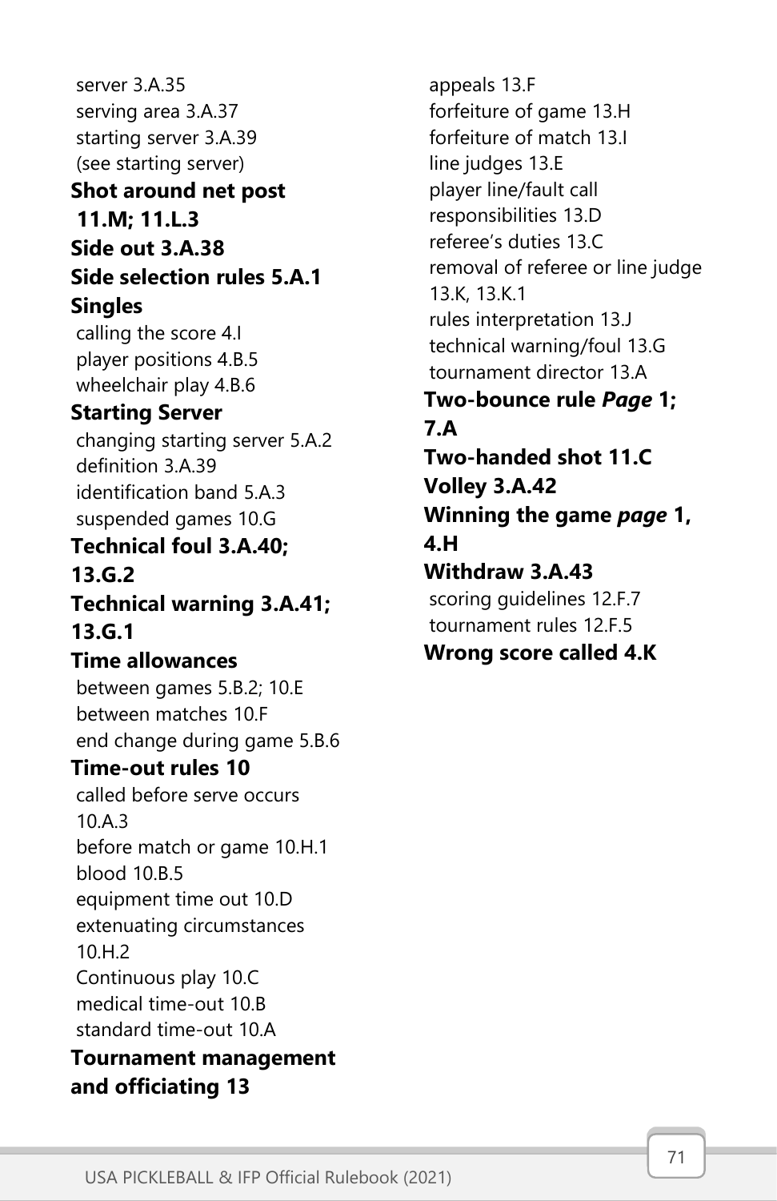server 3.A.35
serving area 3.A.37
starting server 3.A.39
(see starting server)

**Shot around net post 11.M; 11.L.3**

**Side out 3.A.38**

**Side selection rules 5.A.1**

**Singles**

calling the score 4.I
player positions 4.B.5
wheelchair play 4.B.6

**Starting Server**

changing starting server 5.A.2
definition 3.A.39
identification band 5.A.3
suspended games 10.G

**Technical foul 3.A.40; 13.G.2**

**Technical warning 3.A.41; 13.G.1**

**Time allowances**

between games 5.B.2; 10.E
between matches 10.F
end change during game 5.B.6

**Time-out rules 10**

called before serve occurs 10.A.3
before match or game 10.H.1
blood 10.B.5
equipment time out 10.D
extenuating circumstances 10.H.2
Continuous play 10.C
medical time-out 10.B
standard time-out 10.A

**Tournament management and officiating 13**

appeals 13.F
forfeiture of game 13.H
forfeiture of match 13.I
line judges 13.E
player line/fault call responsibilities 13.D
referee's duties 13.C
removal of referee or line judge 13.K, 13.K.1
rules interpretation 13.J
technical warning/foul 13.G
tournament director 13.A

**Two-bounce rule *Page* 1; 7.A**

**Two-handed shot 11.C**

**Volley 3.A.42**

**Winning the game *page* 1, 4.H**

**Withdraw 3.A.43**

scoring guidelines 12.F.7
tournament rules 12.F.5

**Wrong score called 4.K**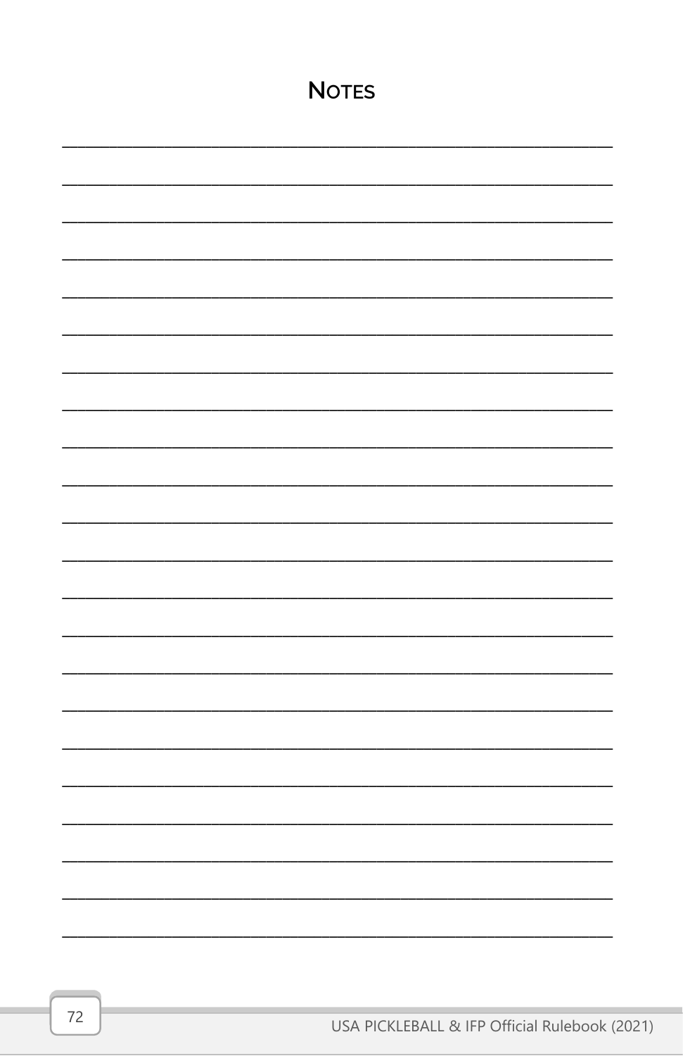# Notes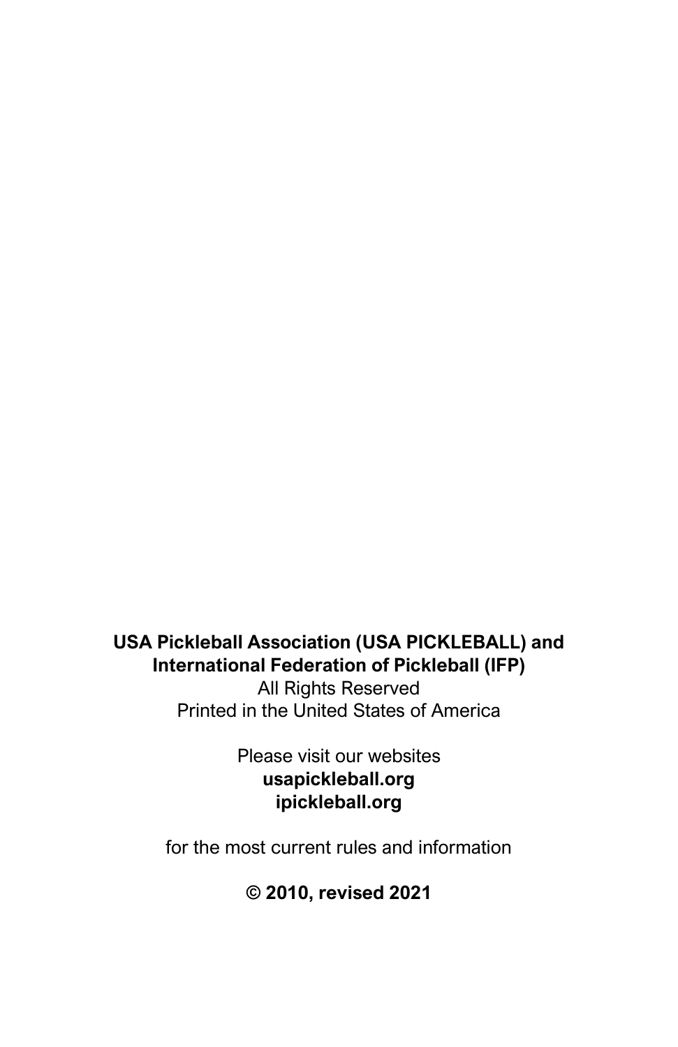**USA Pickleball Association (USA PICKLEBALL) and International Federation of Pickleball (IFP)**

All Rights Reserved

Printed in the United States of America

Please visit our websites

**usapickleball.org**

**ipickleball.org**

for the most current rules and information

**© 2010, revised 2021**